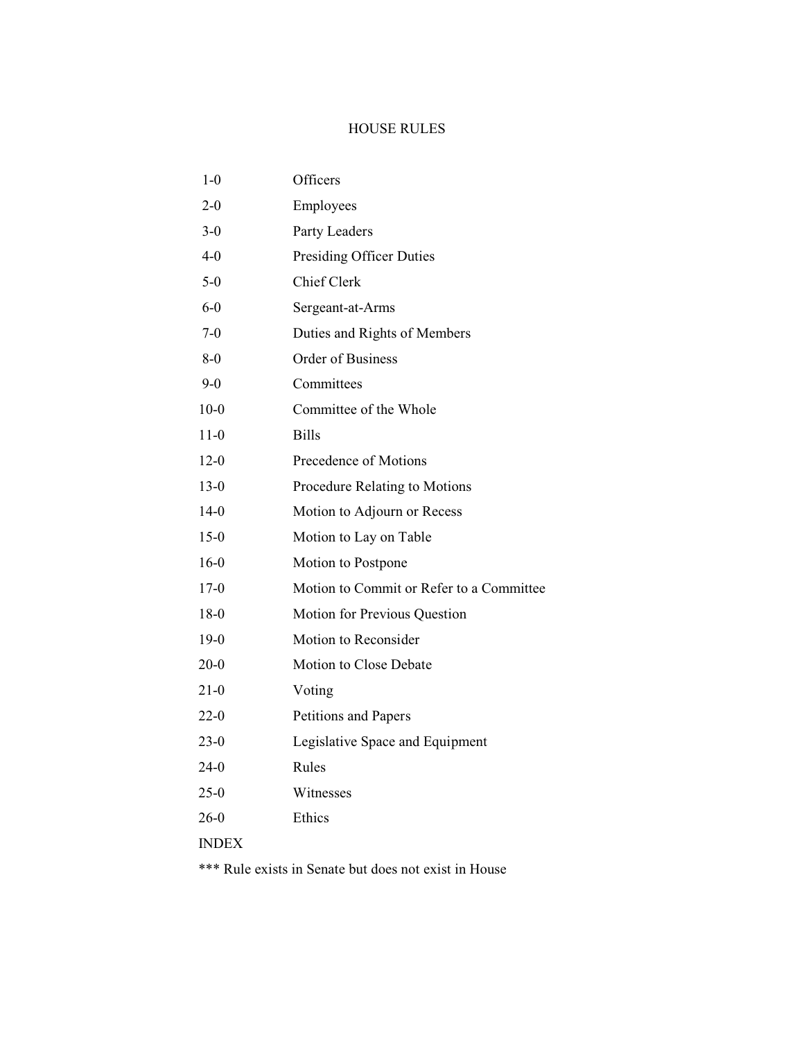# HOUSE RULES

| | |
|---|---|
| 1-0 | Officers |
| 2-0 | Employees |
| 3-0 | Party Leaders |
| 4-0 | Presiding Officer Duties |
| 5-0 | Chief Clerk |
| 6-0 | Sergeant-at-Arms |
| 7-0 | Duties and Rights of Members |
| 8-0 | Order of Business |
| 9-0 | Committees |
| 10-0 | Committee of the Whole |
| 11-0 | Bills |
| 12-0 | Precedence of Motions |
| 13-0 | Procedure Relating to Motions |
| 14-0 | Motion to Adjourn or Recess |
| 15-0 | Motion to Lay on Table |
| 16-0 | Motion to Postpone |
| 17-0 | Motion to Commit or Refer to a Committee |
| 18-0 | Motion for Previous Question |
| 19-0 | Motion to Reconsider |
| 20-0 | Motion to Close Debate |
| 21-0 | Voting |
| 22-0 | Petitions and Papers |
| 23-0 | Legislative Space and Equipment |
| 24-0 | Rules |
| 25-0 | Witnesses |
| 26-0 | Ethics |

INDEX

*** Rule exists in Senate but does not exist in House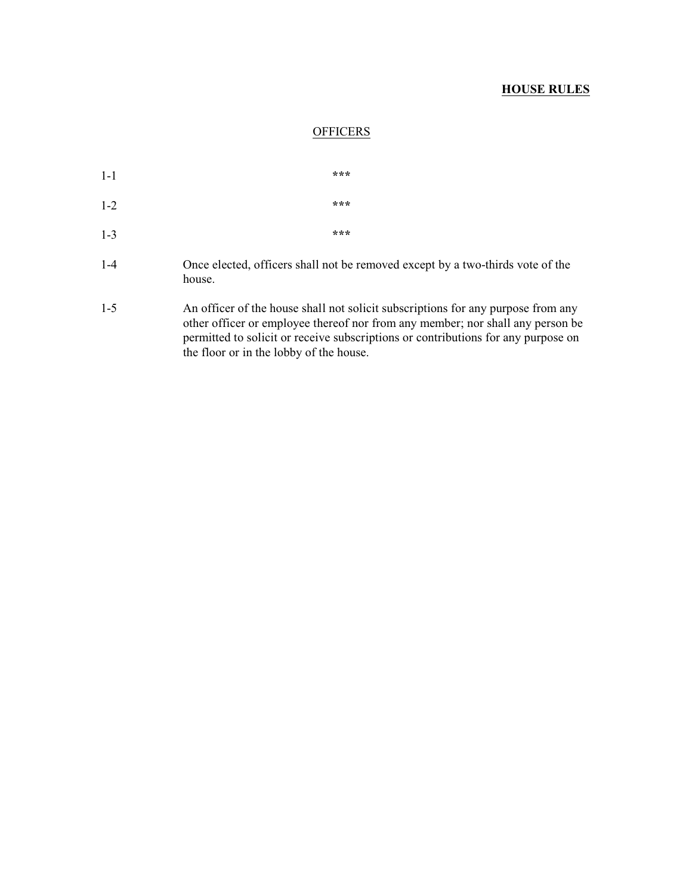**HOUSE RULES**

OFFICERS

| | |
|---|---|
| 1-1 | *** |
| 1-2 | *** |
| 1-3 | *** |
| 1-4 | Once elected, officers shall not be removed except by a two-thirds vote of the house. |
| 1-5 | An officer of the house shall not solicit subscriptions for any purpose from any other officer or employee thereof nor from any member; nor shall any person be permitted to solicit or receive subscriptions or contributions for any purpose on the floor or in the lobby of the house. |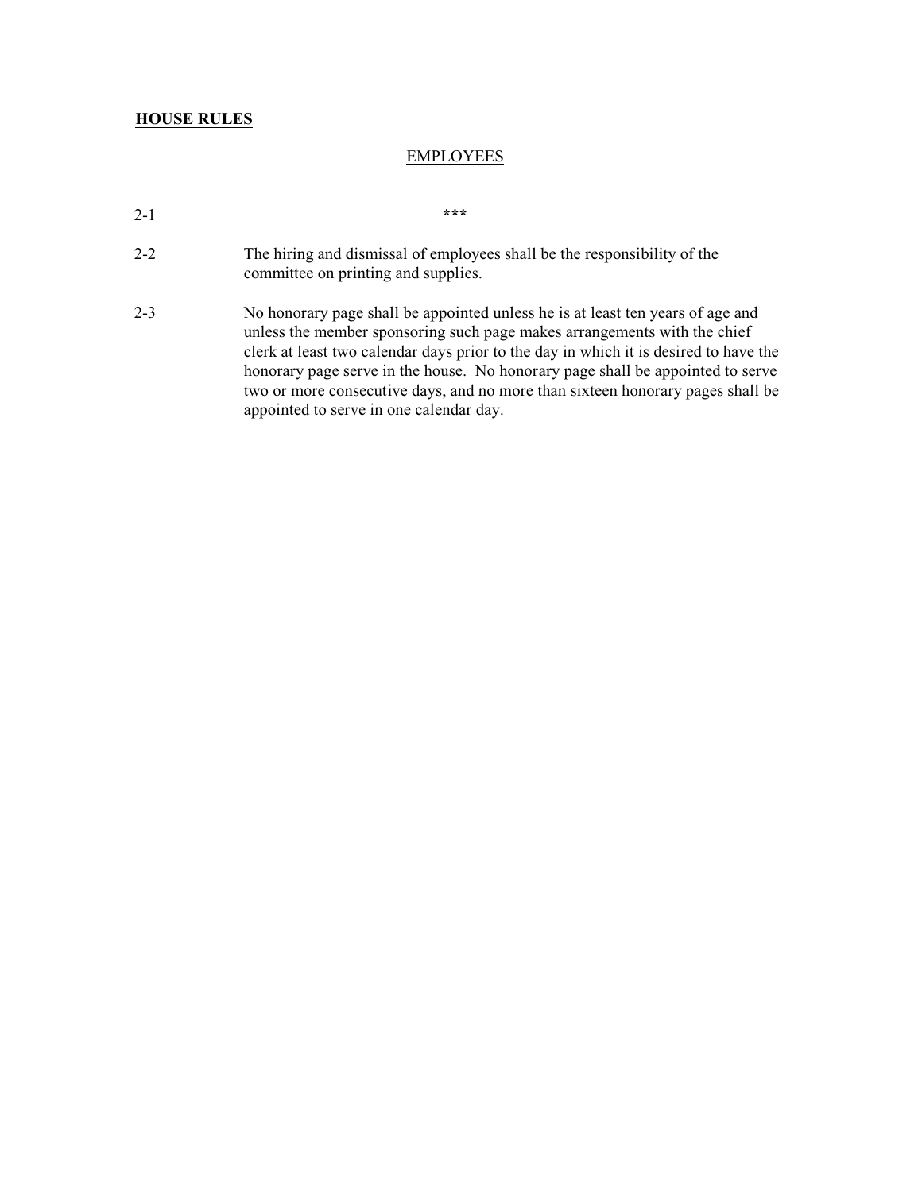**HOUSE RULES**

EMPLOYEES

2-1 ***

2-2 The hiring and dismissal of employees shall be the responsibility of the committee on printing and supplies.

2-3 No honorary page shall be appointed unless he is at least ten years of age and unless the member sponsoring such page makes arrangements with the chief clerk at least two calendar days prior to the day in which it is desired to have the honorary page serve in the house. No honorary page shall be appointed to serve two or more consecutive days, and no more than sixteen honorary pages shall be appointed to serve in one calendar day.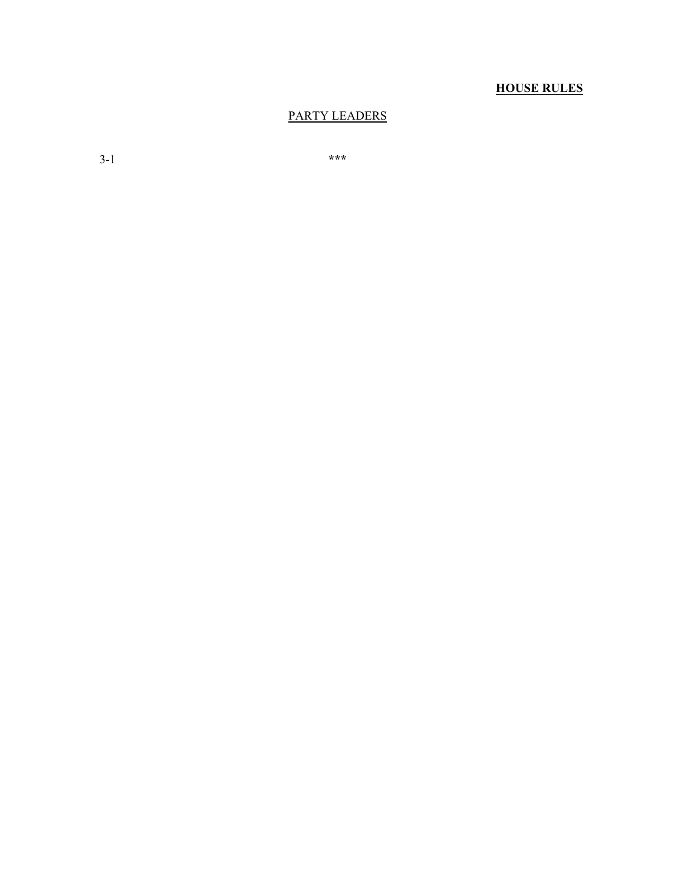## PARTY LEADERS

3-1 ***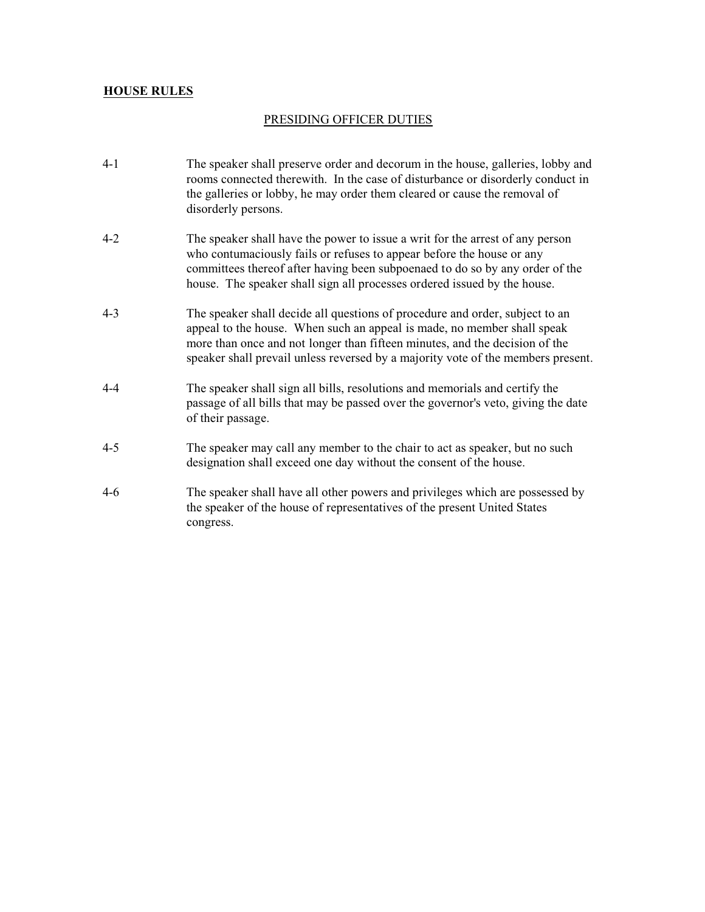**HOUSE RULES**

## PRESIDING OFFICER DUTIES

4-1 The speaker shall preserve order and decorum in the house, galleries, lobby and rooms connected therewith. In the case of disturbance or disorderly conduct in the galleries or lobby, he may order them cleared or cause the removal of disorderly persons.

4-2 The speaker shall have the power to issue a writ for the arrest of any person who contumaciously fails or refuses to appear before the house or any committees thereof after having been subpoenaed to do so by any order of the house. The speaker shall sign all processes ordered issued by the house.

4-3 The speaker shall decide all questions of procedure and order, subject to an appeal to the house. When such an appeal is made, no member shall speak more than once and not longer than fifteen minutes, and the decision of the speaker shall prevail unless reversed by a majority vote of the members present.

4-4 The speaker shall sign all bills, resolutions and memorials and certify the passage of all bills that may be passed over the governor's veto, giving the date of their passage.

4-5 The speaker may call any member to the chair to act as speaker, but no such designation shall exceed one day without the consent of the house.

4-6 The speaker shall have all other powers and privileges which are possessed by the speaker of the house of representatives of the present United States congress.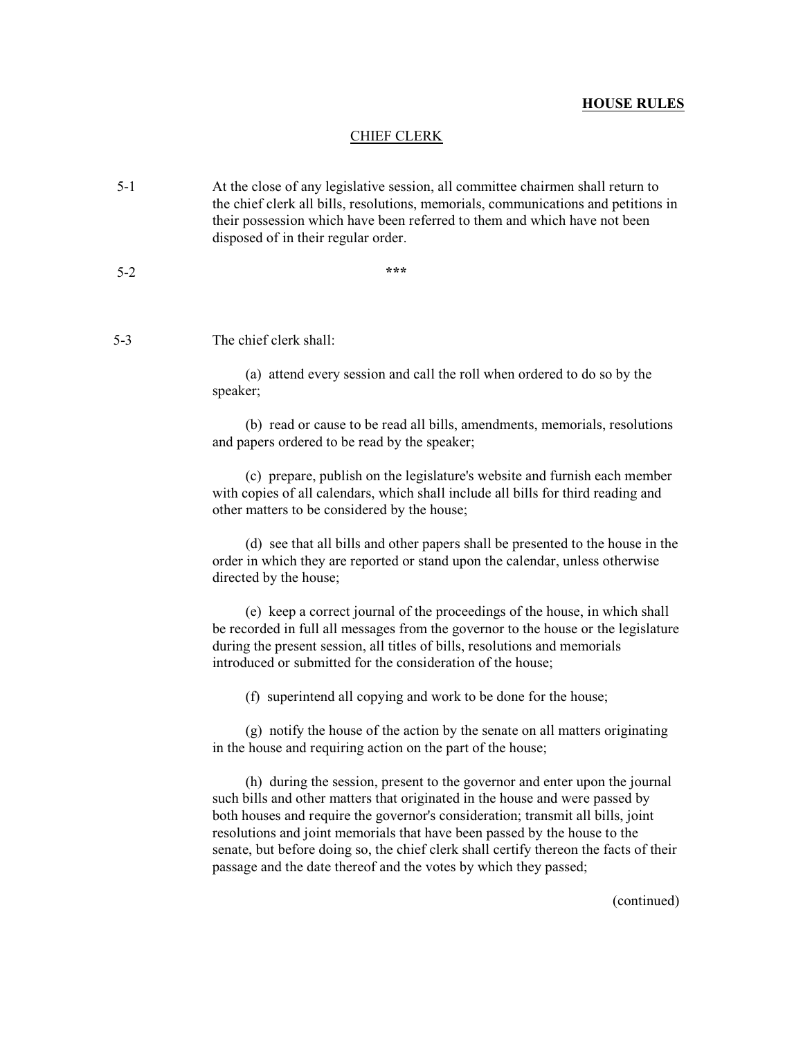## CHIEF CLERK

5-1 At the close of any legislative session, all committee chairmen shall return to the chief clerk all bills, resolutions, memorials, communications and petitions in their possession which have been referred to them and which have not been disposed of in their regular order.

5-2 ***

5-3 The chief clerk shall:

(a) attend every session and call the roll when ordered to do so by the speaker;

(b) read or cause to be read all bills, amendments, memorials, resolutions and papers ordered to be read by the speaker;

(c) prepare, publish on the legislature's website and furnish each member with copies of all calendars, which shall include all bills for third reading and other matters to be considered by the house;

(d) see that all bills and other papers shall be presented to the house in the order in which they are reported or stand upon the calendar, unless otherwise directed by the house;

(e) keep a correct journal of the proceedings of the house, in which shall be recorded in full all messages from the governor to the house or the legislature during the present session, all titles of bills, resolutions and memorials introduced or submitted for the consideration of the house;

(f) superintend all copying and work to be done for the house;

(g) notify the house of the action by the senate on all matters originating in the house and requiring action on the part of the house;

(h) during the session, present to the governor and enter upon the journal such bills and other matters that originated in the house and were passed by both houses and require the governor's consideration; transmit all bills, joint resolutions and joint memorials that have been passed by the house to the senate, but before doing so, the chief clerk shall certify thereon the facts of their passage and the date thereof and the votes by which they passed;

(continued)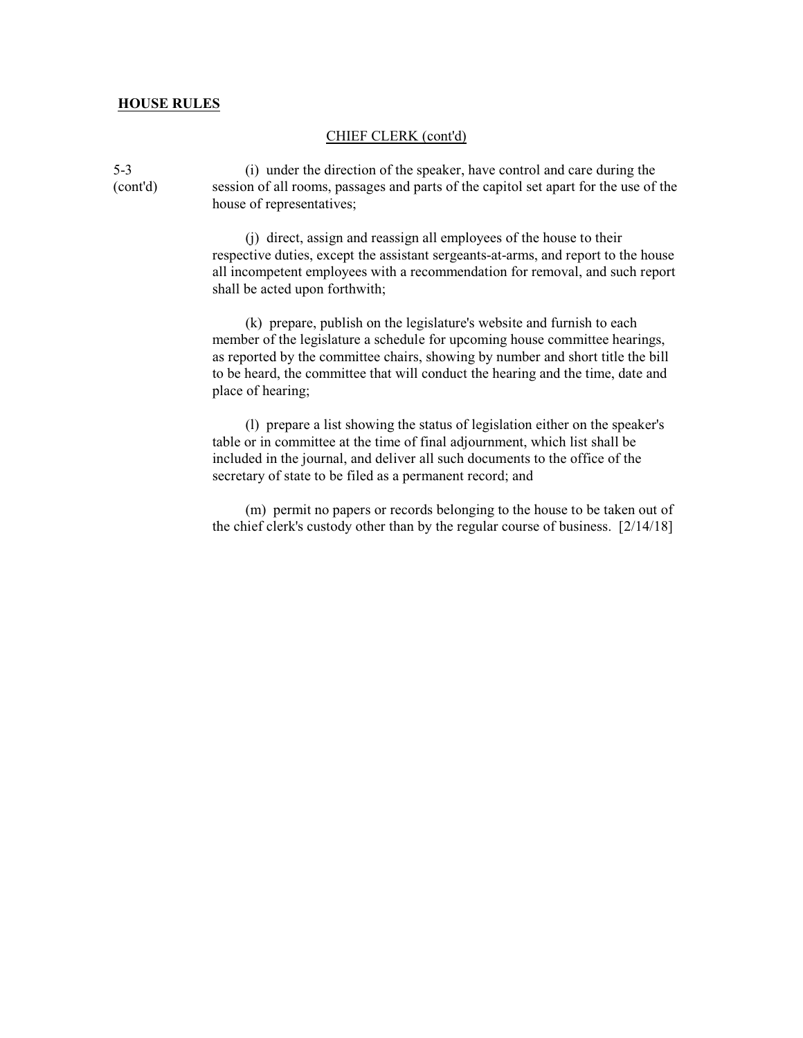**HOUSE RULES**

CHIEF CLERK (cont'd)

5-3 (cont'd)

(i) under the direction of the speaker, have control and care during the session of all rooms, passages and parts of the capitol set apart for the use of the house of representatives;

(j) direct, assign and reassign all employees of the house to their respective duties, except the assistant sergeants-at-arms, and report to the house all incompetent employees with a recommendation for removal, and such report shall be acted upon forthwith;

(k) prepare, publish on the legislature's website and furnish to each member of the legislature a schedule for upcoming house committee hearings, as reported by the committee chairs, showing by number and short title the bill to be heard, the committee that will conduct the hearing and the time, date and place of hearing;

(l) prepare a list showing the status of legislation either on the speaker's table or in committee at the time of final adjournment, which list shall be included in the journal, and deliver all such documents to the office of the secretary of state to be filed as a permanent record; and

(m) permit no papers or records belonging to the house to be taken out of the chief clerk's custody other than by the regular course of business. [2/14/18]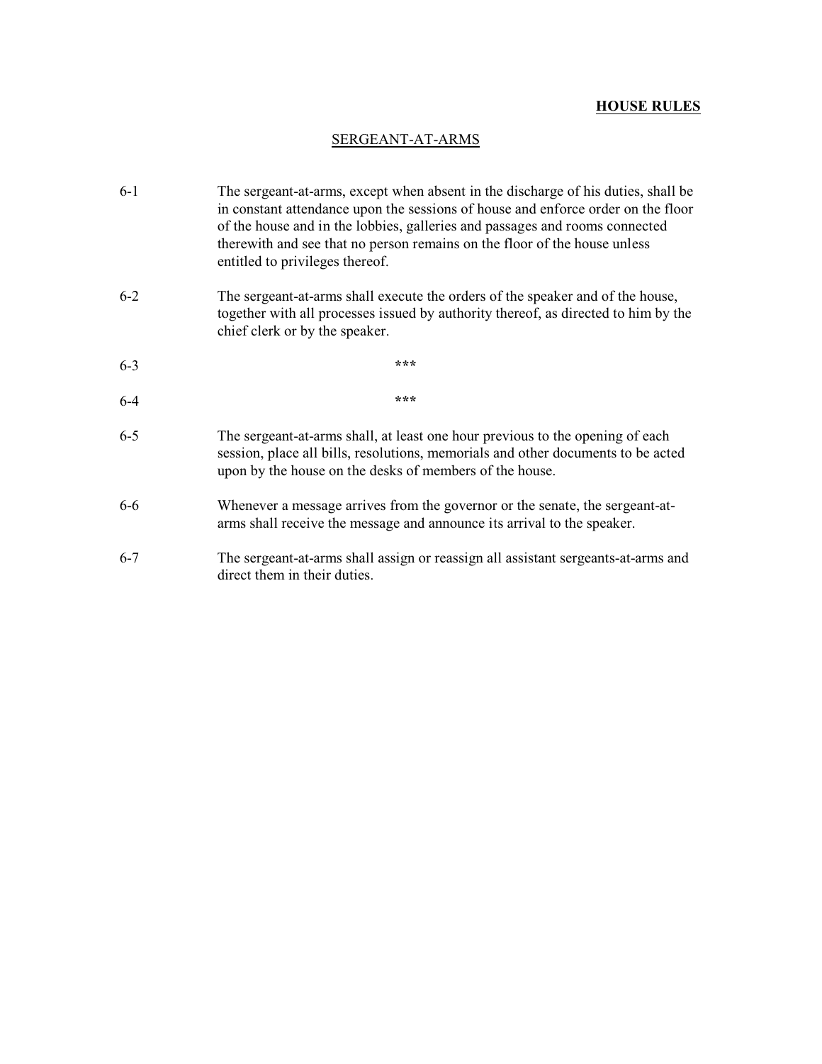**HOUSE RULES**

## SERGEANT-AT-ARMS

6-1 The sergeant-at-arms, except when absent in the discharge of his duties, shall be in constant attendance upon the sessions of house and enforce order on the floor of the house and in the lobbies, galleries and passages and rooms connected therewith and see that no person remains on the floor of the house unless entitled to privileges thereof.

6-2 The sergeant-at-arms shall execute the orders of the speaker and of the house, together with all processes issued by authority thereof, as directed to him by the chief clerk or by the speaker.

6-3 ***

6-4 ***

6-5 The sergeant-at-arms shall, at least one hour previous to the opening of each session, place all bills, resolutions, memorials and other documents to be acted upon by the house on the desks of members of the house.

6-6 Whenever a message arrives from the governor or the senate, the sergeant-at-arms shall receive the message and announce its arrival to the speaker.

6-7 The sergeant-at-arms shall assign or reassign all assistant sergeants-at-arms and direct them in their duties.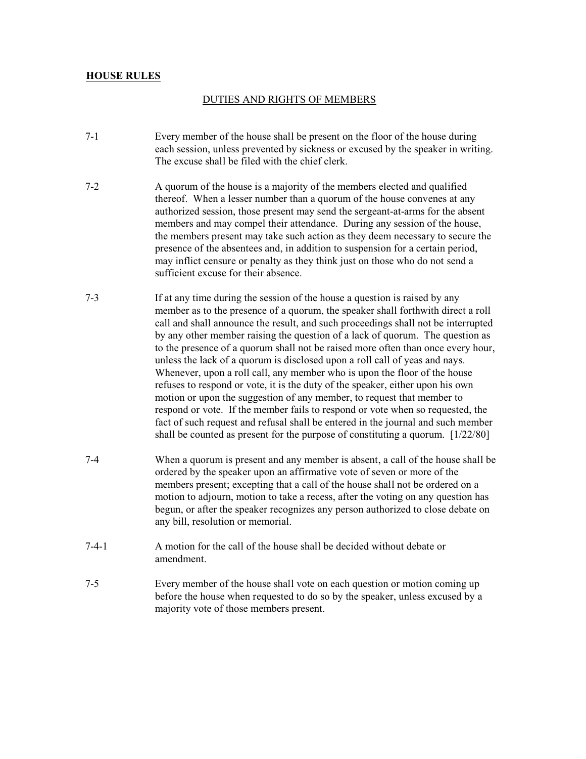**HOUSE RULES**

## DUTIES AND RIGHTS OF MEMBERS

7-1 Every member of the house shall be present on the floor of the house during each session, unless prevented by sickness or excused by the speaker in writing. The excuse shall be filed with the chief clerk.

7-2 A quorum of the house is a majority of the members elected and qualified thereof. When a lesser number than a quorum of the house convenes at any authorized session, those present may send the sergeant-at-arms for the absent members and may compel their attendance. During any session of the house, the members present may take such action as they deem necessary to secure the presence of the absentees and, in addition to suspension for a certain period, may inflict censure or penalty as they think just on those who do not send a sufficient excuse for their absence.

7-3 If at any time during the session of the house a question is raised by any member as to the presence of a quorum, the speaker shall forthwith direct a roll call and shall announce the result, and such proceedings shall not be interrupted by any other member raising the question of a lack of quorum. The question as to the presence of a quorum shall not be raised more often than once every hour, unless the lack of a quorum is disclosed upon a roll call of yeas and nays. Whenever, upon a roll call, any member who is upon the floor of the house refuses to respond or vote, it is the duty of the speaker, either upon his own motion or upon the suggestion of any member, to request that member to respond or vote. If the member fails to respond or vote when so requested, the fact of such request and refusal shall be entered in the journal and such member shall be counted as present for the purpose of constituting a quorum. [1/22/80]

7-4 When a quorum is present and any member is absent, a call of the house shall be ordered by the speaker upon an affirmative vote of seven or more of the members present; excepting that a call of the house shall not be ordered on a motion to adjourn, motion to take a recess, after the voting on any question has begun, or after the speaker recognizes any person authorized to close debate on any bill, resolution or memorial.

7-4-1 A motion for the call of the house shall be decided without debate or amendment.

7-5 Every member of the house shall vote on each question or motion coming up before the house when requested to do so by the speaker, unless excused by a majority vote of those members present.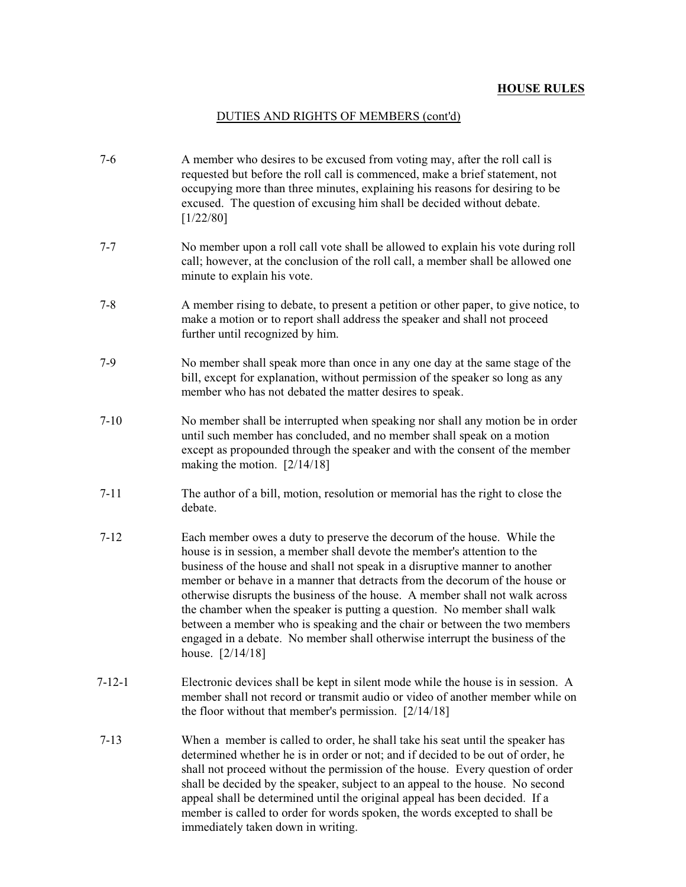## DUTIES AND RIGHTS OF MEMBERS (cont'd)

7-6 A member who desires to be excused from voting may, after the roll call is requested but before the roll call is commenced, make a brief statement, not occupying more than three minutes, explaining his reasons for desiring to be excused. The question of excusing him shall be decided without debate. [1/22/80]

7-7 No member upon a roll call vote shall be allowed to explain his vote during roll call; however, at the conclusion of the roll call, a member shall be allowed one minute to explain his vote.

7-8 A member rising to debate, to present a petition or other paper, to give notice, to make a motion or to report shall address the speaker and shall not proceed further until recognized by him.

7-9 No member shall speak more than once in any one day at the same stage of the bill, except for explanation, without permission of the speaker so long as any member who has not debated the matter desires to speak.

7-10 No member shall be interrupted when speaking nor shall any motion be in order until such member has concluded, and no member shall speak on a motion except as propounded through the speaker and with the consent of the member making the motion. [2/14/18]

7-11 The author of a bill, motion, resolution or memorial has the right to close the debate.

7-12 Each member owes a duty to preserve the decorum of the house. While the house is in session, a member shall devote the member's attention to the business of the house and shall not speak in a disruptive manner to another member or behave in a manner that detracts from the decorum of the house or otherwise disrupts the business of the house. A member shall not walk across the chamber when the speaker is putting a question. No member shall walk between a member who is speaking and the chair or between the two members engaged in a debate. No member shall otherwise interrupt the business of the house. [2/14/18]

7-12-1 Electronic devices shall be kept in silent mode while the house is in session. A member shall not record or transmit audio or video of another member while on the floor without that member's permission. [2/14/18]

7-13 When a member is called to order, he shall take his seat until the speaker has determined whether he is in order or not; and if decided to be out of order, he shall not proceed without the permission of the house. Every question of order shall be decided by the speaker, subject to an appeal to the house. No second appeal shall be determined until the original appeal has been decided. If a member is called to order for words spoken, the words excepted to shall be immediately taken down in writing.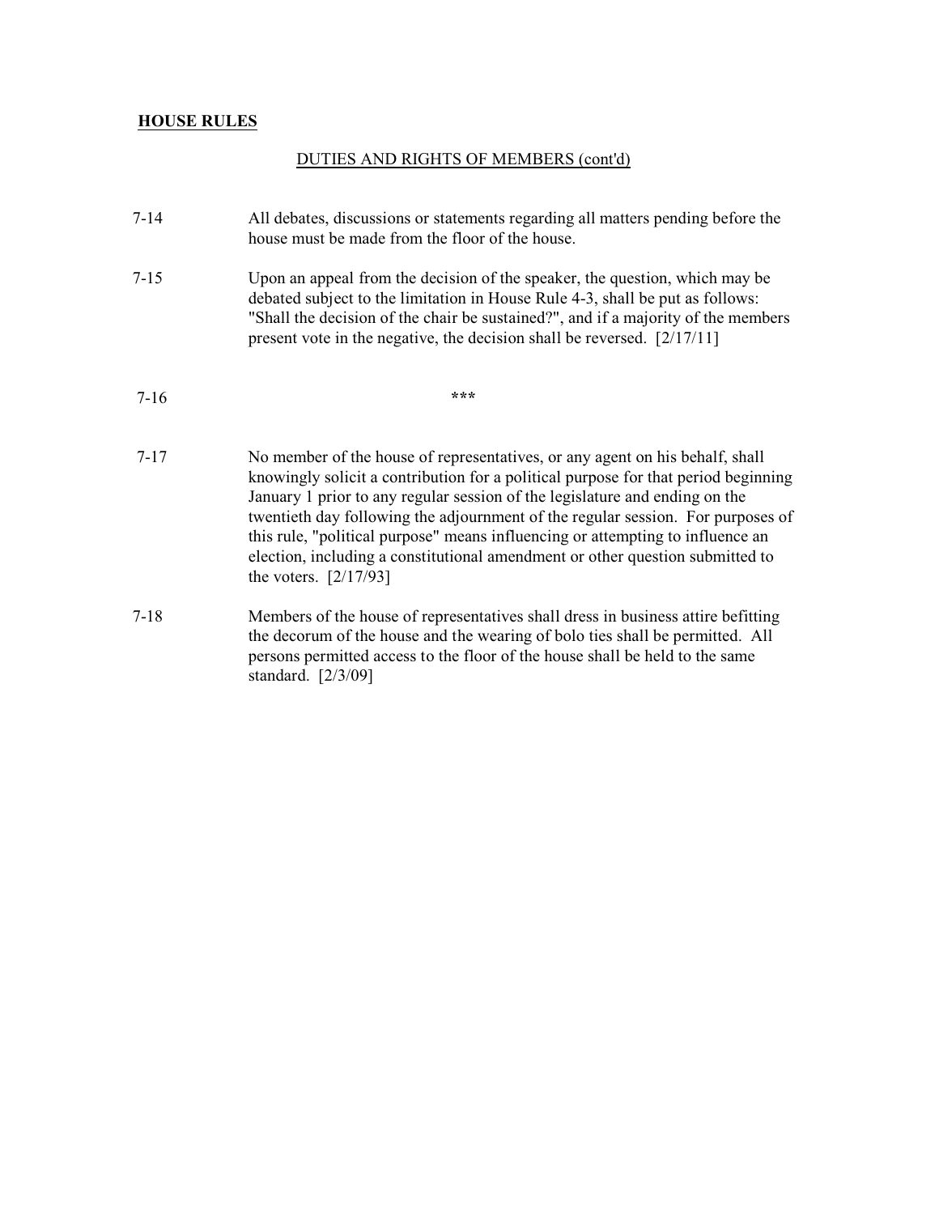**HOUSE RULES**

DUTIES AND RIGHTS OF MEMBERS (cont'd)

7-14 All debates, discussions or statements regarding all matters pending before the house must be made from the floor of the house.

7-15 Upon an appeal from the decision of the speaker, the question, which may be debated subject to the limitation in House Rule 4-3, shall be put as follows: "Shall the decision of the chair be sustained?", and if a majority of the members present vote in the negative, the decision shall be reversed. [2/17/11]

7-16 ***

7-17 No member of the house of representatives, or any agent on his behalf, shall knowingly solicit a contribution for a political purpose for that period beginning January 1 prior to any regular session of the legislature and ending on the twentieth day following the adjournment of the regular session. For purposes of this rule, "political purpose" means influencing or attempting to influence an election, including a constitutional amendment or other question submitted to the voters. [2/17/93]

7-18 Members of the house of representatives shall dress in business attire befitting the decorum of the house and the wearing of bolo ties shall be permitted. All persons permitted access to the floor of the house shall be held to the same standard. [2/3/09]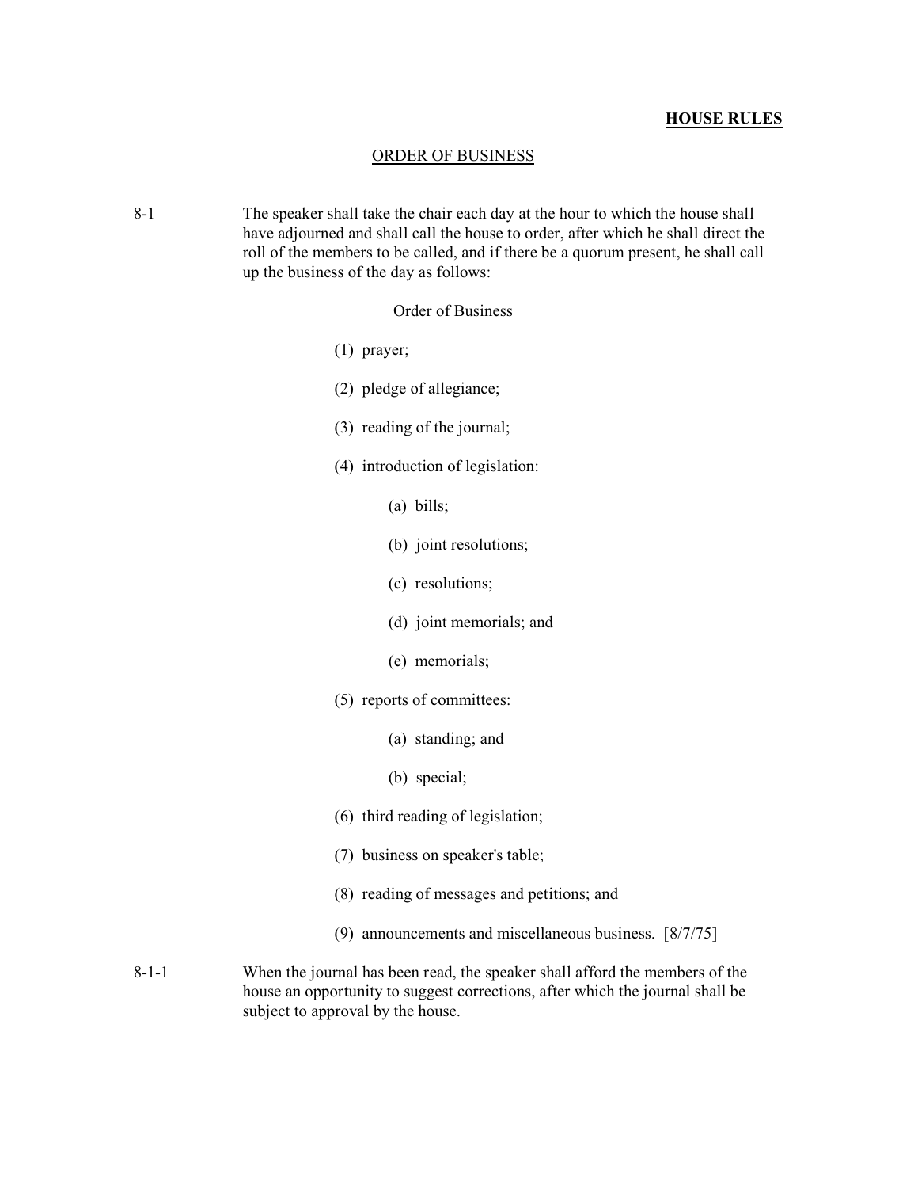**HOUSE RULES**

ORDER OF BUSINESS

8-1 The speaker shall take the chair each day at the hour to which the house shall have adjourned and shall call the house to order, after which he shall direct the roll of the members to be called, and if there be a quorum present, he shall call up the business of the day as follows:

Order of Business

(1) prayer;

(2) pledge of allegiance;

(3) reading of the journal;

(4) introduction of legislation:

  (a) bills;

  (b) joint resolutions;

  (c) resolutions;

  (d) joint memorials; and

  (e) memorials;

(5) reports of committees:

  (a) standing; and

  (b) special;

(6) third reading of legislation;

(7) business on speaker's table;

(8) reading of messages and petitions; and

(9) announcements and miscellaneous business. [8/7/75]

8-1-1 When the journal has been read, the speaker shall afford the members of the house an opportunity to suggest corrections, after which the journal shall be subject to approval by the house.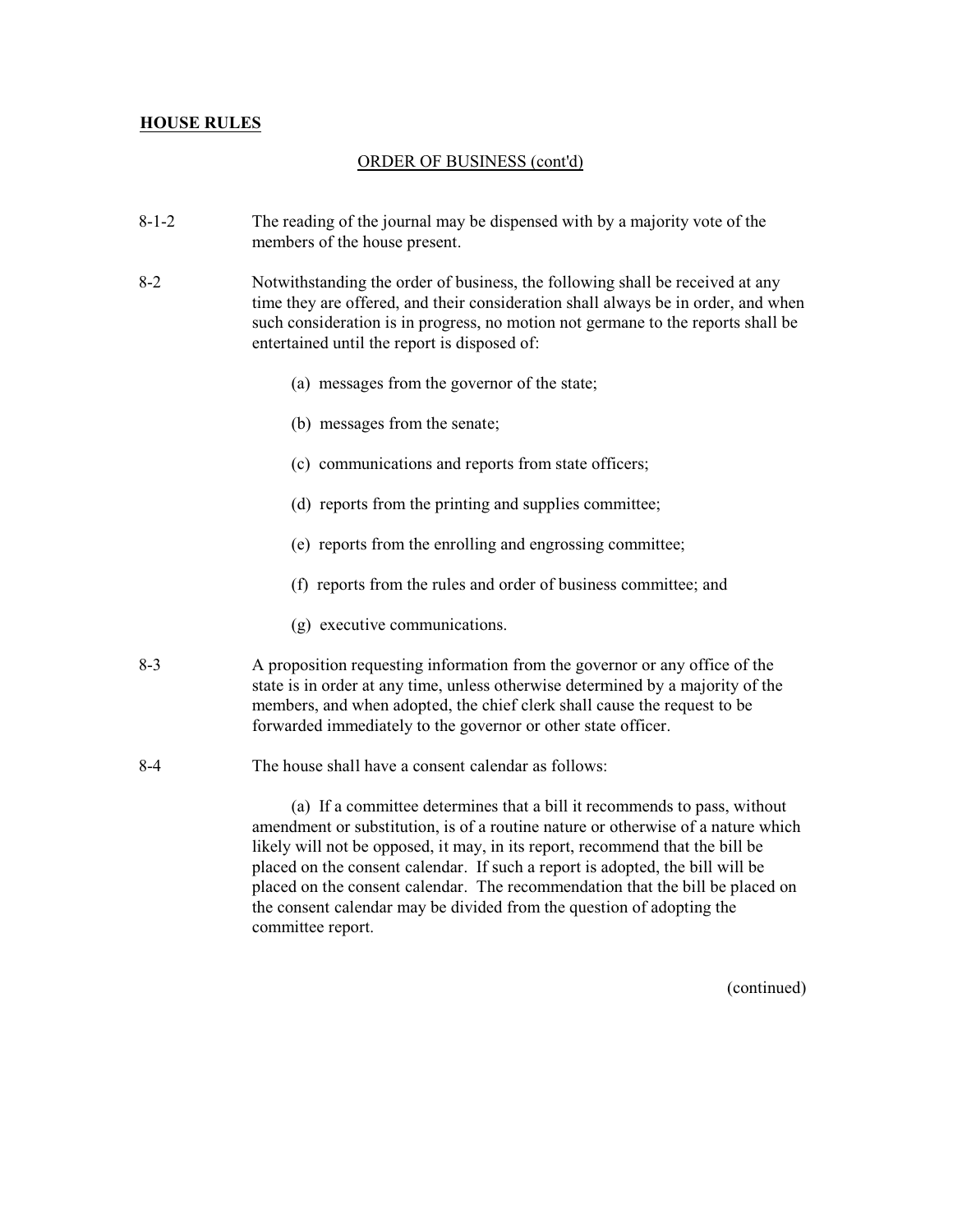**HOUSE RULES**

ORDER OF BUSINESS (cont'd)

8-1-2 The reading of the journal may be dispensed with by a majority vote of the members of the house present.

8-2 Notwithstanding the order of business, the following shall be received at any time they are offered, and their consideration shall always be in order, and when such consideration is in progress, no motion not germane to the reports shall be entertained until the report is disposed of:

(a) messages from the governor of the state;

(b) messages from the senate;

(c) communications and reports from state officers;

(d) reports from the printing and supplies committee;

(e) reports from the enrolling and engrossing committee;

(f) reports from the rules and order of business committee; and

(g) executive communications.

8-3 A proposition requesting information from the governor or any office of the state is in order at any time, unless otherwise determined by a majority of the members, and when adopted, the chief clerk shall cause the request to be forwarded immediately to the governor or other state officer.

8-4 The house shall have a consent calendar as follows:

(a) If a committee determines that a bill it recommends to pass, without amendment or substitution, is of a routine nature or otherwise of a nature which likely will not be opposed, it may, in its report, recommend that the bill be placed on the consent calendar. If such a report is adopted, the bill will be placed on the consent calendar. The recommendation that the bill be placed on the consent calendar may be divided from the question of adopting the committee report.

(continued)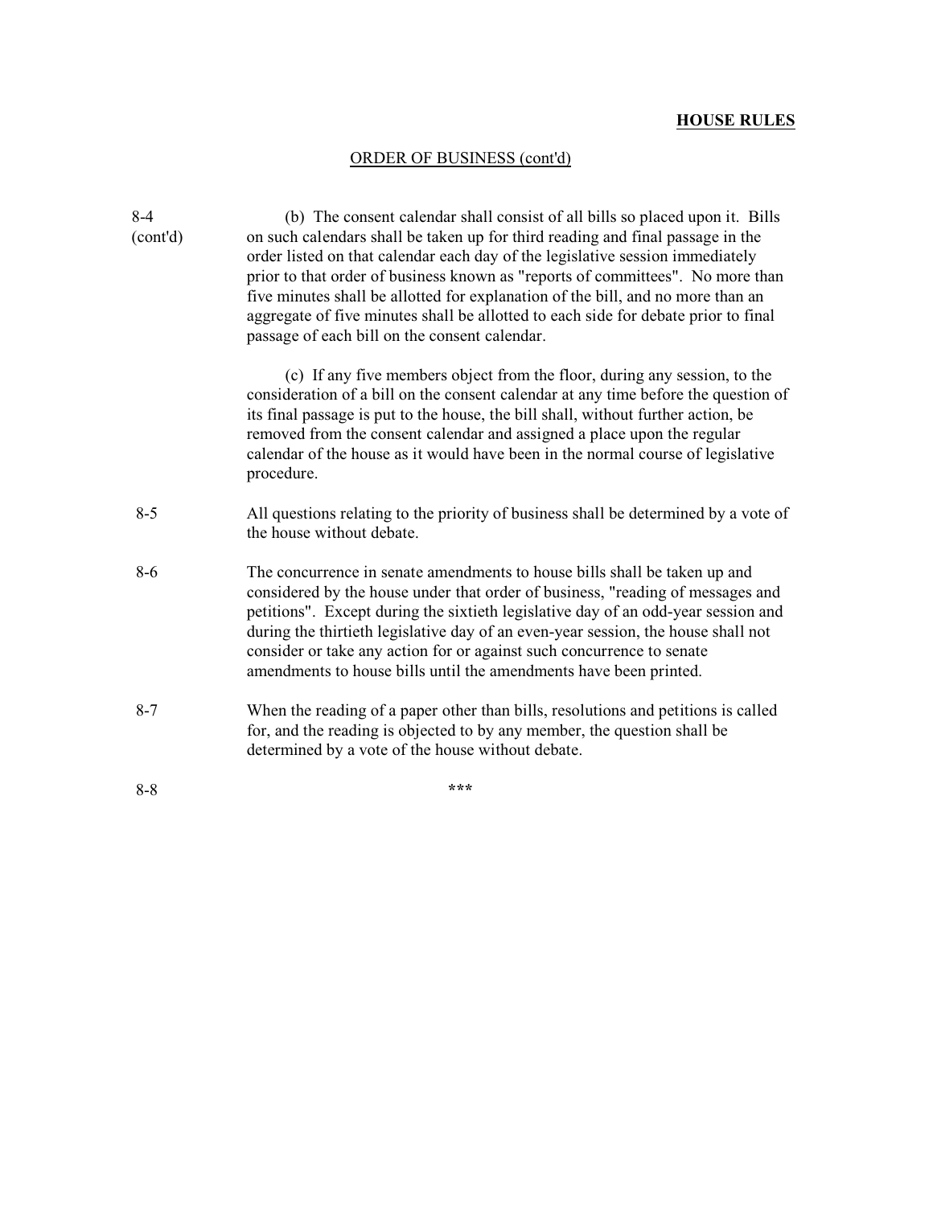## ORDER OF BUSINESS (cont'd)

8-4 (cont'd)

(b) The consent calendar shall consist of all bills so placed upon it. Bills on such calendars shall be taken up for third reading and final passage in the order listed on that calendar each day of the legislative session immediately prior to that order of business known as "reports of committees". No more than five minutes shall be allotted for explanation of the bill, and no more than an aggregate of five minutes shall be allotted to each side for debate prior to final passage of each bill on the consent calendar.

(c) If any five members object from the floor, during any session, to the consideration of a bill on the consent calendar at any time before the question of its final passage is put to the house, the bill shall, without further action, be removed from the consent calendar and assigned a place upon the regular calendar of the house as it would have been in the normal course of legislative procedure.

8-5

All questions relating to the priority of business shall be determined by a vote of the house without debate.

8-6

The concurrence in senate amendments to house bills shall be taken up and considered by the house under that order of business, "reading of messages and petitions". Except during the sixtieth legislative day of an odd-year session and during the thirtieth legislative day of an even-year session, the house shall not consider or take any action for or against such concurrence to senate amendments to house bills until the amendments have been printed.

8-7

When the reading of a paper other than bills, resolutions and petitions is called for, and the reading is objected to by any member, the question shall be determined by a vote of the house without debate.

8-8

***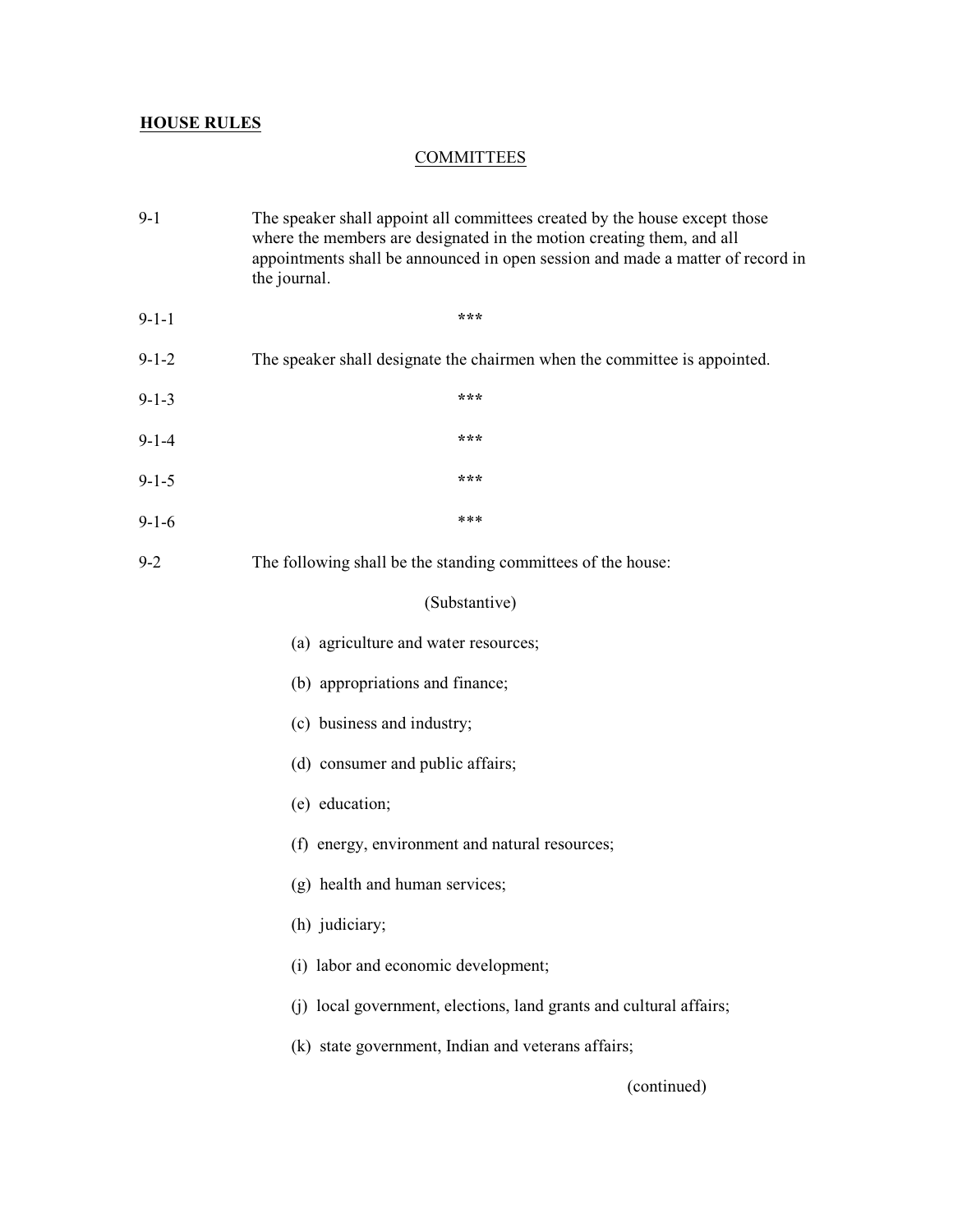**HOUSE RULES**

COMMITTEES

9-1 The speaker shall appoint all committees created by the house except those where the members are designated in the motion creating them, and all appointments shall be announced in open session and made a matter of record in the journal.

9-1-1 ***

9-1-2 The speaker shall designate the chairmen when the committee is appointed.

9-1-3 ***

9-1-4 ***

9-1-5 ***

9-1-6 ***

9-2 The following shall be the standing committees of the house:

(Substantive)

(a) agriculture and water resources;

(b) appropriations and finance;

(c) business and industry;

(d) consumer and public affairs;

(e) education;

(f) energy, environment and natural resources;

(g) health and human services;

(h) judiciary;

(i) labor and economic development;

(j) local government, elections, land grants and cultural affairs;

(k) state government, Indian and veterans affairs;

(continued)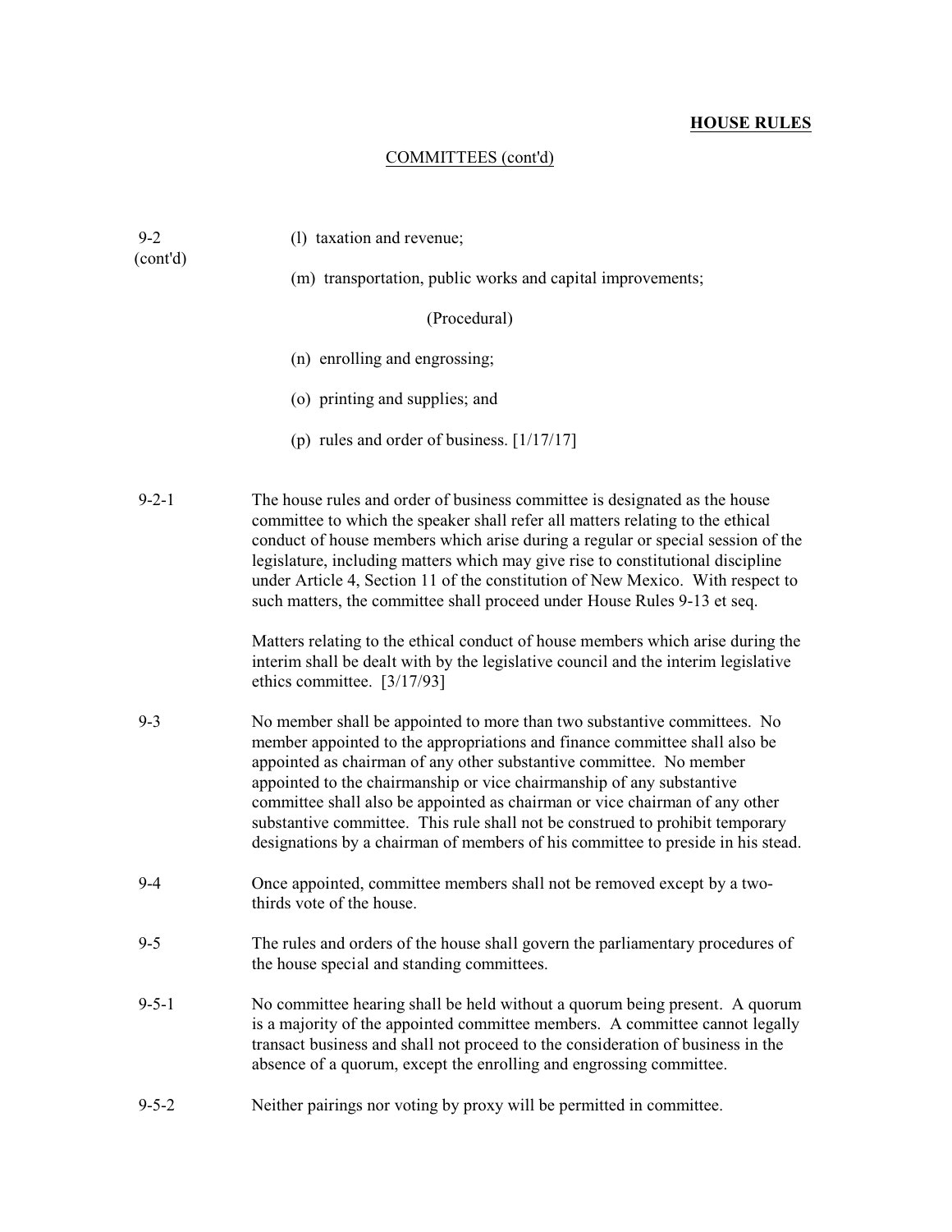## COMMITTEES (cont'd)

9-2 (cont'd)

(l) taxation and revenue;

(m) transportation, public works and capital improvements;

(Procedural)

(n) enrolling and engrossing;

(o) printing and supplies; and

(p) rules and order of business. [1/17/17]

9-2-1 The house rules and order of business committee is designated as the house committee to which the speaker shall refer all matters relating to the ethical conduct of house members which arise during a regular or special session of the legislature, including matters which may give rise to constitutional discipline under Article 4, Section 11 of the constitution of New Mexico. With respect to such matters, the committee shall proceed under House Rules 9-13 et seq.

Matters relating to the ethical conduct of house members which arise during the interim shall be dealt with by the legislative council and the interim legislative ethics committee. [3/17/93]

9-3 No member shall be appointed to more than two substantive committees. No member appointed to the appropriations and finance committee shall also be appointed as chairman of any other substantive committee. No member appointed to the chairmanship or vice chairmanship of any substantive committee shall also be appointed as chairman or vice chairman of any other substantive committee. This rule shall not be construed to prohibit temporary designations by a chairman of members of his committee to preside in his stead.

9-4 Once appointed, committee members shall not be removed except by a two-thirds vote of the house.

9-5 The rules and orders of the house shall govern the parliamentary procedures of the house special and standing committees.

9-5-1 No committee hearing shall be held without a quorum being present. A quorum is a majority of the appointed committee members. A committee cannot legally transact business and shall not proceed to the consideration of business in the absence of a quorum, except the enrolling and engrossing committee.

9-5-2 Neither pairings nor voting by proxy will be permitted in committee.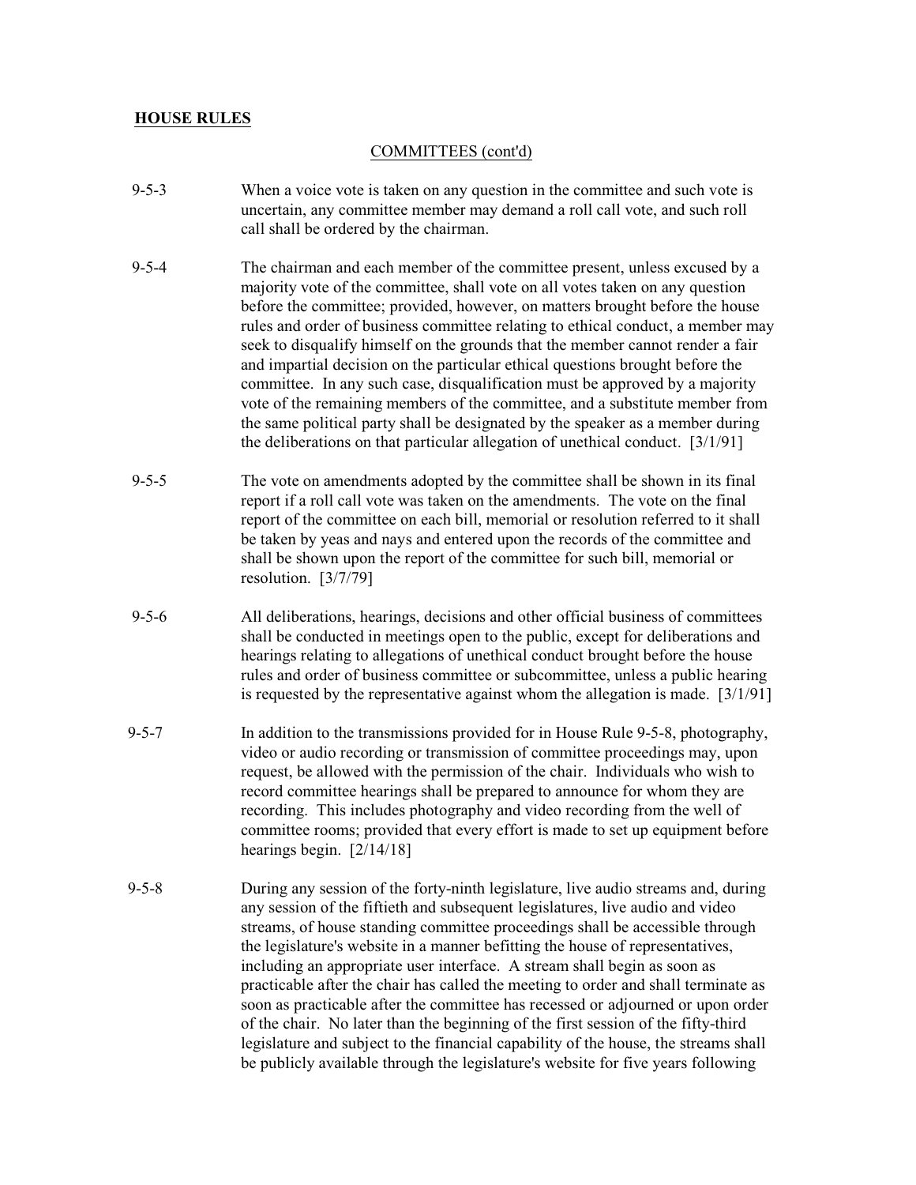**HOUSE RULES**

COMMITTEES (cont'd)

9-5-3 When a voice vote is taken on any question in the committee and such vote is uncertain, any committee member may demand a roll call vote, and such roll call shall be ordered by the chairman.

9-5-4 The chairman and each member of the committee present, unless excused by a majority vote of the committee, shall vote on all votes taken on any question before the committee; provided, however, on matters brought before the house rules and order of business committee relating to ethical conduct, a member may seek to disqualify himself on the grounds that the member cannot render a fair and impartial decision on the particular ethical questions brought before the committee. In any such case, disqualification must be approved by a majority vote of the remaining members of the committee, and a substitute member from the same political party shall be designated by the speaker as a member during the deliberations on that particular allegation of unethical conduct. [3/1/91]

9-5-5 The vote on amendments adopted by the committee shall be shown in its final report if a roll call vote was taken on the amendments. The vote on the final report of the committee on each bill, memorial or resolution referred to it shall be taken by yeas and nays and entered upon the records of the committee and shall be shown upon the report of the committee for such bill, memorial or resolution. [3/7/79]

9-5-6 All deliberations, hearings, decisions and other official business of committees shall be conducted in meetings open to the public, except for deliberations and hearings relating to allegations of unethical conduct brought before the house rules and order of business committee or subcommittee, unless a public hearing is requested by the representative against whom the allegation is made. [3/1/91]

9-5-7 In addition to the transmissions provided for in House Rule 9-5-8, photography, video or audio recording or transmission of committee proceedings may, upon request, be allowed with the permission of the chair. Individuals who wish to record committee hearings shall be prepared to announce for whom they are recording. This includes photography and video recording from the well of committee rooms; provided that every effort is made to set up equipment before hearings begin. [2/14/18]

9-5-8 During any session of the forty-ninth legislature, live audio streams and, during any session of the fiftieth and subsequent legislatures, live audio and video streams, of house standing committee proceedings shall be accessible through the legislature's website in a manner befitting the house of representatives, including an appropriate user interface. A stream shall begin as soon as practicable after the chair has called the meeting to order and shall terminate as soon as practicable after the committee has recessed or adjourned or upon order of the chair. No later than the beginning of the first session of the fifty-third legislature and subject to the financial capability of the house, the streams shall be publicly available through the legislature's website for five years following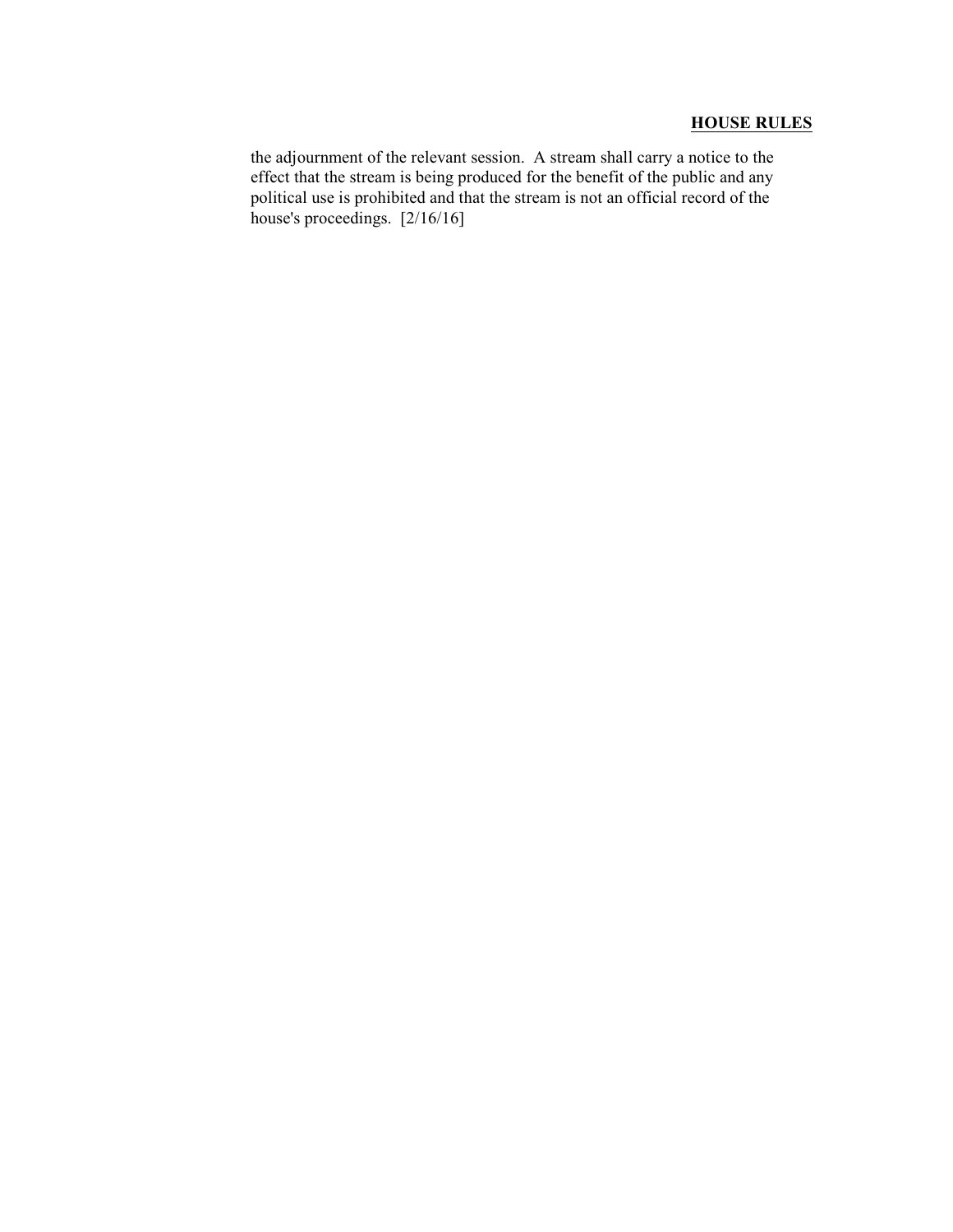the adjournment of the relevant session. A stream shall carry a notice to the effect that the stream is being produced for the benefit of the public and any political use is prohibited and that the stream is not an official record of the house's proceedings. [2/16/16]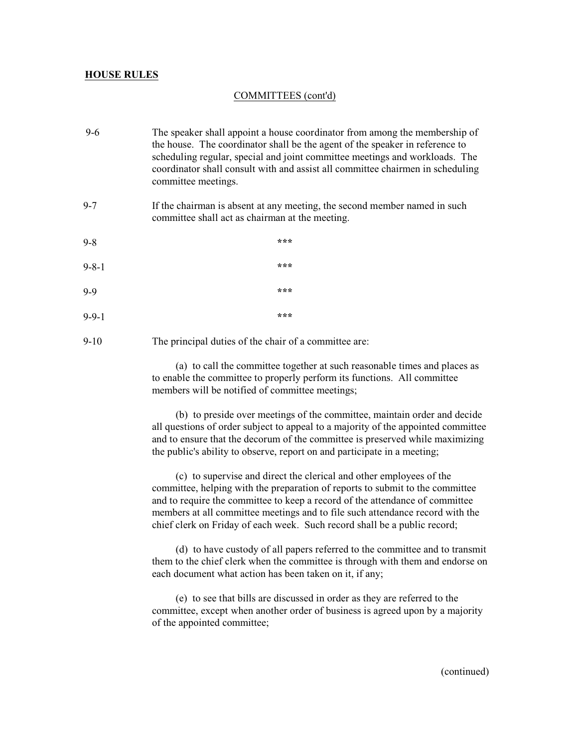**HOUSE RULES**

COMMITTEES (cont'd)

9-6 The speaker shall appoint a house coordinator from among the membership of the house. The coordinator shall be the agent of the speaker in reference to scheduling regular, special and joint committee meetings and workloads. The coordinator shall consult with and assist all committee chairmen in scheduling committee meetings.

9-7 If the chairman is absent at any meeting, the second member named in such committee shall act as chairman at the meeting.

9-8 ***

9-8-1 ***

9-9 ***

9-9-1 ***

9-10 The principal duties of the chair of a committee are:

(a) to call the committee together at such reasonable times and places as to enable the committee to properly perform its functions. All committee members will be notified of committee meetings;

(b) to preside over meetings of the committee, maintain order and decide all questions of order subject to appeal to a majority of the appointed committee and to ensure that the decorum of the committee is preserved while maximizing the public's ability to observe, report on and participate in a meeting;

(c) to supervise and direct the clerical and other employees of the committee, helping with the preparation of reports to submit to the committee and to require the committee to keep a record of the attendance of committee members at all committee meetings and to file such attendance record with the chief clerk on Friday of each week. Such record shall be a public record;

(d) to have custody of all papers referred to the committee and to transmit them to the chief clerk when the committee is through with them and endorse on each document what action has been taken on it, if any;

(e) to see that bills are discussed in order as they are referred to the committee, except when another order of business is agreed upon by a majority of the appointed committee;

(continued)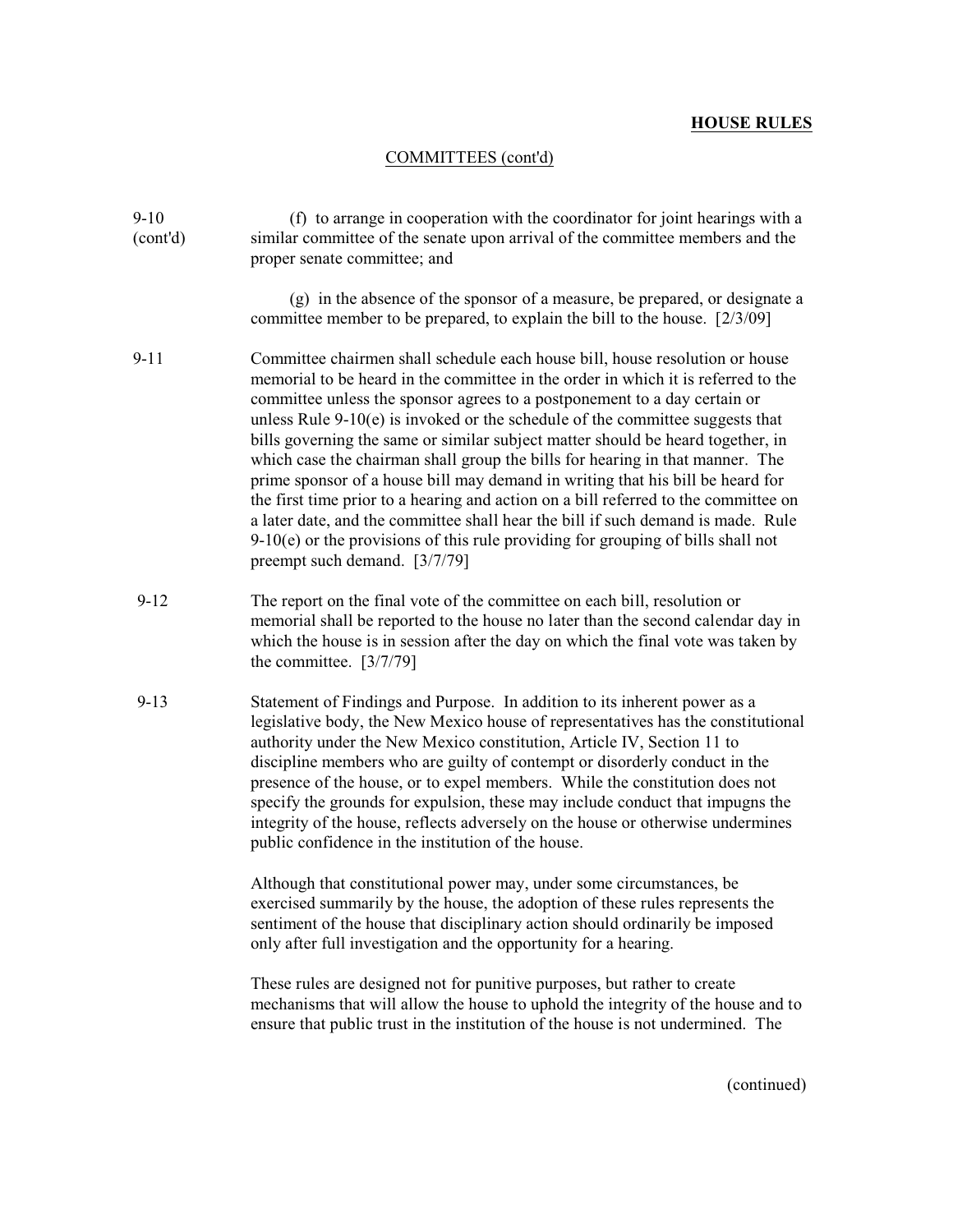**HOUSE RULES**

COMMITTEES (cont'd)

9-10 (cont'd)

(f) to arrange in cooperation with the coordinator for joint hearings with a similar committee of the senate upon arrival of the committee members and the proper senate committee; and

(g) in the absence of the sponsor of a measure, be prepared, or designate a committee member to be prepared, to explain the bill to the house. [2/3/09]

9-11

Committee chairmen shall schedule each house bill, house resolution or house memorial to be heard in the committee in the order in which it is referred to the committee unless the sponsor agrees to a postponement to a day certain or unless Rule 9-10(e) is invoked or the schedule of the committee suggests that bills governing the same or similar subject matter should be heard together, in which case the chairman shall group the bills for hearing in that manner. The prime sponsor of a house bill may demand in writing that his bill be heard for the first time prior to a hearing and action on a bill referred to the committee on a later date, and the committee shall hear the bill if such demand is made. Rule 9-10(e) or the provisions of this rule providing for grouping of bills shall not preempt such demand. [3/7/79]

9-12

The report on the final vote of the committee on each bill, resolution or memorial shall be reported to the house no later than the second calendar day in which the house is in session after the day on which the final vote was taken by the committee. [3/7/79]

9-13

Statement of Findings and Purpose. In addition to its inherent power as a legislative body, the New Mexico house of representatives has the constitutional authority under the New Mexico constitution, Article IV, Section 11 to discipline members who are guilty of contempt or disorderly conduct in the presence of the house, or to expel members. While the constitution does not specify the grounds for expulsion, these may include conduct that impugns the integrity of the house, reflects adversely on the house or otherwise undermines public confidence in the institution of the house.

Although that constitutional power may, under some circumstances, be exercised summarily by the house, the adoption of these rules represents the sentiment of the house that disciplinary action should ordinarily be imposed only after full investigation and the opportunity for a hearing.

These rules are designed not for punitive purposes, but rather to create mechanisms that will allow the house to uphold the integrity of the house and to ensure that public trust in the institution of the house is not undermined. The

(continued)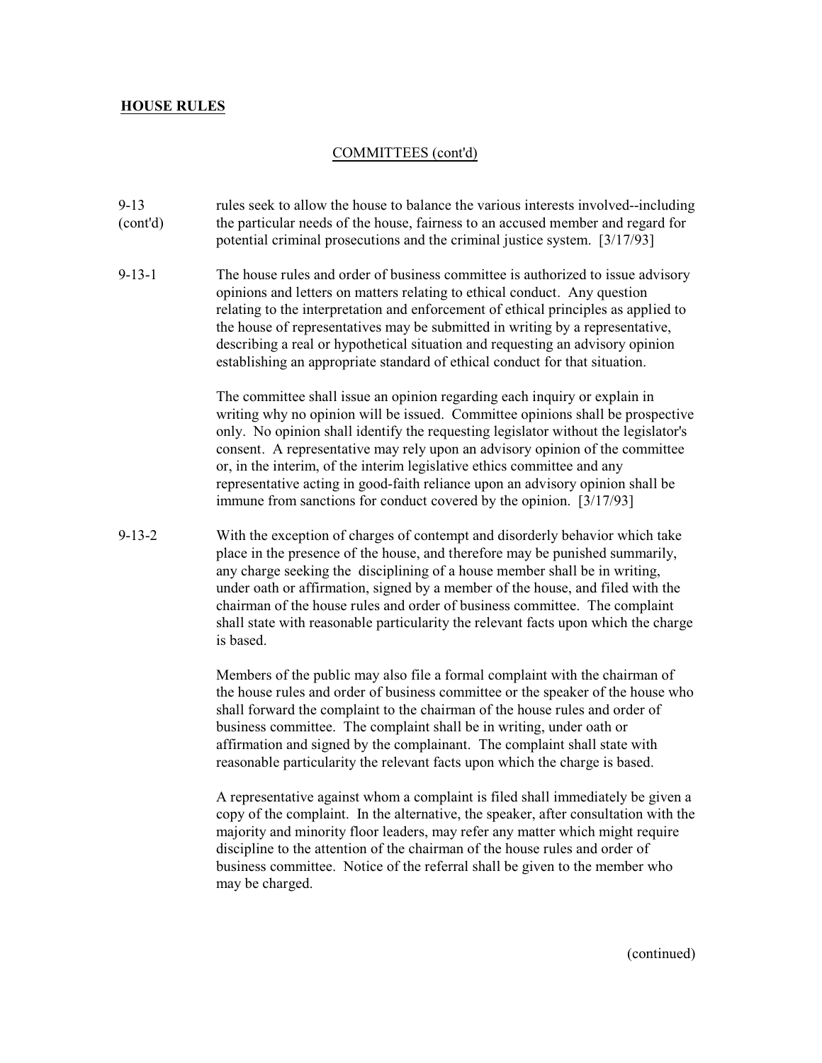**HOUSE RULES**

COMMITTEES (cont'd)

9-13 (cont'd) rules seek to allow the house to balance the various interests involved--including the particular needs of the house, fairness to an accused member and regard for potential criminal prosecutions and the criminal justice system. [3/17/93]

9-13-1 The house rules and order of business committee is authorized to issue advisory opinions and letters on matters relating to ethical conduct. Any question relating to the interpretation and enforcement of ethical principles as applied to the house of representatives may be submitted in writing by a representative, describing a real or hypothetical situation and requesting an advisory opinion establishing an appropriate standard of ethical conduct for that situation.

The committee shall issue an opinion regarding each inquiry or explain in writing why no opinion will be issued. Committee opinions shall be prospective only. No opinion shall identify the requesting legislator without the legislator's consent. A representative may rely upon an advisory opinion of the committee or, in the interim, of the interim legislative ethics committee and any representative acting in good-faith reliance upon an advisory opinion shall be immune from sanctions for conduct covered by the opinion. [3/17/93]

9-13-2 With the exception of charges of contempt and disorderly behavior which take place in the presence of the house, and therefore may be punished summarily, any charge seeking the disciplining of a house member shall be in writing, under oath or affirmation, signed by a member of the house, and filed with the chairman of the house rules and order of business committee. The complaint shall state with reasonable particularity the relevant facts upon which the charge is based.

Members of the public may also file a formal complaint with the chairman of the house rules and order of business committee or the speaker of the house who shall forward the complaint to the chairman of the house rules and order of business committee. The complaint shall be in writing, under oath or affirmation and signed by the complainant. The complaint shall state with reasonable particularity the relevant facts upon which the charge is based.

A representative against whom a complaint is filed shall immediately be given a copy of the complaint. In the alternative, the speaker, after consultation with the majority and minority floor leaders, may refer any matter which might require discipline to the attention of the chairman of the house rules and order of business committee. Notice of the referral shall be given to the member who may be charged.

(continued)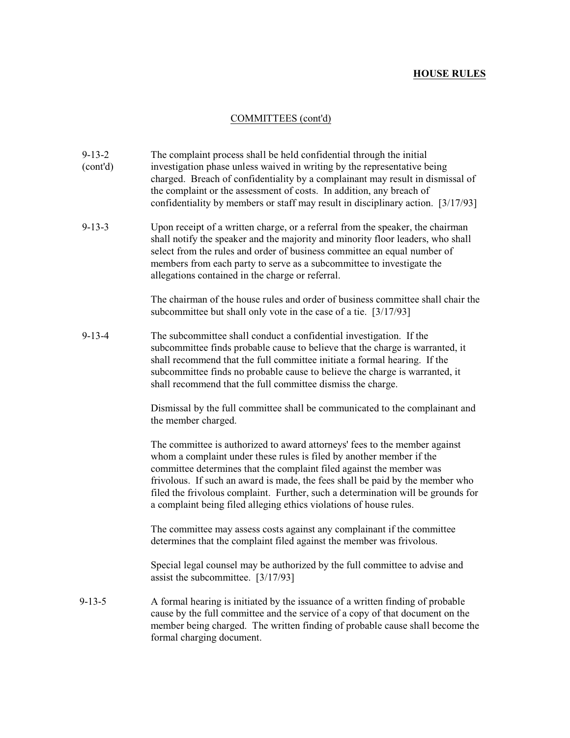COMMITTEES (cont'd)

9-13-2 (cont'd) The complaint process shall be held confidential through the initial investigation phase unless waived in writing by the representative being charged. Breach of confidentiality by a complainant may result in dismissal of the complaint or the assessment of costs. In addition, any breach of confidentiality by members or staff may result in disciplinary action. [3/17/93]

9-13-3 Upon receipt of a written charge, or a referral from the speaker, the chairman shall notify the speaker and the majority and minority floor leaders, who shall select from the rules and order of business committee an equal number of members from each party to serve as a subcommittee to investigate the allegations contained in the charge or referral.

The chairman of the house rules and order of business committee shall chair the subcommittee but shall only vote in the case of a tie. [3/17/93]

9-13-4 The subcommittee shall conduct a confidential investigation. If the subcommittee finds probable cause to believe that the charge is warranted, it shall recommend that the full committee initiate a formal hearing. If the subcommittee finds no probable cause to believe the charge is warranted, it shall recommend that the full committee dismiss the charge.

Dismissal by the full committee shall be communicated to the complainant and the member charged.

The committee is authorized to award attorneys' fees to the member against whom a complaint under these rules is filed by another member if the committee determines that the complaint filed against the member was frivolous. If such an award is made, the fees shall be paid by the member who filed the frivolous complaint. Further, such a determination will be grounds for a complaint being filed alleging ethics violations of house rules.

The committee may assess costs against any complainant if the committee determines that the complaint filed against the member was frivolous.

Special legal counsel may be authorized by the full committee to advise and assist the subcommittee. [3/17/93]

9-13-5 A formal hearing is initiated by the issuance of a written finding of probable cause by the full committee and the service of a copy of that document on the member being charged. The written finding of probable cause shall become the formal charging document.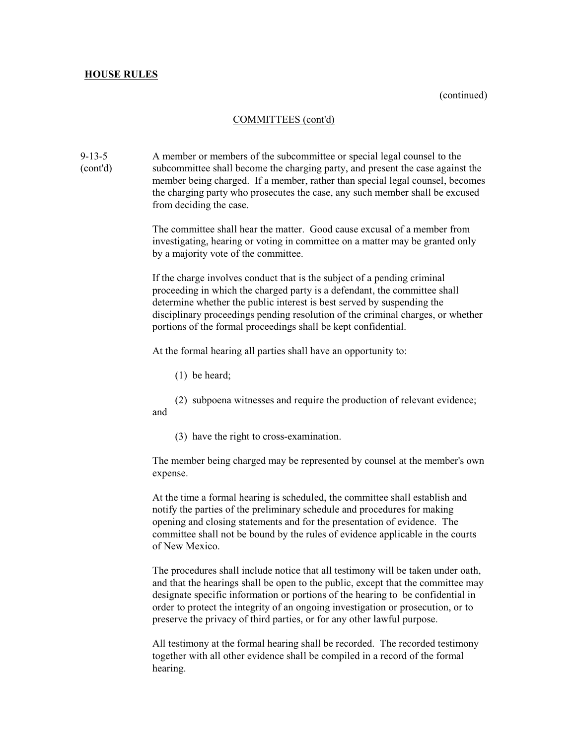**HOUSE RULES**

(continued)

COMMITTEES (cont'd)

9-13-5 (cont'd)

A member or members of the subcommittee or special legal counsel to the subcommittee shall become the charging party, and present the case against the member being charged. If a member, rather than special legal counsel, becomes the charging party who prosecutes the case, any such member shall be excused from deciding the case.

The committee shall hear the matter. Good cause excusal of a member from investigating, hearing or voting in committee on a matter may be granted only by a majority vote of the committee.

If the charge involves conduct that is the subject of a pending criminal proceeding in which the charged party is a defendant, the committee shall determine whether the public interest is best served by suspending the disciplinary proceedings pending resolution of the criminal charges, or whether portions of the formal proceedings shall be kept confidential.

At the formal hearing all parties shall have an opportunity to:

(1) be heard;

(2) subpoena witnesses and require the production of relevant evidence; and

(3) have the right to cross-examination.

The member being charged may be represented by counsel at the member's own expense.

At the time a formal hearing is scheduled, the committee shall establish and notify the parties of the preliminary schedule and procedures for making opening and closing statements and for the presentation of evidence. The committee shall not be bound by the rules of evidence applicable in the courts of New Mexico.

The procedures shall include notice that all testimony will be taken under oath, and that the hearings shall be open to the public, except that the committee may designate specific information or portions of the hearing to be confidential in order to protect the integrity of an ongoing investigation or prosecution, or to preserve the privacy of third parties, or for any other lawful purpose.

All testimony at the formal hearing shall be recorded. The recorded testimony together with all other evidence shall be compiled in a record of the formal hearing.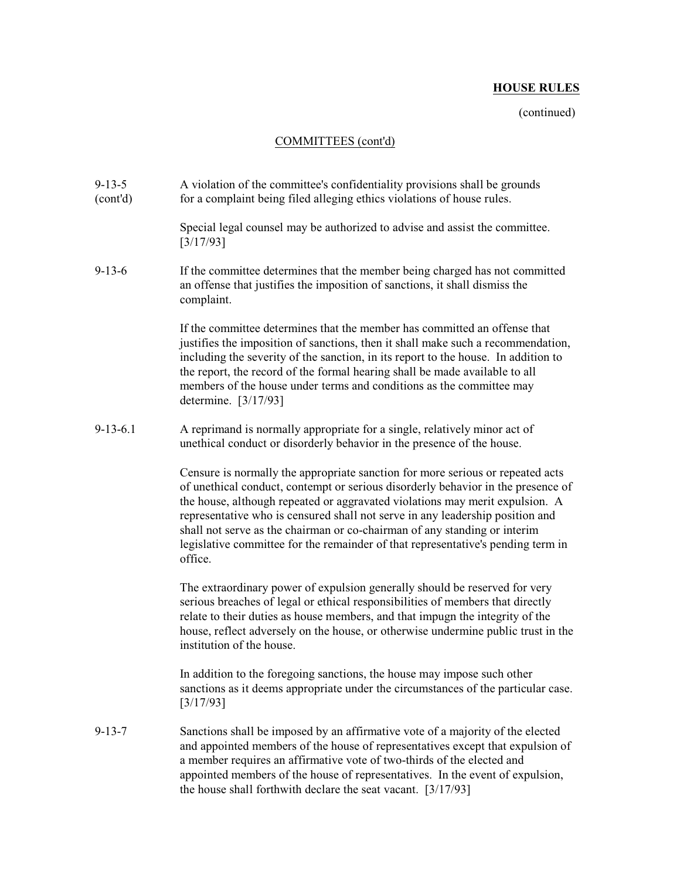**HOUSE RULES**

(continued)

COMMITTEES (cont'd)

9-13-5 (cont'd) A violation of the committee's confidentiality provisions shall be grounds for a complaint being filed alleging ethics violations of house rules.

Special legal counsel may be authorized to advise and assist the committee. [3/17/93]

9-13-6 If the committee determines that the member being charged has not committed an offense that justifies the imposition of sanctions, it shall dismiss the complaint.

If the committee determines that the member has committed an offense that justifies the imposition of sanctions, then it shall make such a recommendation, including the severity of the sanction, in its report to the house. In addition to the report, the record of the formal hearing shall be made available to all members of the house under terms and conditions as the committee may determine. [3/17/93]

9-13-6.1 A reprimand is normally appropriate for a single, relatively minor act of unethical conduct or disorderly behavior in the presence of the house.

Censure is normally the appropriate sanction for more serious or repeated acts of unethical conduct, contempt or serious disorderly behavior in the presence of the house, although repeated or aggravated violations may merit expulsion. A representative who is censured shall not serve in any leadership position and shall not serve as the chairman or co-chairman of any standing or interim legislative committee for the remainder of that representative's pending term in office.

The extraordinary power of expulsion generally should be reserved for very serious breaches of legal or ethical responsibilities of members that directly relate to their duties as house members, and that impugn the integrity of the house, reflect adversely on the house, or otherwise undermine public trust in the institution of the house.

In addition to the foregoing sanctions, the house may impose such other sanctions as it deems appropriate under the circumstances of the particular case. [3/17/93]

9-13-7 Sanctions shall be imposed by an affirmative vote of a majority of the elected and appointed members of the house of representatives except that expulsion of a member requires an affirmative vote of two-thirds of the elected and appointed members of the house of representatives. In the event of expulsion, the house shall forthwith declare the seat vacant. [3/17/93]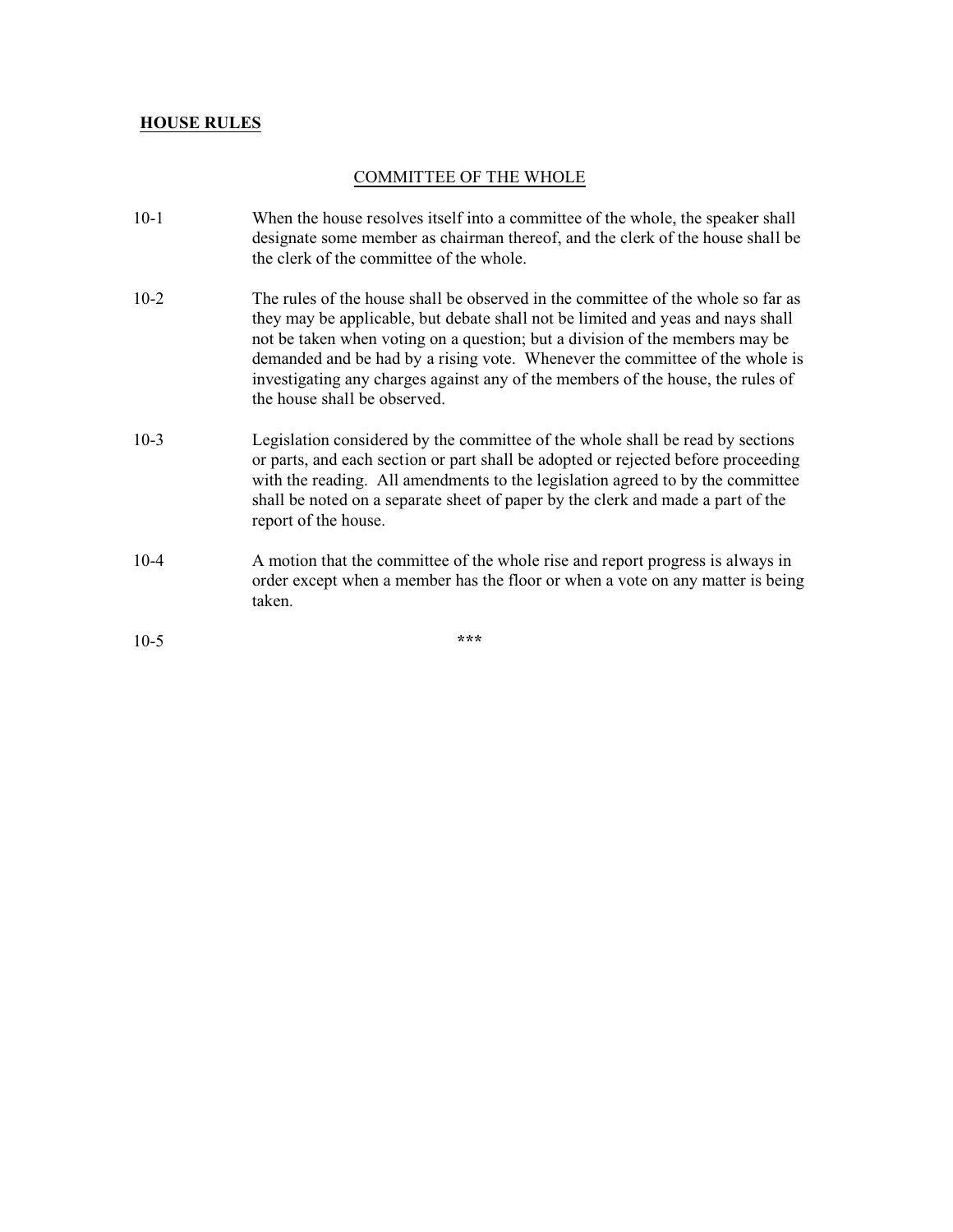**HOUSE RULES**

## COMMITTEE OF THE WHOLE

10-1 When the house resolves itself into a committee of the whole, the speaker shall designate some member as chairman thereof, and the clerk of the house shall be the clerk of the committee of the whole.

10-2 The rules of the house shall be observed in the committee of the whole so far as they may be applicable, but debate shall not be limited and yeas and nays shall not be taken when voting on a question; but a division of the members may be demanded and be had by a rising vote. Whenever the committee of the whole is investigating any charges against any of the members of the house, the rules of the house shall be observed.

10-3 Legislation considered by the committee of the whole shall be read by sections or parts, and each section or part shall be adopted or rejected before proceeding with the reading. All amendments to the legislation agreed to by the committee shall be noted on a separate sheet of paper by the clerk and made a part of the report of the house.

10-4 A motion that the committee of the whole rise and report progress is always in order except when a member has the floor or when a vote on any matter is being taken.

10-5 ***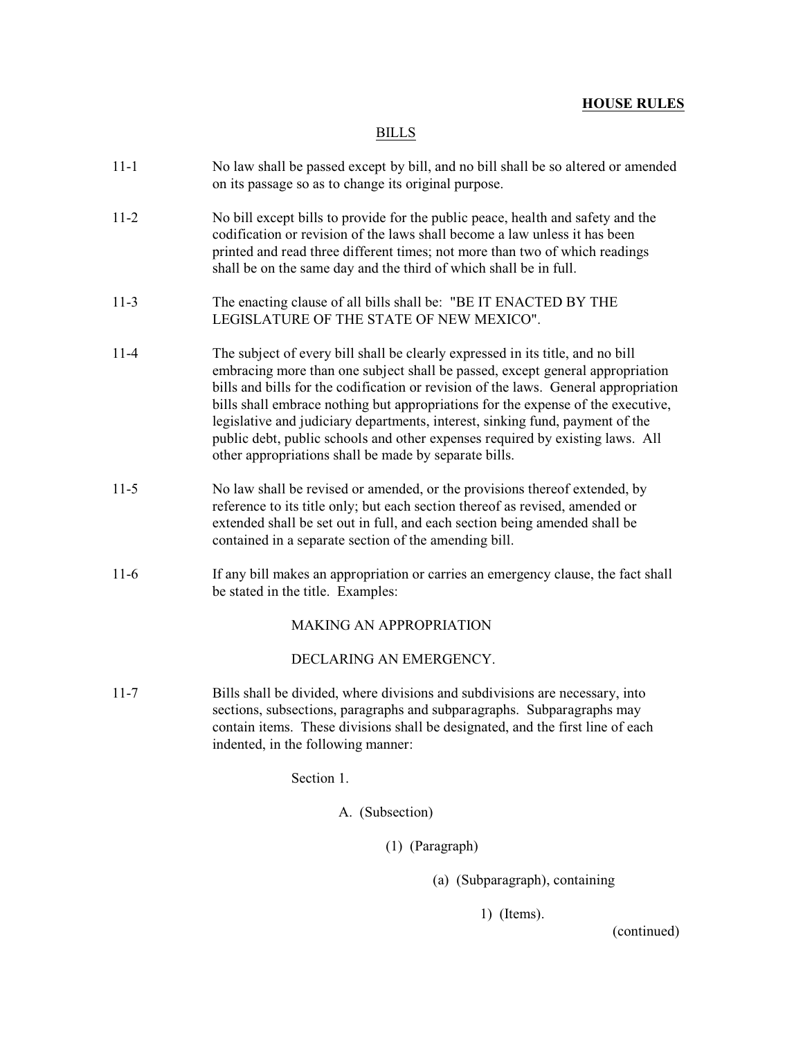**HOUSE RULES**

## BILLS

11-1 No law shall be passed except by bill, and no bill shall be so altered or amended on its passage so as to change its original purpose.

11-2 No bill except bills to provide for the public peace, health and safety and the codification or revision of the laws shall become a law unless it has been printed and read three different times; not more than two of which readings shall be on the same day and the third of which shall be in full.

11-3 The enacting clause of all bills shall be: "BE IT ENACTED BY THE LEGISLATURE OF THE STATE OF NEW MEXICO".

11-4 The subject of every bill shall be clearly expressed in its title, and no bill embracing more than one subject shall be passed, except general appropriation bills and bills for the codification or revision of the laws. General appropriation bills shall embrace nothing but appropriations for the expense of the executive, legislative and judiciary departments, interest, sinking fund, payment of the public debt, public schools and other expenses required by existing laws. All other appropriations shall be made by separate bills.

11-5 No law shall be revised or amended, or the provisions thereof extended, by reference to its title only; but each section thereof as revised, amended or extended shall be set out in full, and each section being amended shall be contained in a separate section of the amending bill.

11-6 If any bill makes an appropriation or carries an emergency clause, the fact shall be stated in the title. Examples:

MAKING AN APPROPRIATION

DECLARING AN EMERGENCY.

11-7 Bills shall be divided, where divisions and subdivisions are necessary, into sections, subsections, paragraphs and subparagraphs. Subparagraphs may contain items. These divisions shall be designated, and the first line of each indented, in the following manner:

Section 1.

A. (Subsection)

(1) (Paragraph)

(a) (Subparagraph), containing

1) (Items).

(continued)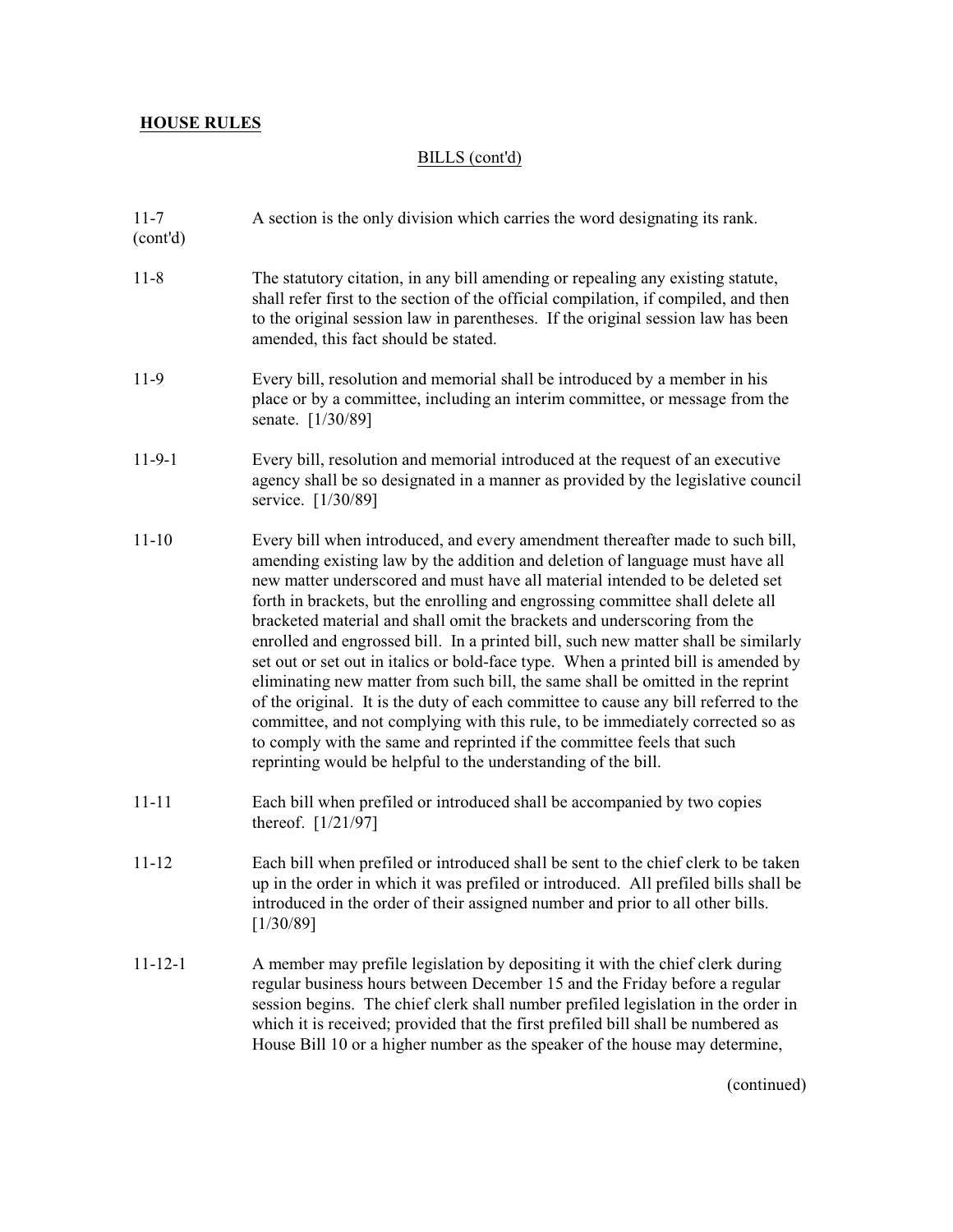**HOUSE RULES**

BILLS (cont'd)

11-7 (cont'd) A section is the only division which carries the word designating its rank.

11-8 The statutory citation, in any bill amending or repealing any existing statute, shall refer first to the section of the official compilation, if compiled, and then to the original session law in parentheses. If the original session law has been amended, this fact should be stated.

11-9 Every bill, resolution and memorial shall be introduced by a member in his place or by a committee, including an interim committee, or message from the senate. [1/30/89]

11-9-1 Every bill, resolution and memorial introduced at the request of an executive agency shall be so designated in a manner as provided by the legislative council service. [1/30/89]

11-10 Every bill when introduced, and every amendment thereafter made to such bill, amending existing law by the addition and deletion of language must have all new matter underscored and must have all material intended to be deleted set forth in brackets, but the enrolling and engrossing committee shall delete all bracketed material and shall omit the brackets and underscoring from the enrolled and engrossed bill. In a printed bill, such new matter shall be similarly set out or set out in italics or bold-face type. When a printed bill is amended by eliminating new matter from such bill, the same shall be omitted in the reprint of the original. It is the duty of each committee to cause any bill referred to the committee, and not complying with this rule, to be immediately corrected so as to comply with the same and reprinted if the committee feels that such reprinting would be helpful to the understanding of the bill.

11-11 Each bill when prefiled or introduced shall be accompanied by two copies thereof. [1/21/97]

11-12 Each bill when prefiled or introduced shall be sent to the chief clerk to be taken up in the order in which it was prefiled or introduced. All prefiled bills shall be introduced in the order of their assigned number and prior to all other bills. [1/30/89]

11-12-1 A member may prefile legislation by depositing it with the chief clerk during regular business hours between December 15 and the Friday before a regular session begins. The chief clerk shall number prefiled legislation in the order in which it is received; provided that the first prefiled bill shall be numbered as House Bill 10 or a higher number as the speaker of the house may determine,

(continued)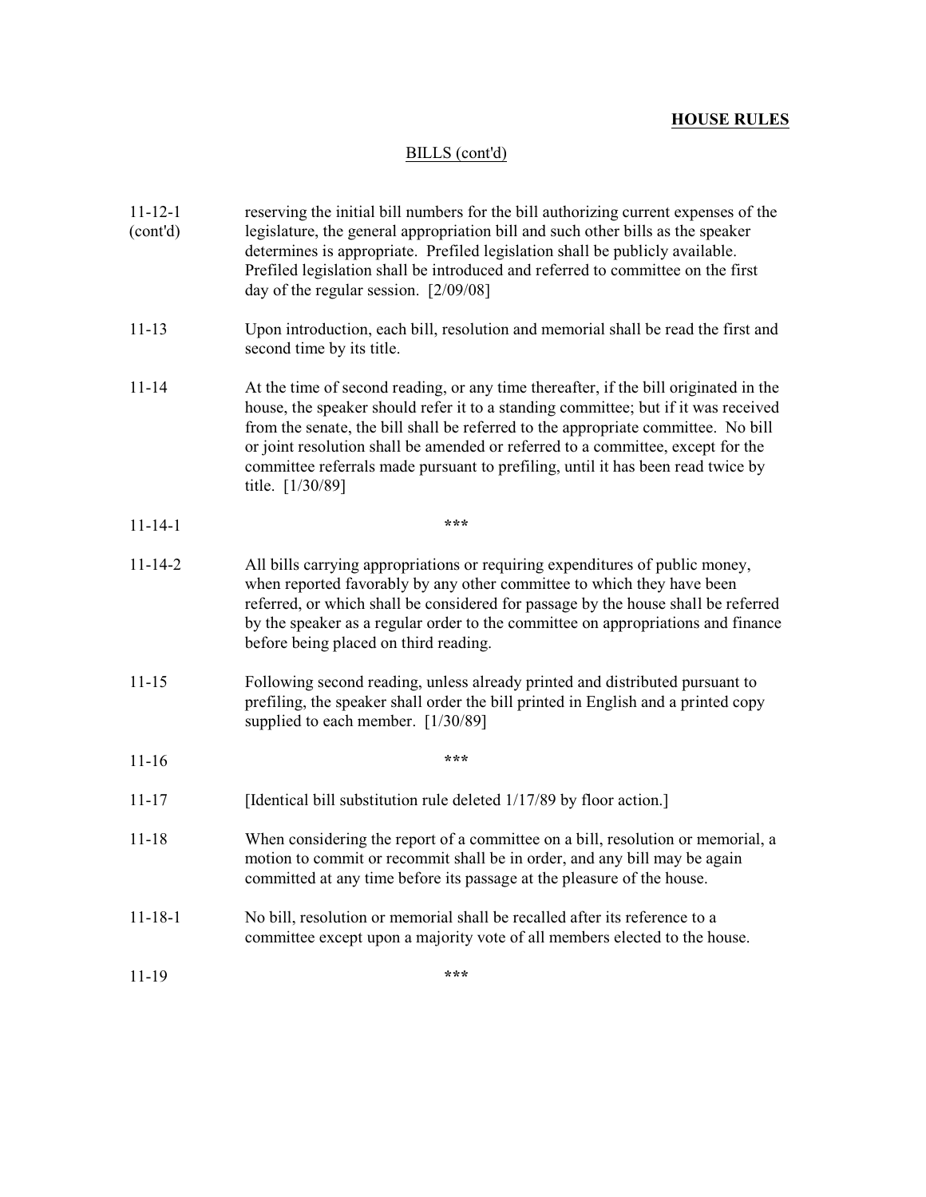**HOUSE RULES**

BILLS (cont'd)

11-12-1 (cont'd) reserving the initial bill numbers for the bill authorizing current expenses of the legislature, the general appropriation bill and such other bills as the speaker determines is appropriate. Prefiled legislation shall be publicly available. Prefiled legislation shall be introduced and referred to committee on the first day of the regular session. [2/09/08]

11-13 Upon introduction, each bill, resolution and memorial shall be read the first and second time by its title.

11-14 At the time of second reading, or any time thereafter, if the bill originated in the house, the speaker should refer it to a standing committee; but if it was received from the senate, the bill shall be referred to the appropriate committee. No bill or joint resolution shall be amended or referred to a committee, except for the committee referrals made pursuant to prefiling, until it has been read twice by title. [1/30/89]

11-14-1 ***

11-14-2 All bills carrying appropriations or requiring expenditures of public money, when reported favorably by any other committee to which they have been referred, or which shall be considered for passage by the house shall be referred by the speaker as a regular order to the committee on appropriations and finance before being placed on third reading.

11-15 Following second reading, unless already printed and distributed pursuant to prefiling, the speaker shall order the bill printed in English and a printed copy supplied to each member. [1/30/89]

11-16 ***

11-17 [Identical bill substitution rule deleted 1/17/89 by floor action.]

11-18 When considering the report of a committee on a bill, resolution or memorial, a motion to commit or recommit shall be in order, and any bill may be again committed at any time before its passage at the pleasure of the house.

11-18-1 No bill, resolution or memorial shall be recalled after its reference to a committee except upon a majority vote of all members elected to the house.

11-19 ***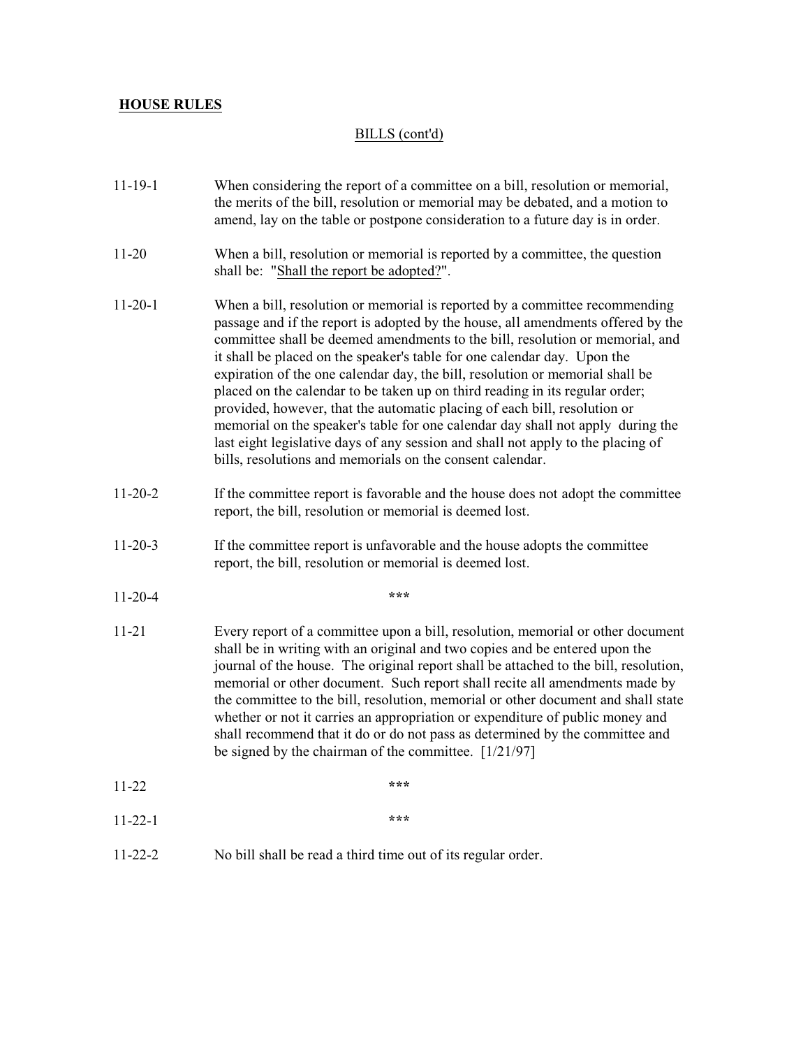**HOUSE RULES**

BILLS (cont'd)

11-19-1 When considering the report of a committee on a bill, resolution or memorial, the merits of the bill, resolution or memorial may be debated, and a motion to amend, lay on the table or postpone consideration to a future day is in order.

11-20 When a bill, resolution or memorial is reported by a committee, the question shall be: "Shall the report be adopted?".

11-20-1 When a bill, resolution or memorial is reported by a committee recommending passage and if the report is adopted by the house, all amendments offered by the committee shall be deemed amendments to the bill, resolution or memorial, and it shall be placed on the speaker's table for one calendar day. Upon the expiration of the one calendar day, the bill, resolution or memorial shall be placed on the calendar to be taken up on third reading in its regular order; provided, however, that the automatic placing of each bill, resolution or memorial on the speaker's table for one calendar day shall not apply during the last eight legislative days of any session and shall not apply to the placing of bills, resolutions and memorials on the consent calendar.

11-20-2 If the committee report is favorable and the house does not adopt the committee report, the bill, resolution or memorial is deemed lost.

11-20-3 If the committee report is unfavorable and the house adopts the committee report, the bill, resolution or memorial is deemed lost.

11-20-4 ***

11-21 Every report of a committee upon a bill, resolution, memorial or other document shall be in writing with an original and two copies and be entered upon the journal of the house. The original report shall be attached to the bill, resolution, memorial or other document. Such report shall recite all amendments made by the committee to the bill, resolution, memorial or other document and shall state whether or not it carries an appropriation or expenditure of public money and shall recommend that it do or do not pass as determined by the committee and be signed by the chairman of the committee. [1/21/97]

11-22 ***

11-22-1 ***

11-22-2 No bill shall be read a third time out of its regular order.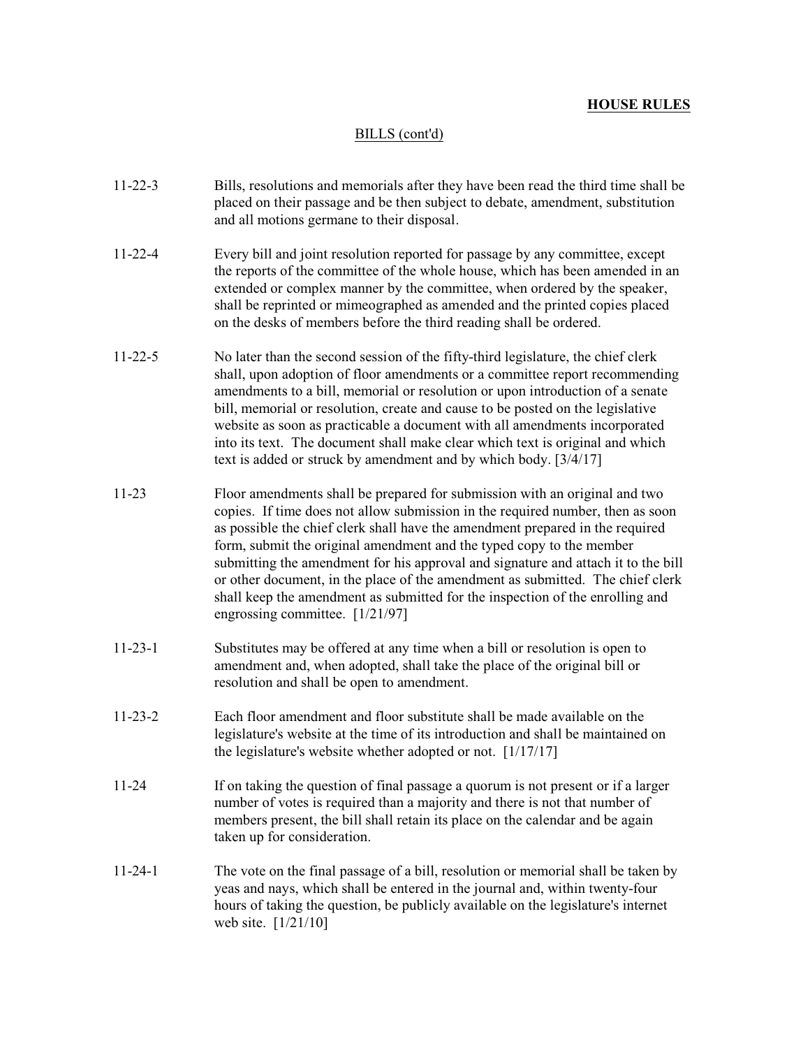**HOUSE RULES**

BILLS (cont'd)

11-22-3 Bills, resolutions and memorials after they have been read the third time shall be placed on their passage and be then subject to debate, amendment, substitution and all motions germane to their disposal.

11-22-4 Every bill and joint resolution reported for passage by any committee, except the reports of the committee of the whole house, which has been amended in an extended or complex manner by the committee, when ordered by the speaker, shall be reprinted or mimeographed as amended and the printed copies placed on the desks of members before the third reading shall be ordered.

11-22-5 No later than the second session of the fifty-third legislature, the chief clerk shall, upon adoption of floor amendments or a committee report recommending amendments to a bill, memorial or resolution or upon introduction of a senate bill, memorial or resolution, create and cause to be posted on the legislative website as soon as practicable a document with all amendments incorporated into its text. The document shall make clear which text is original and which text is added or struck by amendment and by which body. [3/4/17]

11-23 Floor amendments shall be prepared for submission with an original and two copies. If time does not allow submission in the required number, then as soon as possible the chief clerk shall have the amendment prepared in the required form, submit the original amendment and the typed copy to the member submitting the amendment for his approval and signature and attach it to the bill or other document, in the place of the amendment as submitted. The chief clerk shall keep the amendment as submitted for the inspection of the enrolling and engrossing committee. [1/21/97]

11-23-1 Substitutes may be offered at any time when a bill or resolution is open to amendment and, when adopted, shall take the place of the original bill or resolution and shall be open to amendment.

11-23-2 Each floor amendment and floor substitute shall be made available on the legislature's website at the time of its introduction and shall be maintained on the legislature's website whether adopted or not. [1/17/17]

11-24 If on taking the question of final passage a quorum is not present or if a larger number of votes is required than a majority and there is not that number of members present, the bill shall retain its place on the calendar and be again taken up for consideration.

11-24-1 The vote on the final passage of a bill, resolution or memorial shall be taken by yeas and nays, which shall be entered in the journal and, within twenty-four hours of taking the question, be publicly available on the legislature's internet web site. [1/21/10]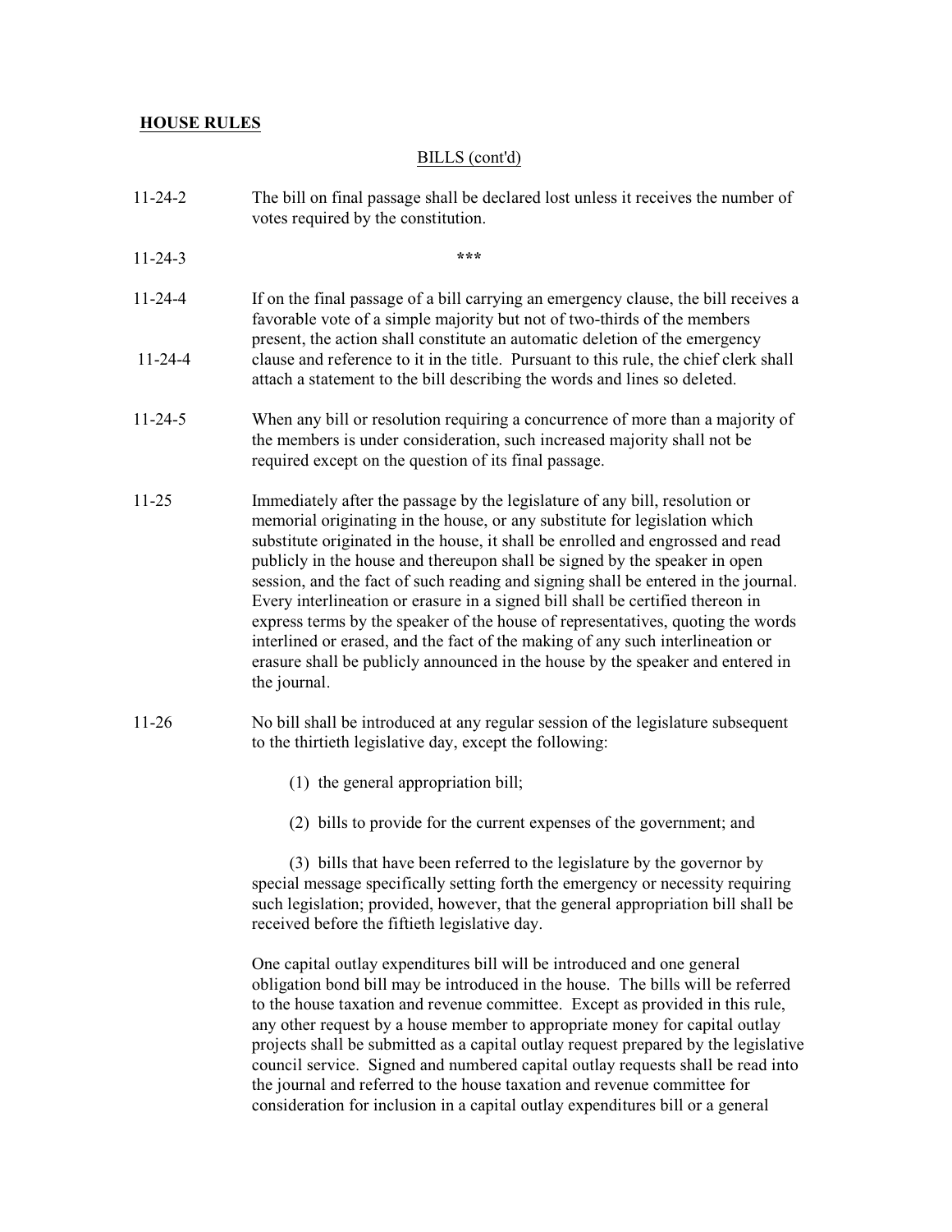**HOUSE RULES**

BILLS (cont'd)

11-24-2 The bill on final passage shall be declared lost unless it receives the number of votes required by the constitution.

11-24-3 ***

11-24-4 If on the final passage of a bill carrying an emergency clause, the bill receives a favorable vote of a simple majority but not of two-thirds of the members present, the action shall constitute an automatic deletion of the emergency clause and reference to it in the title. Pursuant to this rule, the chief clerk shall attach a statement to the bill describing the words and lines so deleted.

11-24-5 When any bill or resolution requiring a concurrence of more than a majority of the members is under consideration, such increased majority shall not be required except on the question of its final passage.

11-25 Immediately after the passage by the legislature of any bill, resolution or memorial originating in the house, or any substitute for legislation which substitute originated in the house, it shall be enrolled and engrossed and read publicly in the house and thereupon shall be signed by the speaker in open session, and the fact of such reading and signing shall be entered in the journal. Every interlineation or erasure in a signed bill shall be certified thereon in express terms by the speaker of the house of representatives, quoting the words interlined or erased, and the fact of the making of any such interlineation or erasure shall be publicly announced in the house by the speaker and entered in the journal.

11-26 No bill shall be introduced at any regular session of the legislature subsequent to the thirtieth legislative day, except the following:

(1) the general appropriation bill;

(2) bills to provide for the current expenses of the government; and

(3) bills that have been referred to the legislature by the governor by special message specifically setting forth the emergency or necessity requiring such legislation; provided, however, that the general appropriation bill shall be received before the fiftieth legislative day.

One capital outlay expenditures bill will be introduced and one general obligation bond bill may be introduced in the house. The bills will be referred to the house taxation and revenue committee. Except as provided in this rule, any other request by a house member to appropriate money for capital outlay projects shall be submitted as a capital outlay request prepared by the legislative council service. Signed and numbered capital outlay requests shall be read into the journal and referred to the house taxation and revenue committee for consideration for inclusion in a capital outlay expenditures bill or a general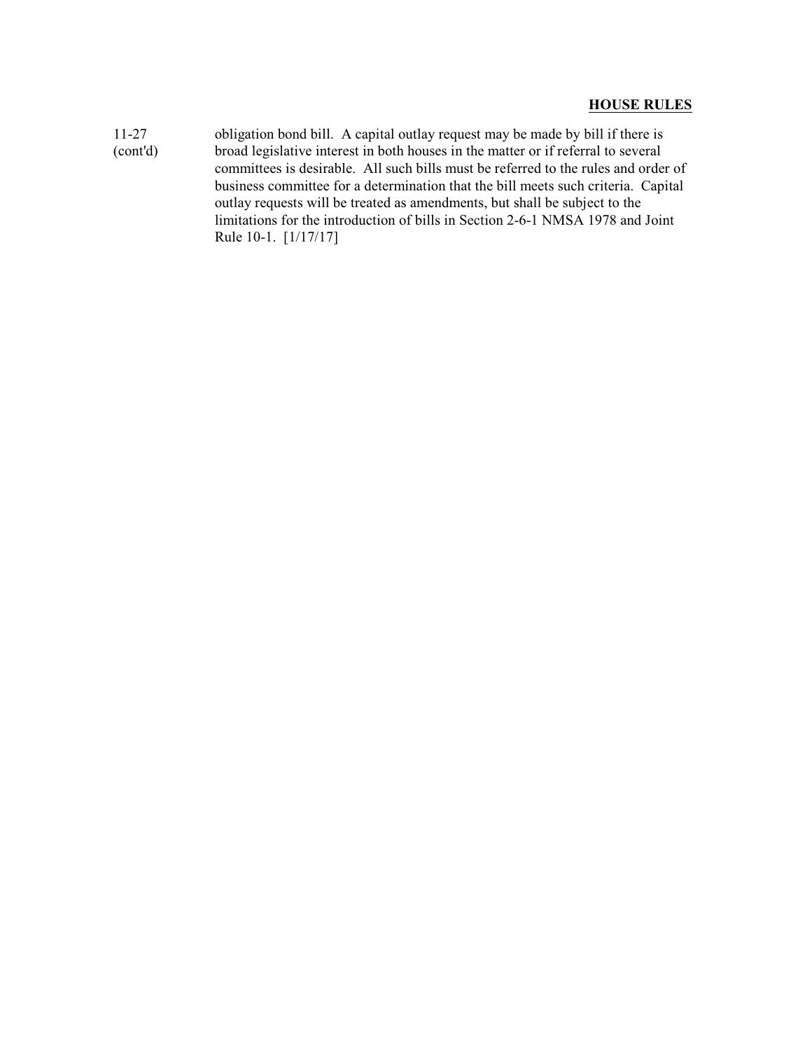11-27 (cont'd)

obligation bond bill. A capital outlay request may be made by bill if there is broad legislative interest in both houses in the matter or if referral to several committees is desirable. All such bills must be referred to the rules and order of business committee for a determination that the bill meets such criteria. Capital outlay requests will be treated as amendments, but shall be subject to the limitations for the introduction of bills in Section 2-6-1 NMSA 1978 and Joint Rule 10-1. [1/17/17]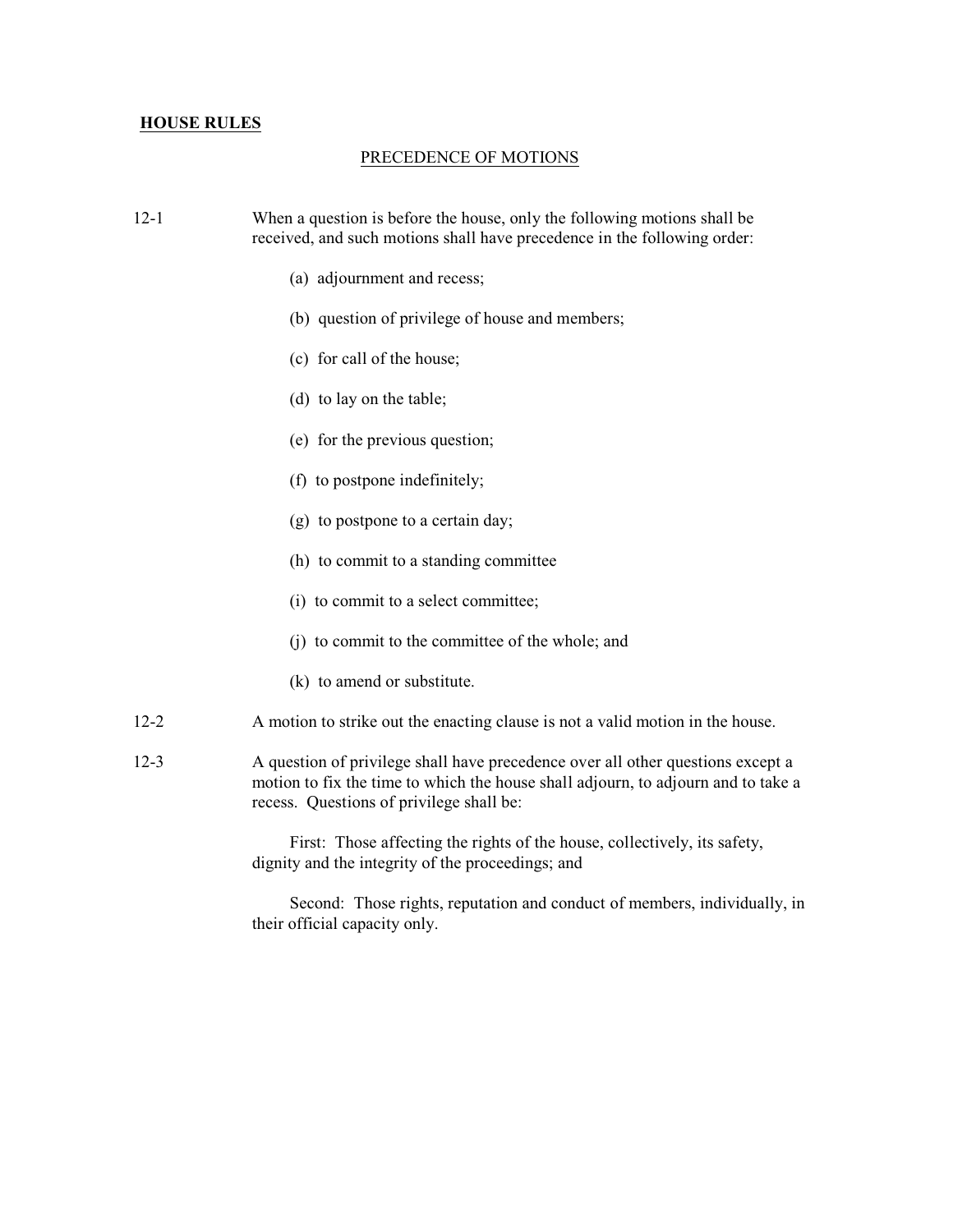**HOUSE RULES**

## PRECEDENCE OF MOTIONS

12-1 When a question is before the house, only the following motions shall be received, and such motions shall have precedence in the following order:

(a) adjournment and recess;

(b) question of privilege of house and members;

(c) for call of the house;

(d) to lay on the table;

(e) for the previous question;

(f) to postpone indefinitely;

(g) to postpone to a certain day;

(h) to commit to a standing committee

(i) to commit to a select committee;

(j) to commit to the committee of the whole; and

(k) to amend or substitute.

12-2 A motion to strike out the enacting clause is not a valid motion in the house.

12-3 A question of privilege shall have precedence over all other questions except a motion to fix the time to which the house shall adjourn, to adjourn and to take a recess. Questions of privilege shall be:

First: Those affecting the rights of the house, collectively, its safety, dignity and the integrity of the proceedings; and

Second: Those rights, reputation and conduct of members, individually, in their official capacity only.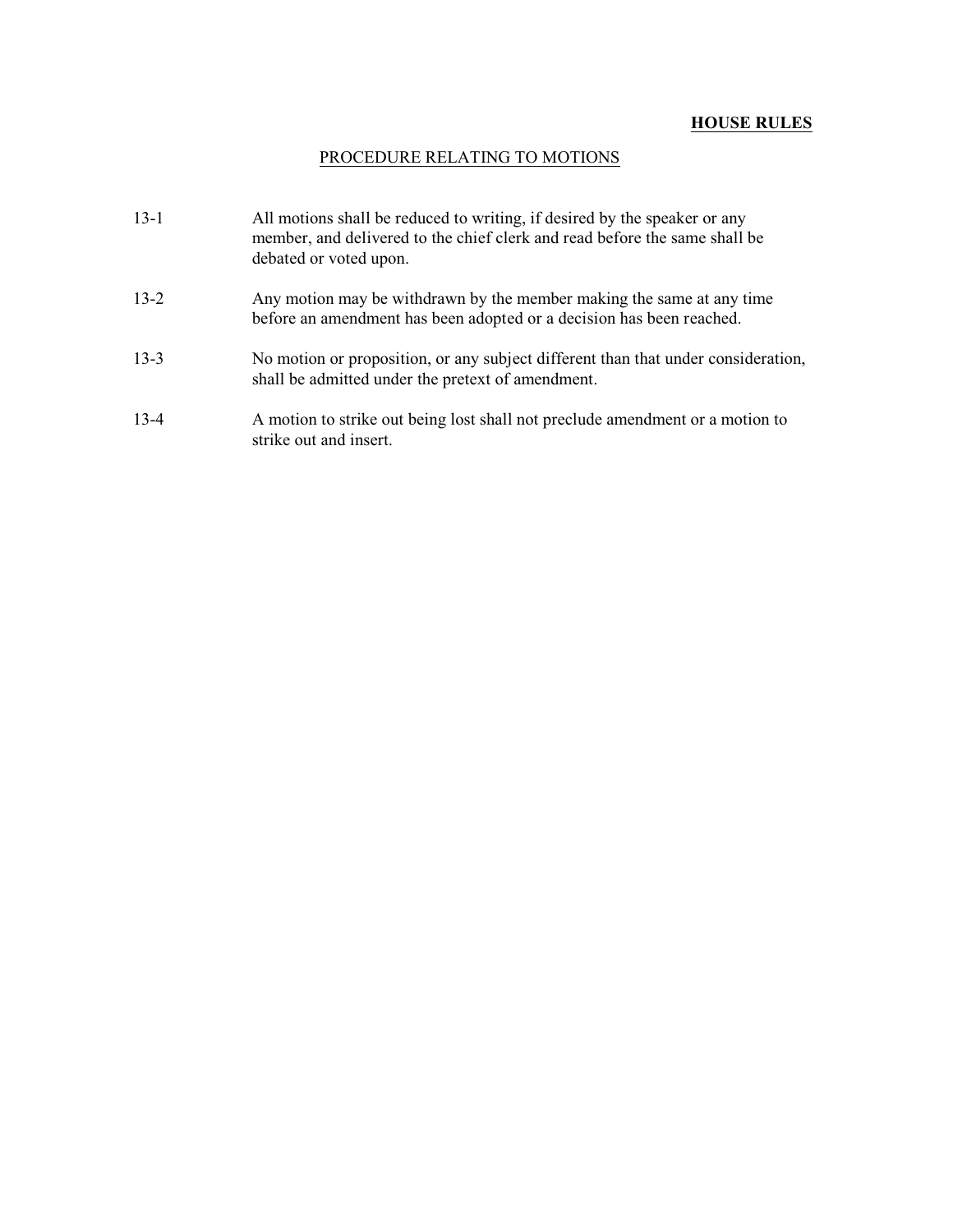**HOUSE RULES**

## PROCEDURE RELATING TO MOTIONS

13-1 All motions shall be reduced to writing, if desired by the speaker or any member, and delivered to the chief clerk and read before the same shall be debated or voted upon.

13-2 Any motion may be withdrawn by the member making the same at any time before an amendment has been adopted or a decision has been reached.

13-3 No motion or proposition, or any subject different than that under consideration, shall be admitted under the pretext of amendment.

13-4 A motion to strike out being lost shall not preclude amendment or a motion to strike out and insert.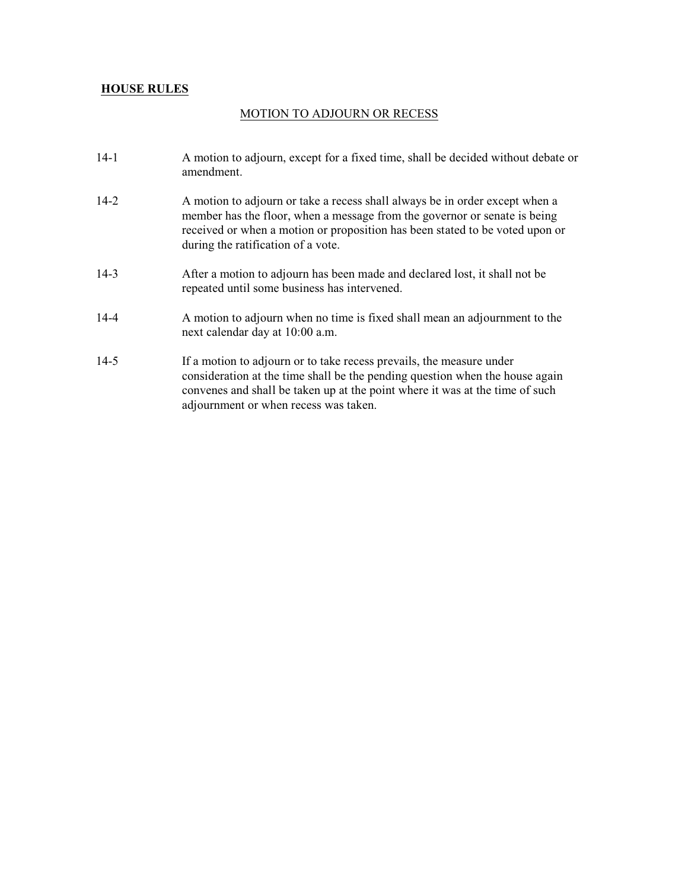**HOUSE RULES**

## MOTION TO ADJOURN OR RECESS

14-1 A motion to adjourn, except for a fixed time, shall be decided without debate or amendment.

14-2 A motion to adjourn or take a recess shall always be in order except when a member has the floor, when a message from the governor or senate is being received or when a motion or proposition has been stated to be voted upon or during the ratification of a vote.

14-3 After a motion to adjourn has been made and declared lost, it shall not be repeated until some business has intervened.

14-4 A motion to adjourn when no time is fixed shall mean an adjournment to the next calendar day at 10:00 a.m.

14-5 If a motion to adjourn or to take recess prevails, the measure under consideration at the time shall be the pending question when the house again convenes and shall be taken up at the point where it was at the time of such adjournment or when recess was taken.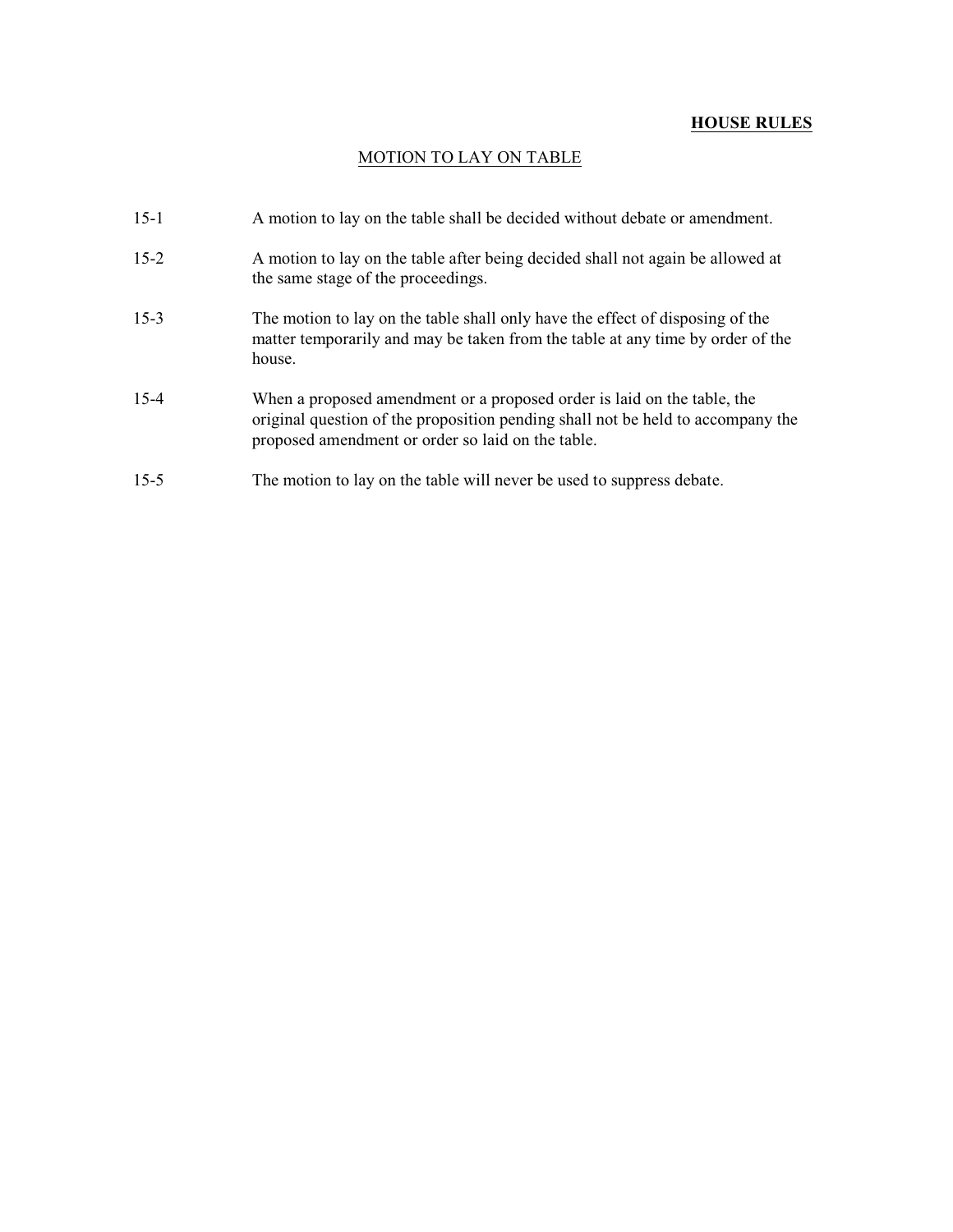**HOUSE RULES**

## MOTION TO LAY ON TABLE

15-1 A motion to lay on the table shall be decided without debate or amendment.

15-2 A motion to lay on the table after being decided shall not again be allowed at the same stage of the proceedings.

15-3 The motion to lay on the table shall only have the effect of disposing of the matter temporarily and may be taken from the table at any time by order of the house.

15-4 When a proposed amendment or a proposed order is laid on the table, the original question of the proposition pending shall not be held to accompany the proposed amendment or order so laid on the table.

15-5 The motion to lay on the table will never be used to suppress debate.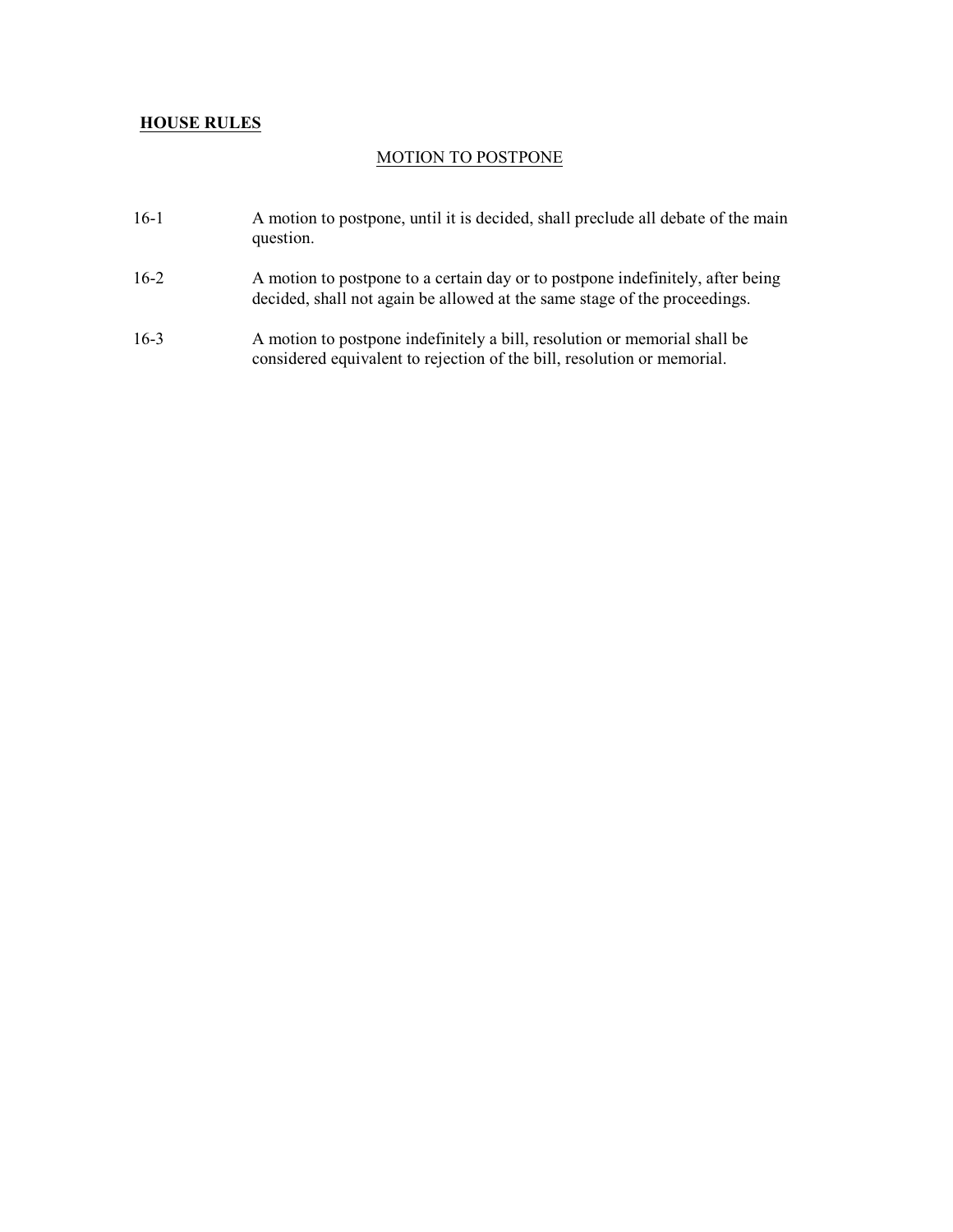**HOUSE RULES**

## MOTION TO POSTPONE

16-1 A motion to postpone, until it is decided, shall preclude all debate of the main question.

16-2 A motion to postpone to a certain day or to postpone indefinitely, after being decided, shall not again be allowed at the same stage of the proceedings.

16-3 A motion to postpone indefinitely a bill, resolution or memorial shall be considered equivalent to rejection of the bill, resolution or memorial.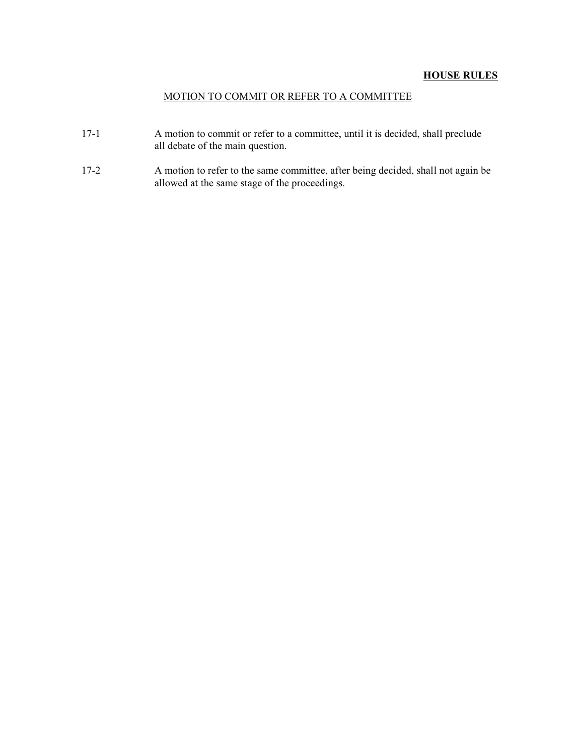**HOUSE RULES**

## MOTION TO COMMIT OR REFER TO A COMMITTEE

17-1 A motion to commit or refer to a committee, until it is decided, shall preclude all debate of the main question.

17-2 A motion to refer to the same committee, after being decided, shall not again be allowed at the same stage of the proceedings.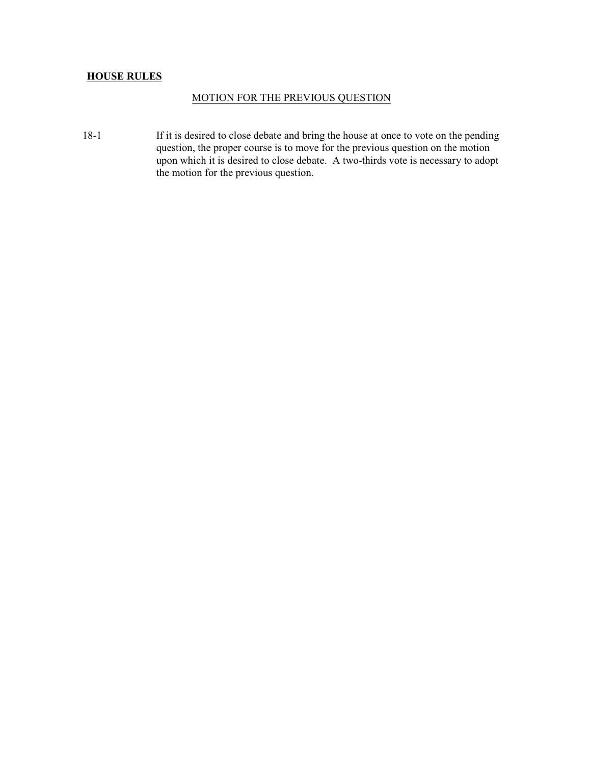**HOUSE RULES**

MOTION FOR THE PREVIOUS QUESTION

18-1 If it is desired to close debate and bring the house at once to vote on the pending question, the proper course is to move for the previous question on the motion upon which it is desired to close debate. A two-thirds vote is necessary to adopt the motion for the previous question.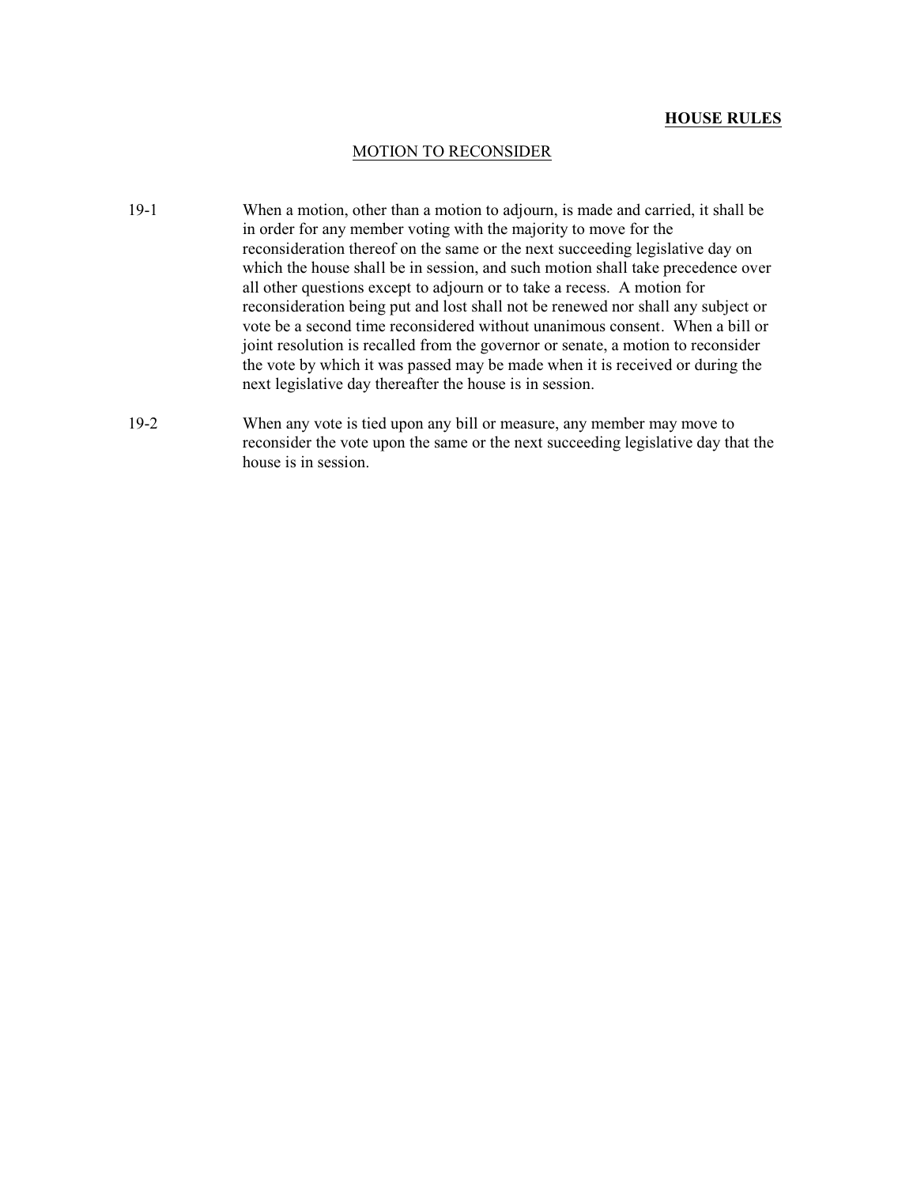**HOUSE RULES**

## MOTION TO RECONSIDER

19-1 When a motion, other than a motion to adjourn, is made and carried, it shall be in order for any member voting with the majority to move for the reconsideration thereof on the same or the next succeeding legislative day on which the house shall be in session, and such motion shall take precedence over all other questions except to adjourn or to take a recess. A motion for reconsideration being put and lost shall not be renewed nor shall any subject or vote be a second time reconsidered without unanimous consent. When a bill or joint resolution is recalled from the governor or senate, a motion to reconsider the vote by which it was passed may be made when it is received or during the next legislative day thereafter the house is in session.

19-2 When any vote is tied upon any bill or measure, any member may move to reconsider the vote upon the same or the next succeeding legislative day that the house is in session.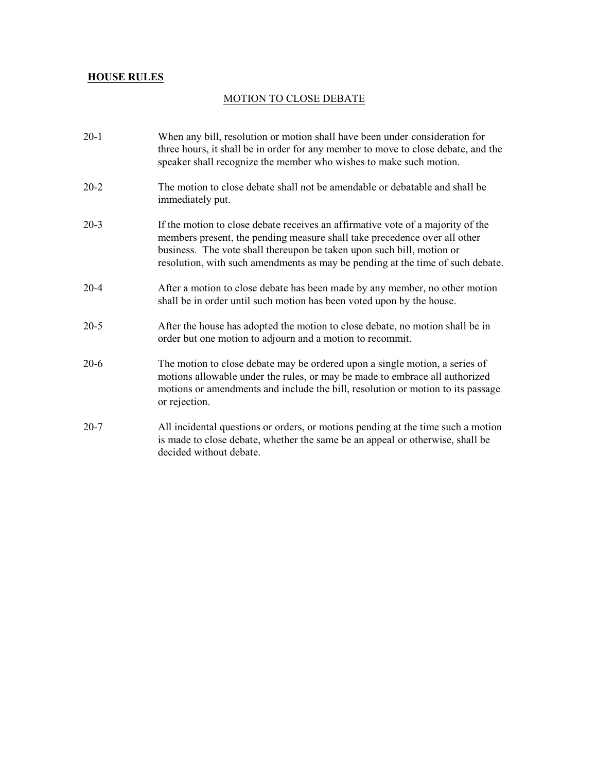**HOUSE RULES**

MOTION TO CLOSE DEBATE

20-1 When any bill, resolution or motion shall have been under consideration for three hours, it shall be in order for any member to move to close debate, and the speaker shall recognize the member who wishes to make such motion.

20-2 The motion to close debate shall not be amendable or debatable and shall be immediately put.

20-3 If the motion to close debate receives an affirmative vote of a majority of the members present, the pending measure shall take precedence over all other business. The vote shall thereupon be taken upon such bill, motion or resolution, with such amendments as may be pending at the time of such debate.

20-4 After a motion to close debate has been made by any member, no other motion shall be in order until such motion has been voted upon by the house.

20-5 After the house has adopted the motion to close debate, no motion shall be in order but one motion to adjourn and a motion to recommit.

20-6 The motion to close debate may be ordered upon a single motion, a series of motions allowable under the rules, or may be made to embrace all authorized motions or amendments and include the bill, resolution or motion to its passage or rejection.

20-7 All incidental questions or orders, or motions pending at the time such a motion is made to close debate, whether the same be an appeal or otherwise, shall be decided without debate.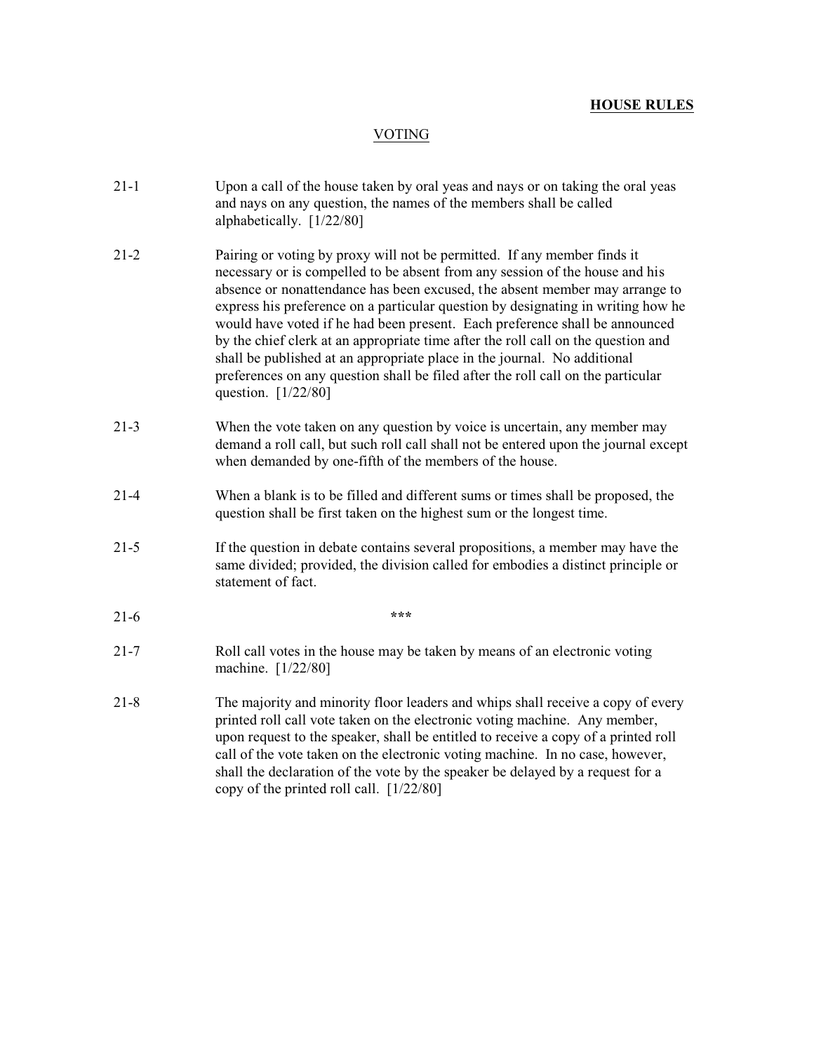**HOUSE RULES**

## VOTING

21-1 Upon a call of the house taken by oral yeas and nays or on taking the oral yeas and nays on any question, the names of the members shall be called alphabetically. [1/22/80]

21-2 Pairing or voting by proxy will not be permitted. If any member finds it necessary or is compelled to be absent from any session of the house and his absence or nonattendance has been excused, the absent member may arrange to express his preference on a particular question by designating in writing how he would have voted if he had been present. Each preference shall be announced by the chief clerk at an appropriate time after the roll call on the question and shall be published at an appropriate place in the journal. No additional preferences on any question shall be filed after the roll call on the particular question. [1/22/80]

21-3 When the vote taken on any question by voice is uncertain, any member may demand a roll call, but such roll call shall not be entered upon the journal except when demanded by one-fifth of the members of the house.

21-4 When a blank is to be filled and different sums or times shall be proposed, the question shall be first taken on the highest sum or the longest time.

21-5 If the question in debate contains several propositions, a member may have the same divided; provided, the division called for embodies a distinct principle or statement of fact.

21-6 ***

21-7 Roll call votes in the house may be taken by means of an electronic voting machine. [1/22/80]

21-8 The majority and minority floor leaders and whips shall receive a copy of every printed roll call vote taken on the electronic voting machine. Any member, upon request to the speaker, shall be entitled to receive a copy of a printed roll call of the vote taken on the electronic voting machine. In no case, however, shall the declaration of the vote by the speaker be delayed by a request for a copy of the printed roll call. [1/22/80]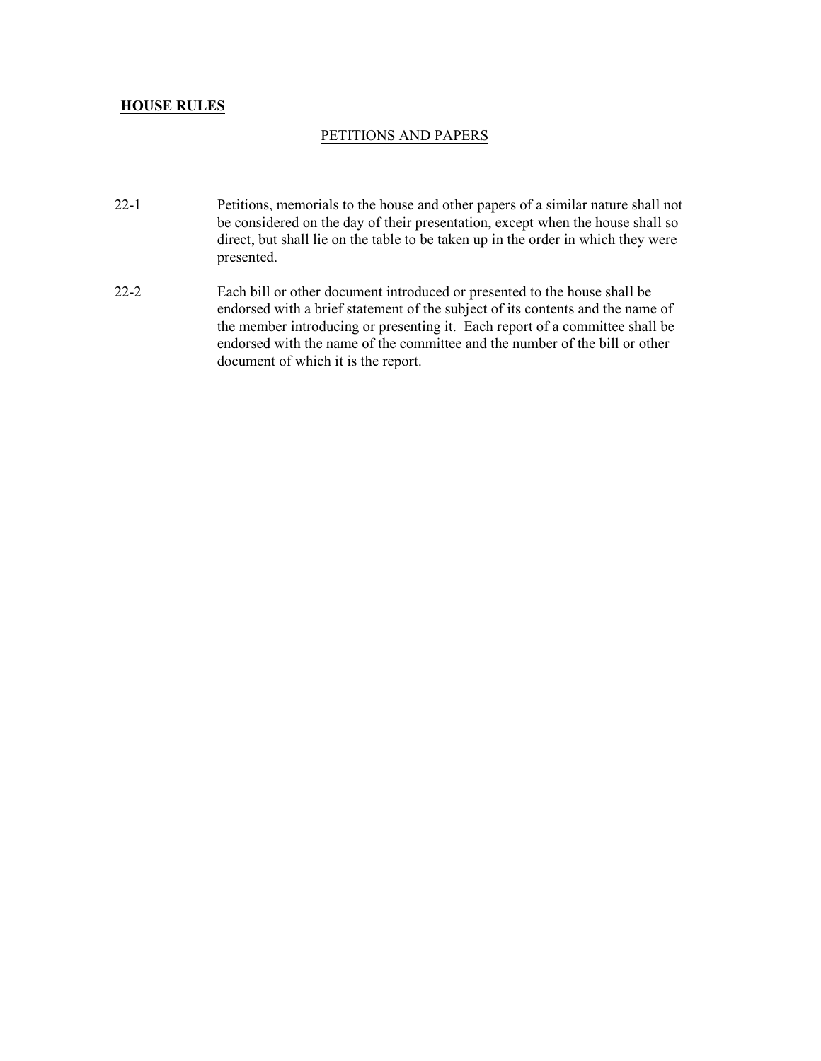**HOUSE RULES**

## PETITIONS AND PAPERS

22-1 Petitions, memorials to the house and other papers of a similar nature shall not be considered on the day of their presentation, except when the house shall so direct, but shall lie on the table to be taken up in the order in which they were presented.

22-2 Each bill or other document introduced or presented to the house shall be endorsed with a brief statement of the subject of its contents and the name of the member introducing or presenting it. Each report of a committee shall be endorsed with the name of the committee and the number of the bill or other document of which it is the report.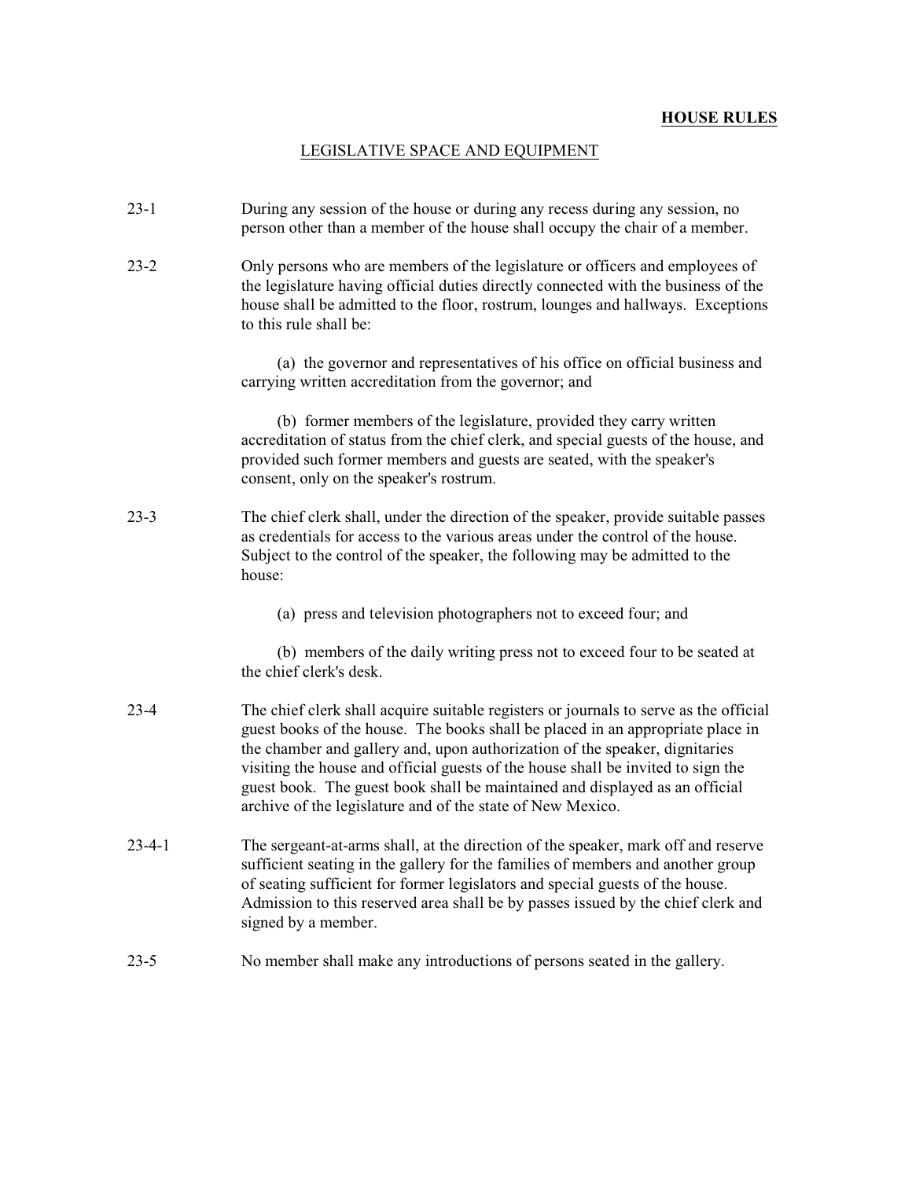**HOUSE RULES**

## LEGISLATIVE SPACE AND EQUIPMENT

23-1 During any session of the house or during any recess during any session, no person other than a member of the house shall occupy the chair of a member.

23-2 Only persons who are members of the legislature or officers and employees of the legislature having official duties directly connected with the business of the house shall be admitted to the floor, rostrum, lounges and hallways. Exceptions to this rule shall be:

(a) the governor and representatives of his office on official business and carrying written accreditation from the governor; and

(b) former members of the legislature, provided they carry written accreditation of status from the chief clerk, and special guests of the house, and provided such former members and guests are seated, with the speaker's consent, only on the speaker's rostrum.

23-3 The chief clerk shall, under the direction of the speaker, provide suitable passes as credentials for access to the various areas under the control of the house. Subject to the control of the speaker, the following may be admitted to the house:

(a) press and television photographers not to exceed four; and

(b) members of the daily writing press not to exceed four to be seated at the chief clerk's desk.

23-4 The chief clerk shall acquire suitable registers or journals to serve as the official guest books of the house. The books shall be placed in an appropriate place in the chamber and gallery and, upon authorization of the speaker, dignitaries visiting the house and official guests of the house shall be invited to sign the guest book. The guest book shall be maintained and displayed as an official archive of the legislature and of the state of New Mexico.

23-4-1 The sergeant-at-arms shall, at the direction of the speaker, mark off and reserve sufficient seating in the gallery for the families of members and another group of seating sufficient for former legislators and special guests of the house. Admission to this reserved area shall be by passes issued by the chief clerk and signed by a member.

23-5 No member shall make any introductions of persons seated in the gallery.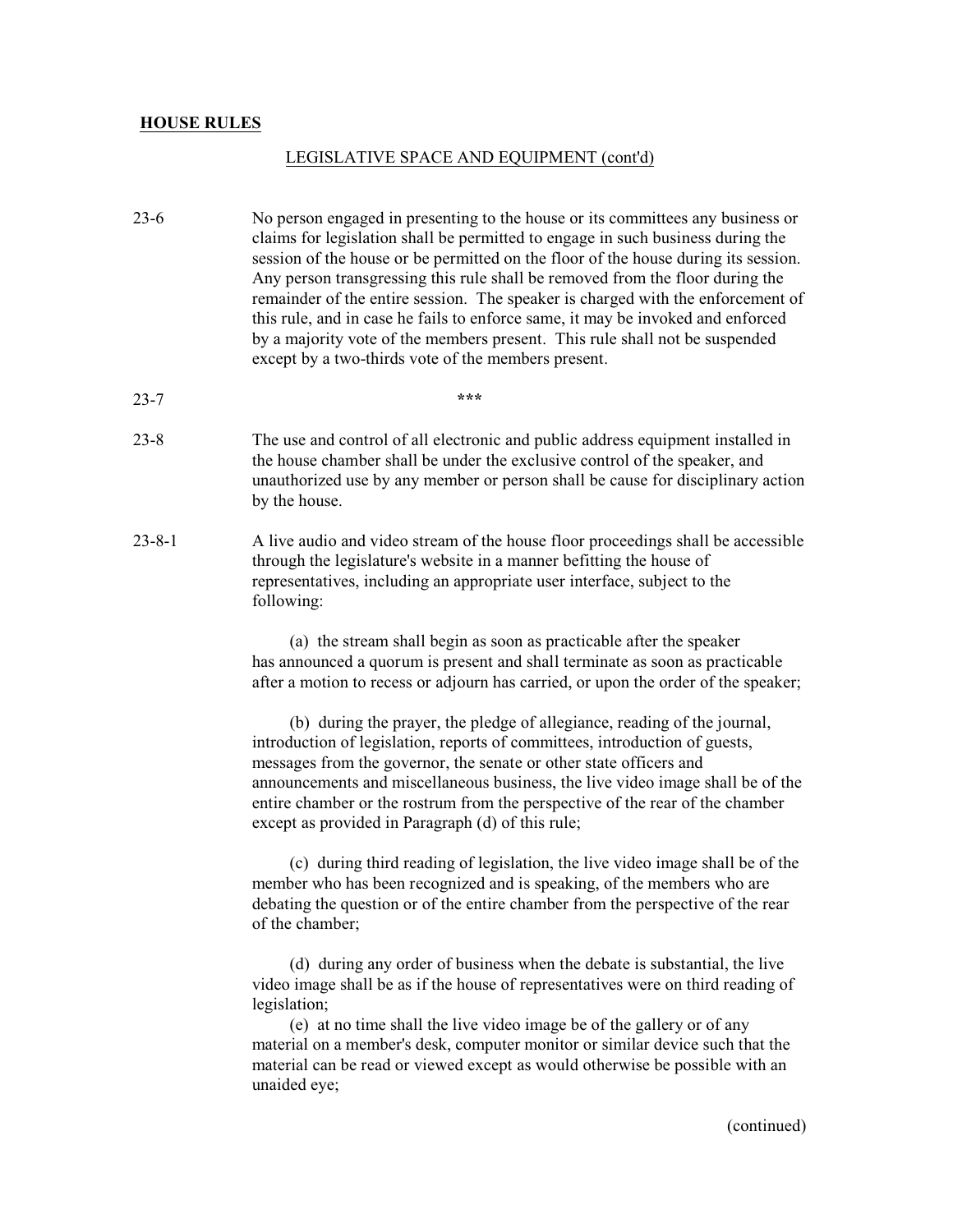**HOUSE RULES**

LEGISLATIVE SPACE AND EQUIPMENT (cont'd)

23-6 No person engaged in presenting to the house or its committees any business or claims for legislation shall be permitted to engage in such business during the session of the house or be permitted on the floor of the house during its session. Any person transgressing this rule shall be removed from the floor during the remainder of the entire session. The speaker is charged with the enforcement of this rule, and in case he fails to enforce same, it may be invoked and enforced by a majority vote of the members present. This rule shall not be suspended except by a two-thirds vote of the members present.

23-7 ***

23-8 The use and control of all electronic and public address equipment installed in the house chamber shall be under the exclusive control of the speaker, and unauthorized use by any member or person shall be cause for disciplinary action by the house.

23-8-1 A live audio and video stream of the house floor proceedings shall be accessible through the legislature's website in a manner befitting the house of representatives, including an appropriate user interface, subject to the following:

(a) the stream shall begin as soon as practicable after the speaker has announced a quorum is present and shall terminate as soon as practicable after a motion to recess or adjourn has carried, or upon the order of the speaker;

(b) during the prayer, the pledge of allegiance, reading of the journal, introduction of legislation, reports of committees, introduction of guests, messages from the governor, the senate or other state officers and announcements and miscellaneous business, the live video image shall be of the entire chamber or the rostrum from the perspective of the rear of the chamber except as provided in Paragraph (d) of this rule;

(c) during third reading of legislation, the live video image shall be of the member who has been recognized and is speaking, of the members who are debating the question or of the entire chamber from the perspective of the rear of the chamber;

(d) during any order of business when the debate is substantial, the live video image shall be as if the house of representatives were on third reading of legislation;

(e) at no time shall the live video image be of the gallery or of any material on a member's desk, computer monitor or similar device such that the material can be read or viewed except as would otherwise be possible with an unaided eye;

(continued)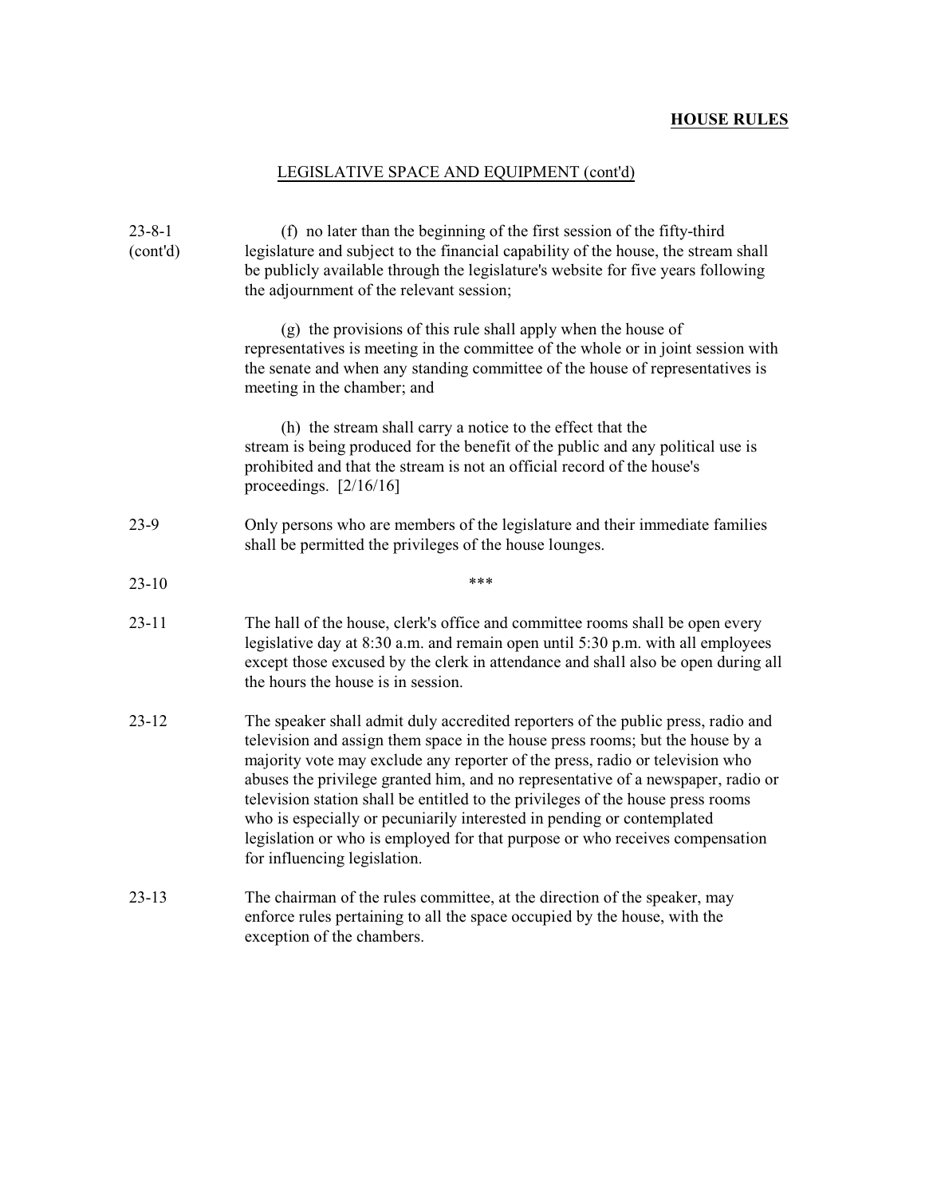## LEGISLATIVE SPACE AND EQUIPMENT (cont'd)

23-8-1 (cont'd)

(f) no later than the beginning of the first session of the fifty-third legislature and subject to the financial capability of the house, the stream shall be publicly available through the legislature's website for five years following the adjournment of the relevant session;

(g) the provisions of this rule shall apply when the house of representatives is meeting in the committee of the whole or in joint session with the senate and when any standing committee of the house of representatives is meeting in the chamber; and

(h) the stream shall carry a notice to the effect that the stream is being produced for the benefit of the public and any political use is prohibited and that the stream is not an official record of the house's proceedings. [2/16/16]

23-9 Only persons who are members of the legislature and their immediate families shall be permitted the privileges of the house lounges.

23-10 ***

23-11 The hall of the house, clerk's office and committee rooms shall be open every legislative day at 8:30 a.m. and remain open until 5:30 p.m. with all employees except those excused by the clerk in attendance and shall also be open during all the hours the house is in session.

23-12 The speaker shall admit duly accredited reporters of the public press, radio and television and assign them space in the house press rooms; but the house by a majority vote may exclude any reporter of the press, radio or television who abuses the privilege granted him, and no representative of a newspaper, radio or television station shall be entitled to the privileges of the house press rooms who is especially or pecuniarily interested in pending or contemplated legislation or who is employed for that purpose or who receives compensation for influencing legislation.

23-13 The chairman of the rules committee, at the direction of the speaker, may enforce rules pertaining to all the space occupied by the house, with the exception of the chambers.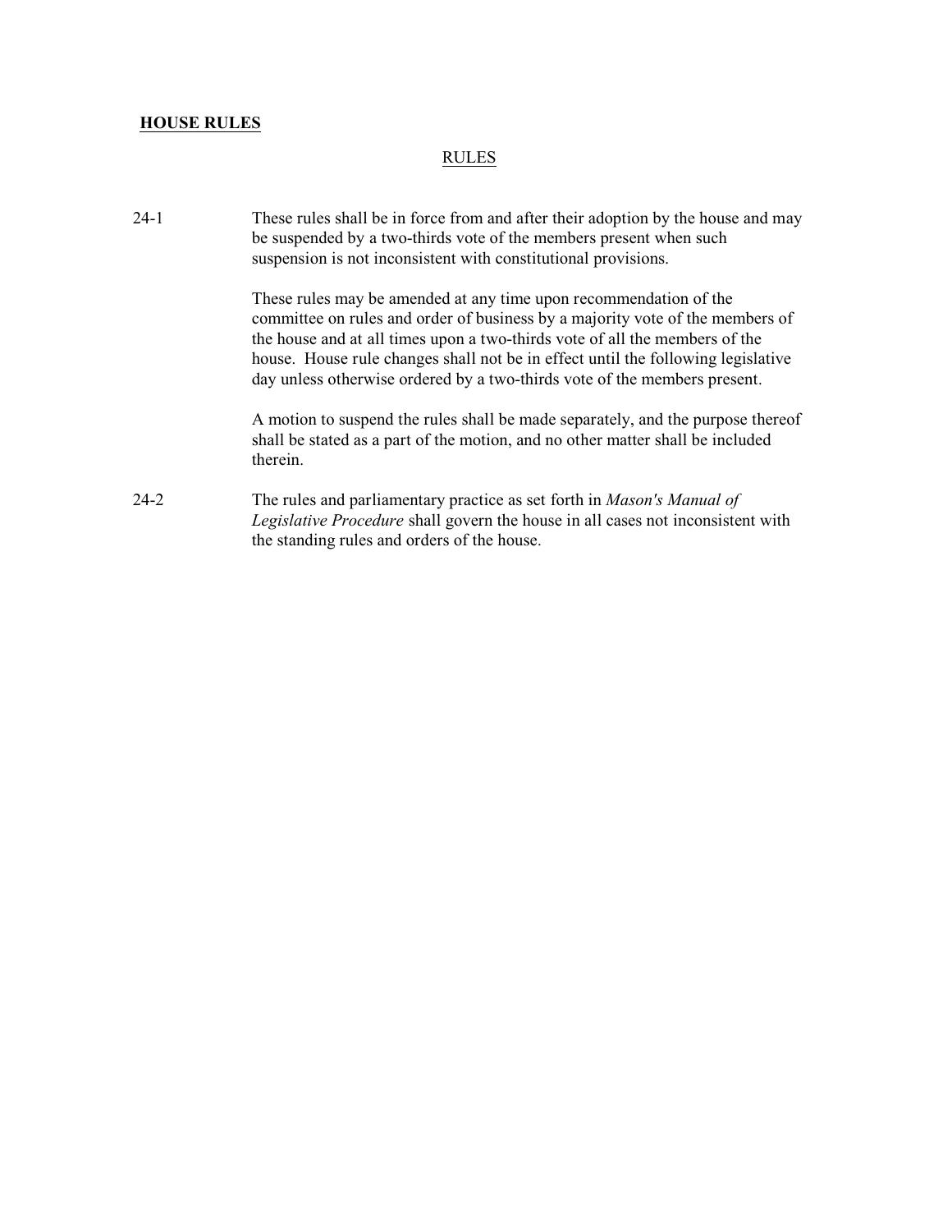**HOUSE RULES**

## RULES

24-1 These rules shall be in force from and after their adoption by the house and may be suspended by a two-thirds vote of the members present when such suspension is not inconsistent with constitutional provisions.

These rules may be amended at any time upon recommendation of the committee on rules and order of business by a majority vote of the members of the house and at all times upon a two-thirds vote of all the members of the house. House rule changes shall not be in effect until the following legislative day unless otherwise ordered by a two-thirds vote of the members present.

A motion to suspend the rules shall be made separately, and the purpose thereof shall be stated as a part of the motion, and no other matter shall be included therein.

24-2 The rules and parliamentary practice as set forth in *Mason's Manual of Legislative Procedure* shall govern the house in all cases not inconsistent with the standing rules and orders of the house.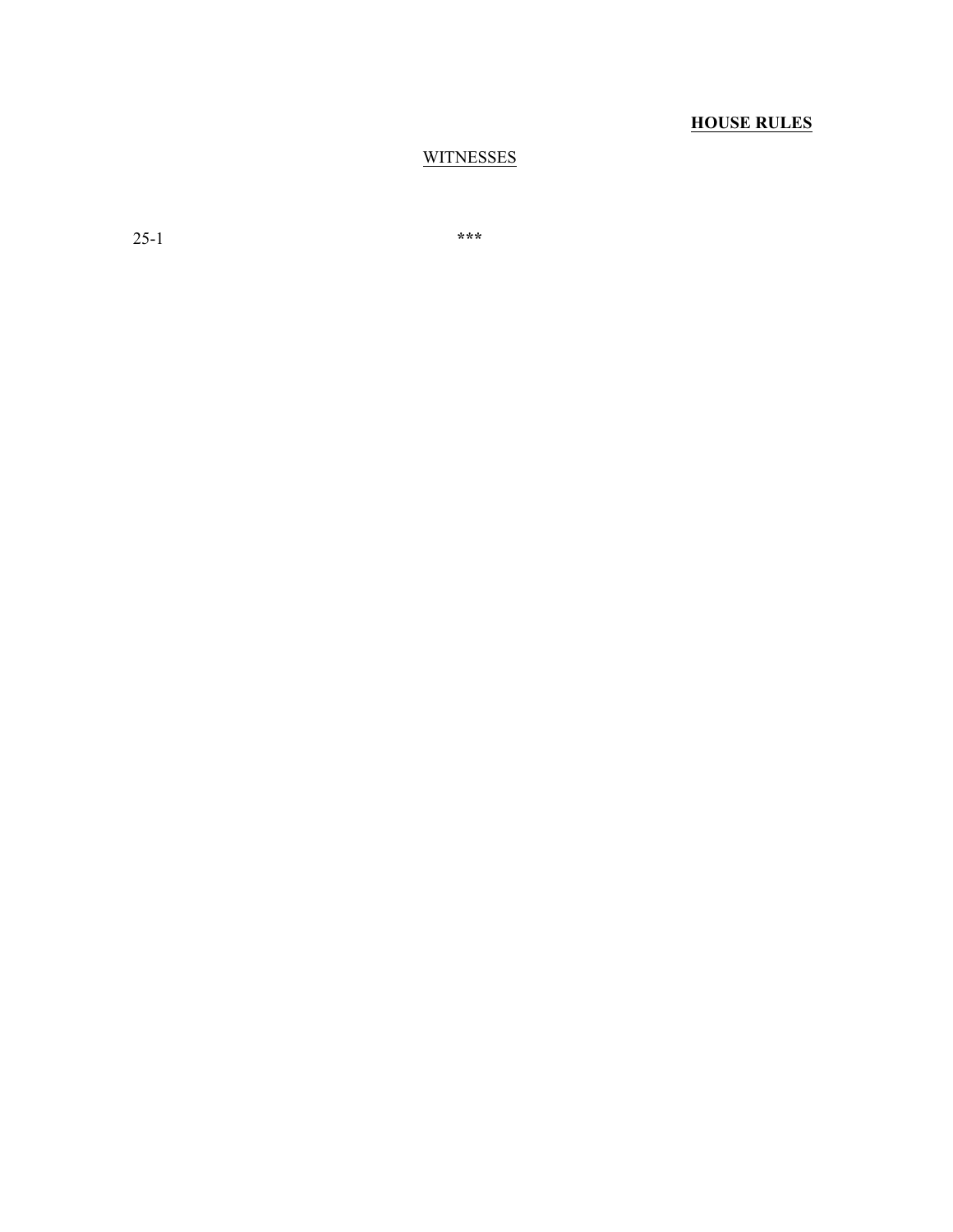## WITNESSES

25-1 ***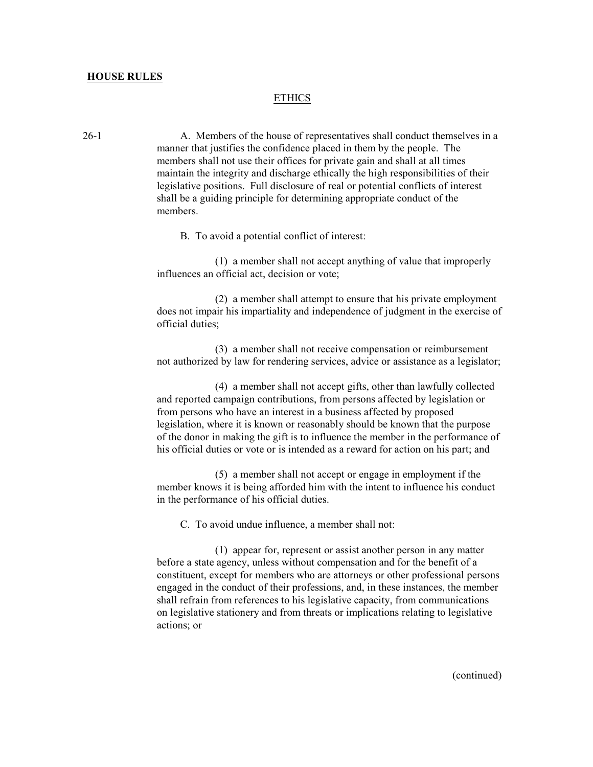**HOUSE RULES**

ETHICS

26-1 A. Members of the house of representatives shall conduct themselves in a manner that justifies the confidence placed in them by the people. The members shall not use their offices for private gain and shall at all times maintain the integrity and discharge ethically the high responsibilities of their legislative positions. Full disclosure of real or potential conflicts of interest shall be a guiding principle for determining appropriate conduct of the members.

B. To avoid a potential conflict of interest:

(1) a member shall not accept anything of value that improperly influences an official act, decision or vote;

(2) a member shall attempt to ensure that his private employment does not impair his impartiality and independence of judgment in the exercise of official duties;

(3) a member shall not receive compensation or reimbursement not authorized by law for rendering services, advice or assistance as a legislator;

(4) a member shall not accept gifts, other than lawfully collected and reported campaign contributions, from persons affected by legislation or from persons who have an interest in a business affected by proposed legislation, where it is known or reasonably should be known that the purpose of the donor in making the gift is to influence the member in the performance of his official duties or vote or is intended as a reward for action on his part; and

(5) a member shall not accept or engage in employment if the member knows it is being afforded him with the intent to influence his conduct in the performance of his official duties.

C. To avoid undue influence, a member shall not:

(1) appear for, represent or assist another person in any matter before a state agency, unless without compensation and for the benefit of a constituent, except for members who are attorneys or other professional persons engaged in the conduct of their professions, and, in these instances, the member shall refrain from references to his legislative capacity, from communications on legislative stationery and from threats or implications relating to legislative actions; or

(continued)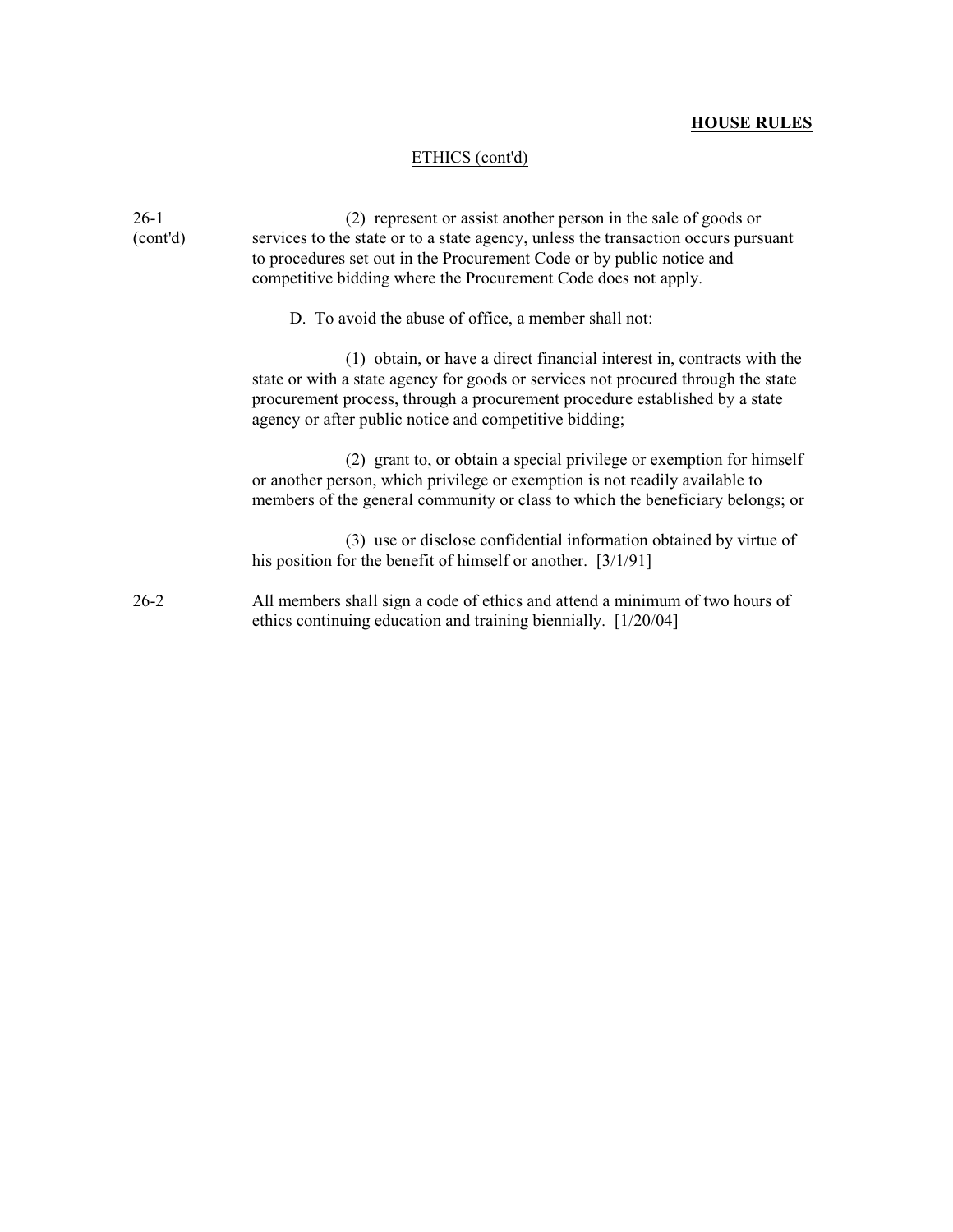**HOUSE RULES**

ETHICS (cont'd)

26-1 (cont'd)

(2) represent or assist another person in the sale of goods or services to the state or to a state agency, unless the transaction occurs pursuant to procedures set out in the Procurement Code or by public notice and competitive bidding where the Procurement Code does not apply.

D. To avoid the abuse of office, a member shall not:

(1) obtain, or have a direct financial interest in, contracts with the state or with a state agency for goods or services not procured through the state procurement process, through a procurement procedure established by a state agency or after public notice and competitive bidding;

(2) grant to, or obtain a special privilege or exemption for himself or another person, which privilege or exemption is not readily available to members of the general community or class to which the beneficiary belongs; or

(3) use or disclose confidential information obtained by virtue of his position for the benefit of himself or another. [3/1/91]

26-2

All members shall sign a code of ethics and attend a minimum of two hours of ethics continuing education and training biennially. [1/20/04]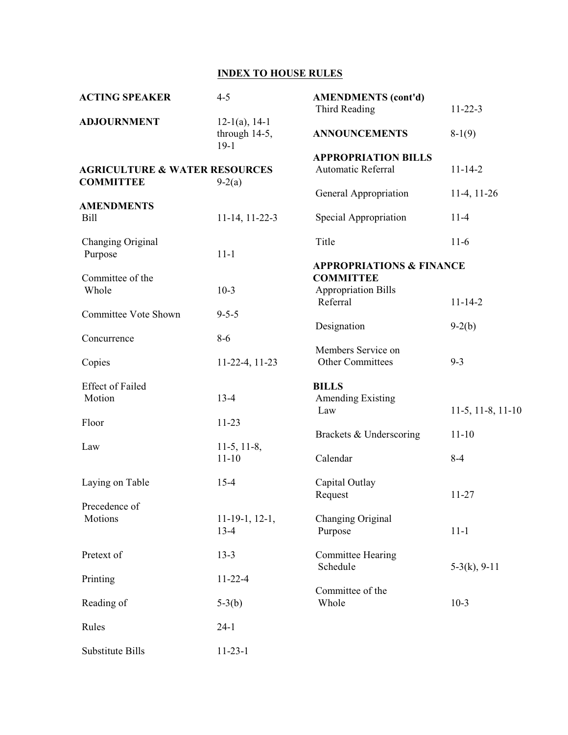# INDEX TO HOUSE RULES

| | |
|---|---|
| **ACTING SPEAKER** | 4-5 |
| **ADJOURNMENT** | 12-1(a), 14-1 through 14-5, 19-1 |
| **AGRICULTURE & WATER RESOURCES COMMITTEE** | 9-2(a) |
| **AMENDMENTS** | |
| Bill | 11-14, 11-22-3 |
| Changing Original Purpose | 11-1 |
| Committee of the Whole | 10-3 |
| Committee Vote Shown | 9-5-5 |
| Concurrence | 8-6 |
| Copies | 11-22-4, 11-23 |
| Effect of Failed Motion | 13-4 |
| Floor | 11-23 |
| Law | 11-5, 11-8, 11-10 |
| Laying on Table | 15-4 |
| Precedence of Motions | 11-19-1, 12-1, 13-4 |
| Pretext of | 13-3 |
| Printing | 11-22-4 |
| Reading of | 5-3(b) |
| Rules | 24-1 |
| Substitute Bills | 11-23-1 |
| **AMENDMENTS (cont'd)** | |
| Third Reading | 11-22-3 |
| **ANNOUNCEMENTS** | 8-1(9) |
| **APPROPRIATION BILLS** | |
| Automatic Referral | 11-14-2 |
| General Appropriation | 11-4, 11-26 |
| Special Appropriation | 11-4 |
| Title | 11-6 |
| **APPROPRIATIONS & FINANCE COMMITTEE** | |
| Appropriation Bills Referral | 11-14-2 |
| Designation | 9-2(b) |
| Members Service on Other Committees | 9-3 |
| **BILLS** | |
| Amending Existing Law | 11-5, 11-8, 11-10 |
| Brackets & Underscoring | 11-10 |
| Calendar | 8-4 |
| Capital Outlay Request | 11-27 |
| Changing Original Purpose | 11-1 |
| Committee Hearing Schedule | 5-3(k), 9-11 |
| Committee of the Whole | 10-3 |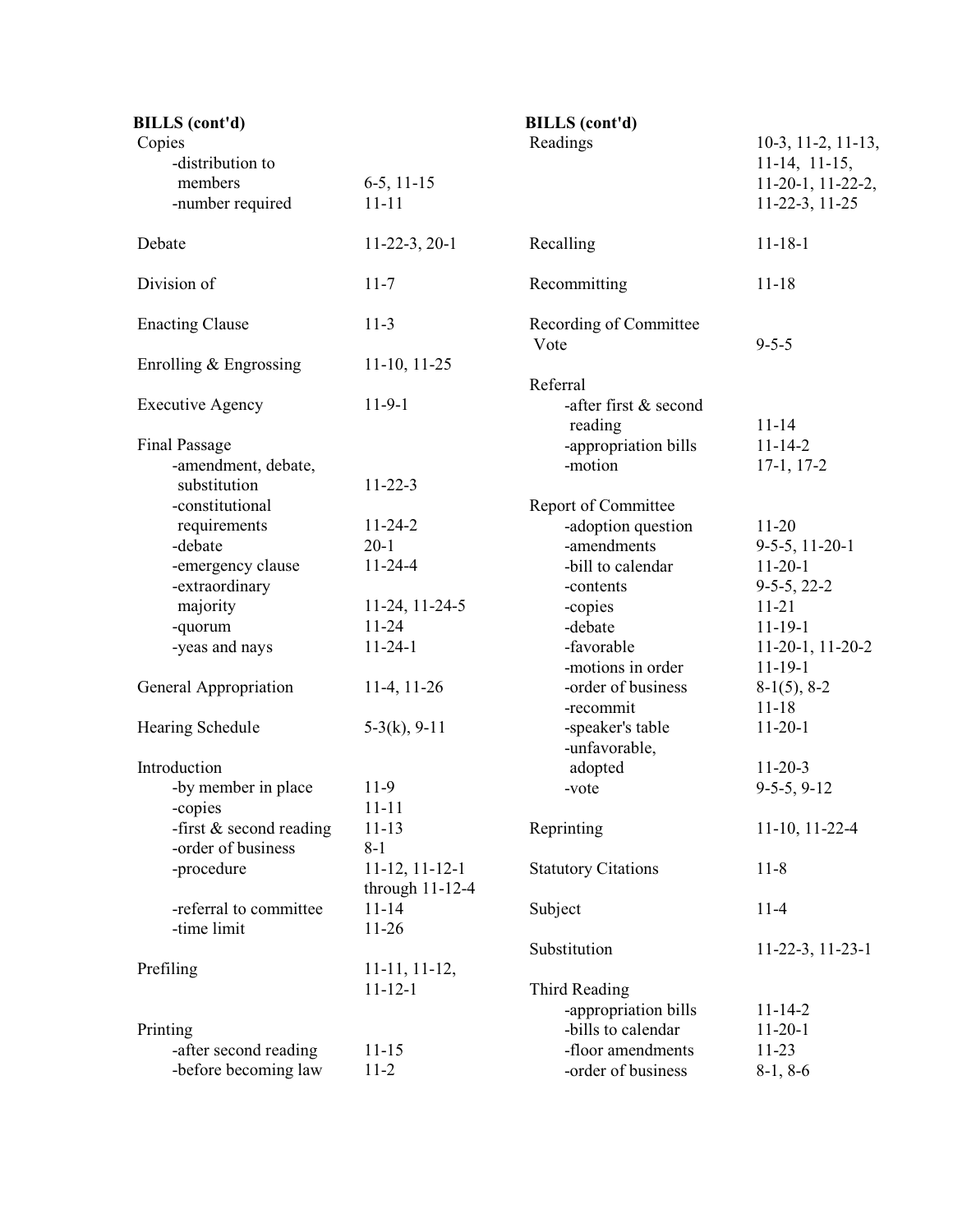**BILLS (cont'd)**

| Entry | Reference |
|---|---|
| Copies | |
| -distribution to members | 6-5, 11-15 |
| -number required | 11-11 |
| Debate | 11-22-3, 20-1 |
| Division of | 11-7 |
| Enacting Clause | 11-3 |
| Enrolling & Engrossing | 11-10, 11-25 |
| Executive Agency | 11-9-1 |
| Final Passage | |
| -amendment, debate, substitution | 11-22-3 |
| -constitutional requirements | 11-24-2 |
| -debate | 20-1 |
| -emergency clause | 11-24-4 |
| -extraordinary majority | 11-24, 11-24-5 |
| -quorum | 11-24 |
| -yeas and nays | 11-24-1 |
| General Appropriation | 11-4, 11-26 |
| Hearing Schedule | 5-3(k), 9-11 |
| Introduction | |
| -by member in place | 11-9 |
| -copies | 11-11 |
| -first & second reading | 11-13 |
| -order of business | 8-1 |
| -procedure | 11-12, 11-12-1 through 11-12-4 |
| -referral to committee | 11-14 |
| -time limit | 11-26 |
| Prefiling | 11-11, 11-12, 11-12-1 |
| Printing | |
| -after second reading | 11-15 |
| -before becoming law | 11-2 |

**BILLS (cont'd)**

| Entry | Reference |
|---|---|
| Readings | 10-3, 11-2, 11-13, 11-14, 11-15, 11-20-1, 11-22-2, 11-22-3, 11-25 |
| Recalling | 11-18-1 |
| Recommitting | 11-18 |
| Recording of Committee Vote | 9-5-5 |
| Referral | |
| -after first & second reading | 11-14 |
| -appropriation bills | 11-14-2 |
| -motion | 17-1, 17-2 |
| Report of Committee | |
| -adoption question | 11-20 |
| -amendments | 9-5-5, 11-20-1 |
| -bill to calendar | 11-20-1 |
| -contents | 9-5-5, 22-2 |
| -copies | 11-21 |
| -debate | 11-19-1 |
| -favorable | 11-20-1, 11-20-2 |
| -motions in order | 11-19-1 |
| -order of business | 8-1(5), 8-2 |
| -recommit | 11-18 |
| -speaker's table | 11-20-1 |
| -unfavorable, adopted | 11-20-3 |
| -vote | 9-5-5, 9-12 |
| Reprinting | 11-10, 11-22-4 |
| Statutory Citations | 11-8 |
| Subject | 11-4 |
| Substitution | 11-22-3, 11-23-1 |
| Third Reading | |
| -appropriation bills | 11-14-2 |
| -bills to calendar | 11-20-1 |
| -floor amendments | 11-23 |
| -order of business | 8-1, 8-6 |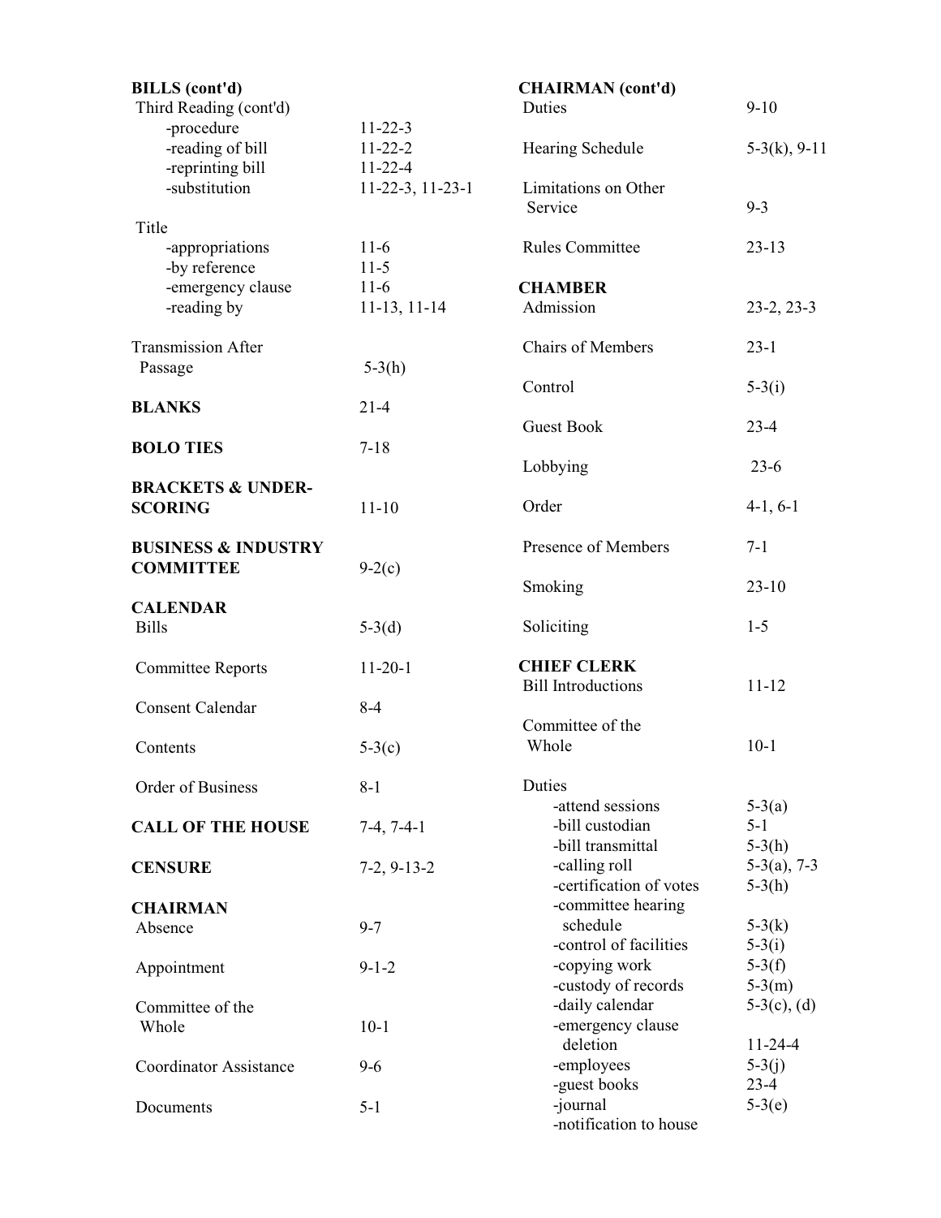**BILLS (cont'd)**

Third Reading (cont'd)

- -procedure 11-22-3
- -reading of bill 11-22-2
- -reprinting bill 11-22-4
- -substitution 11-22-3, 11-23-1

Title

- -appropriations 11-6
- -by reference 11-5
- -emergency clause 11-6
- -reading by 11-13, 11-14

Transmission After Passage 5-3(h)

**BLANKS** 21-4

**BOLO TIES** 7-18

**BRACKETS & UNDER-SCORING** 11-10

**BUSINESS & INDUSTRY COMMITTEE** 9-2(c)

**CALENDAR**

Bills 5-3(d)

Committee Reports 11-20-1

Consent Calendar 8-4

Contents 5-3(c)

Order of Business 8-1

**CALL OF THE HOUSE** 7-4, 7-4-1

**CENSURE** 7-2, 9-13-2

**CHAIRMAN**

Absence 9-7

Appointment 9-1-2

Committee of the Whole 10-1

Coordinator Assistance 9-6

Documents 5-1

**CHAIRMAN (cont'd)**

Duties 9-10

Hearing Schedule 5-3(k), 9-11

Limitations on Other Service 9-3

Rules Committee 23-13

**CHAMBER**

Admission 23-2, 23-3

Chairs of Members 23-1

Control 5-3(i)

Guest Book 23-4

Lobbying 23-6

Order 4-1, 6-1

Presence of Members 7-1

Smoking 23-10

Soliciting 1-5

**CHIEF CLERK**

Bill Introductions 11-12

Committee of the Whole 10-1

Duties

- -attend sessions 5-3(a)
- -bill custodian 5-1
- -bill transmittal 5-3(h)
- -calling roll 5-3(a), 7-3
- -certification of votes 5-3(h)
- -committee hearing schedule 5-3(k)
- -control of facilities 5-3(i)
- -copying work 5-3(f)
- -custody of records 5-3(m)
- -daily calendar 5-3(c), (d)
- -emergency clause deletion 11-24-4
- -employees 5-3(j)
- -guest books 23-4
- -journal 5-3(e)
- -notification to house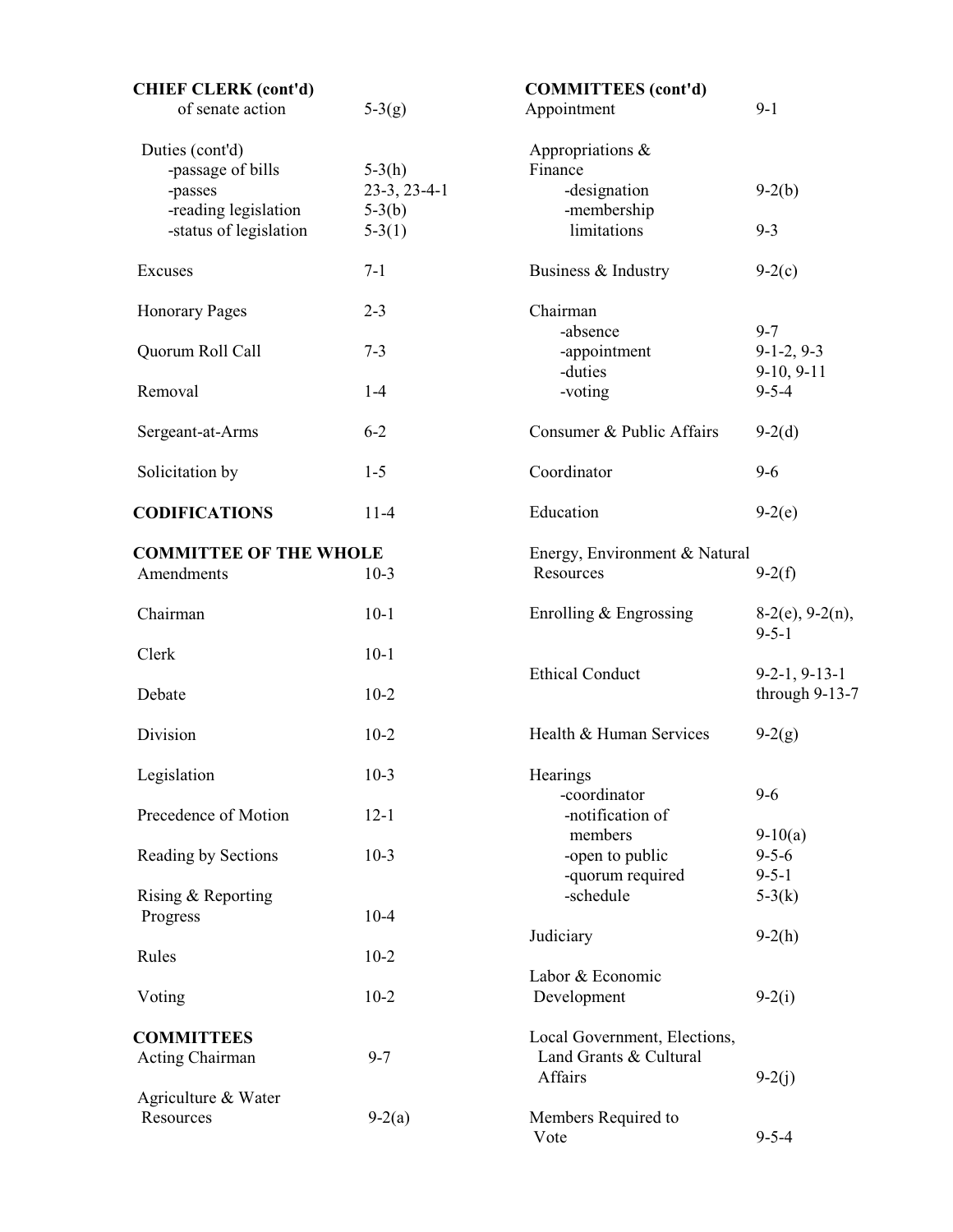**CHIEF CLERK (cont'd)**

| | |
|---|---|
| of senate action | 5-3(g) |
| Duties (cont'd) | |
| -passage of bills | 5-3(h) |
| -passes | 23-3, 23-4-1 |
| -reading legislation | 5-3(b) |
| -status of legislation | 5-3(1) |
| Excuses | 7-1 |
| Honorary Pages | 2-3 |
| Quorum Roll Call | 7-3 |
| Removal | 1-4 |
| Sergeant-at-Arms | 6-2 |
| Solicitation by | 1-5 |

**CODIFICATIONS** 11-4

**COMMITTEE OF THE WHOLE**

| | |
|---|---|
| Amendments | 10-3 |
| Chairman | 10-1 |
| Clerk | 10-1 |
| Debate | 10-2 |
| Division | 10-2 |
| Legislation | 10-3 |
| Precedence of Motion | 12-1 |
| Reading by Sections | 10-3 |
| Rising & Reporting Progress | 10-4 |
| Rules | 10-2 |
| Voting | 10-2 |

**COMMITTEES**

| | |
|---|---|
| Acting Chairman | 9-7 |
| Agriculture & Water Resources | 9-2(a) |

**COMMITTEES (cont'd)**

| | |
|---|---|
| Appointment | 9-1 |
| Appropriations & Finance | |
| -designation | 9-2(b) |
| -membership limitations | 9-3 |
| Business & Industry | 9-2(c) |
| Chairman | |
| -absence | 9-7 |
| -appointment | 9-1-2, 9-3 |
| -duties | 9-10, 9-11 |
| -voting | 9-5-4 |
| Consumer & Public Affairs | 9-2(d) |
| Coordinator | 9-6 |
| Education | 9-2(e) |
| Energy, Environment & Natural Resources | 9-2(f) |
| Enrolling & Engrossing | 8-2(e), 9-2(n), 9-5-1 |
| Ethical Conduct | 9-2-1, 9-13-1 through 9-13-7 |
| Health & Human Services | 9-2(g) |
| Hearings | |
| -coordinator | 9-6 |
| -notification of members | 9-10(a) |
| -open to public | 9-5-6 |
| -quorum required | 9-5-1 |
| -schedule | 5-3(k) |
| Judiciary | 9-2(h) |
| Labor & Economic Development | 9-2(i) |
| Local Government, Elections, Land Grants & Cultural Affairs | 9-2(j) |
| Members Required to Vote | 9-5-4 |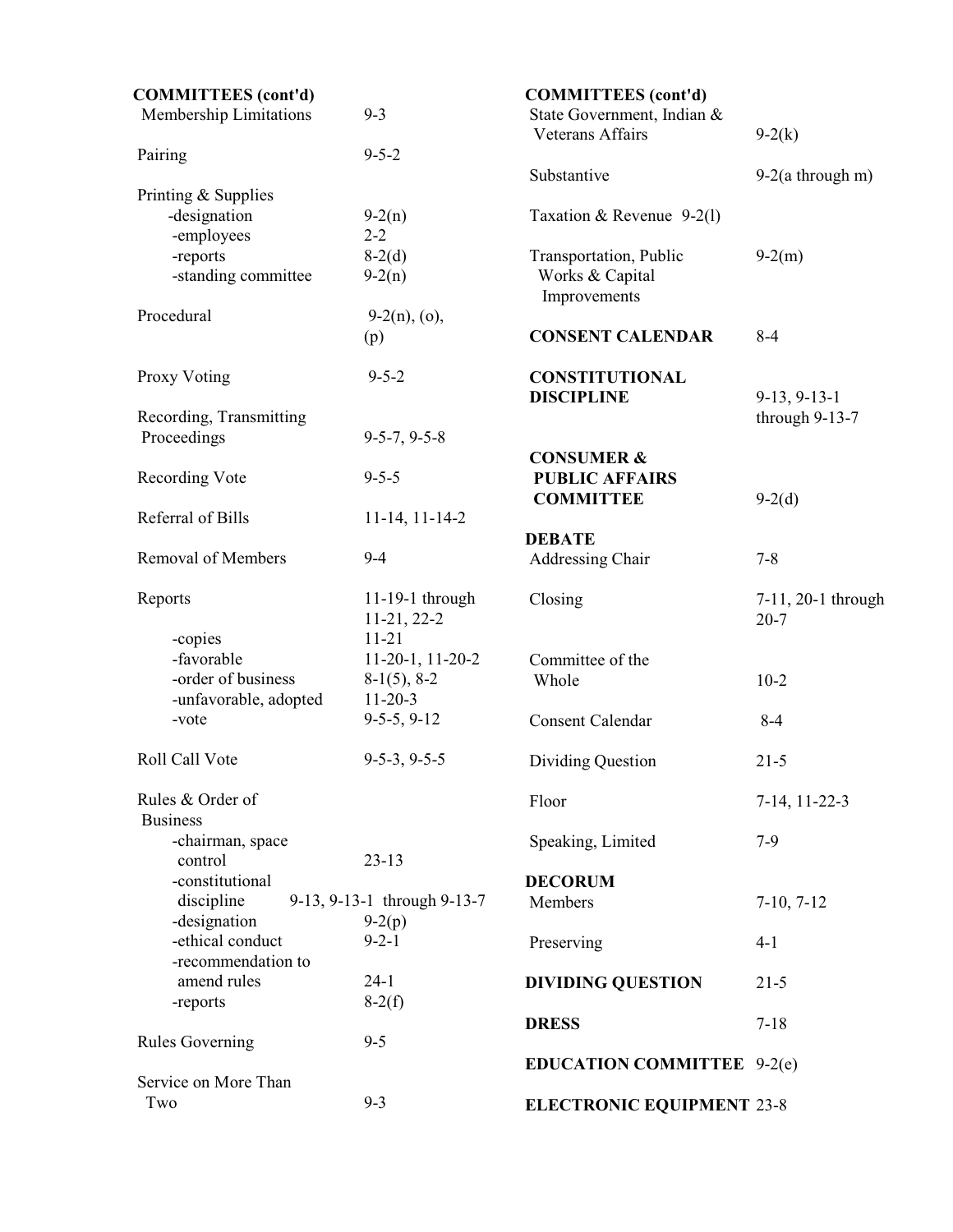**COMMITTEES (cont'd)**

Membership Limitations 9-3

Pairing 9-5-2

Printing & Supplies
- -designation 9-2(n)
- -employees 2-2
- -reports 8-2(d)
- -standing committee 9-2(n)

Procedural 9-2(n), (o), (p)

Proxy Voting 9-5-2

Recording, Transmitting Proceedings 9-5-7, 9-5-8

Recording Vote 9-5-5

Referral of Bills 11-14, 11-14-2

Removal of Members 9-4

Reports 11-19-1 through 11-21, 22-2
- -copies 11-21
- -favorable 11-20-1, 11-20-2
- -order of business 8-1(5), 8-2
- -unfavorable, adopted 11-20-3
- -vote 9-5-5, 9-12

Roll Call Vote 9-5-3, 9-5-5

Rules & Order of Business
- -chairman, space control 23-13
- -constitutional discipline 9-13, 9-13-1 through 9-13-7
- -designation 9-2(p)
- -ethical conduct 9-2-1
- -recommendation to amend rules 24-1
- -reports 8-2(f)

Rules Governing 9-5

Service on More Than Two 9-3

**COMMITTEES (cont'd)**

State Government, Indian & Veterans Affairs 9-2(k)

Substantive 9-2(a through m)

Taxation & Revenue 9-2(l)

Transportation, Public Works & Capital Improvements 9-2(m)

**CONSENT CALENDAR** 8-4

**CONSTITUTIONAL DISCIPLINE** 9-13, 9-13-1 through 9-13-7

**CONSUMER & PUBLIC AFFAIRS COMMITTEE** 9-2(d)

**DEBATE**

Addressing Chair 7-8

Closing 7-11, 20-1 through 20-7

Committee of the Whole 10-2

Consent Calendar 8-4

Dividing Question 21-5

Floor 7-14, 11-22-3

Speaking, Limited 7-9

**DECORUM**

Members 7-10, 7-12

Preserving 4-1

**DIVIDING QUESTION** 21-5

**DRESS** 7-18

**EDUCATION COMMITTEE** 9-2(e)

**ELECTRONIC EQUIPMENT** 23-8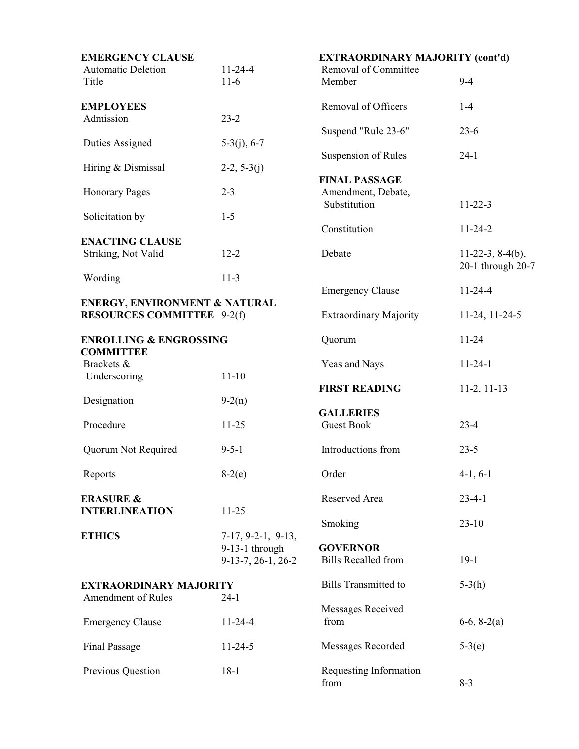**EMERGENCY CLAUSE**

| | |
|---|---|
| Automatic Deletion | 11-24-4 |
| Title | 11-6 |

**EMPLOYEES**

| | |
|---|---|
| Admission | 23-2 |
| Duties Assigned | 5-3(j), 6-7 |
| Hiring & Dismissal | 2-2, 5-3(j) |
| Honorary Pages | 2-3 |
| Solicitation by | 1-5 |

**ENACTING CLAUSE**

| | |
|---|---|
| Striking, Not Valid | 12-2 |
| Wording | 11-3 |

**ENERGY, ENVIRONMENT & NATURAL RESOURCES COMMITTEE** 9-2(f)

**ENROLLING & ENGROSSING COMMITTEE**

| | |
|---|---|
| Brackets & Underscoring | 11-10 |
| Designation | 9-2(n) |
| Procedure | 11-25 |
| Quorum Not Required | 9-5-1 |
| Reports | 8-2(e) |

**ERASURE & INTERLINEATION** 11-25

**ETHICS** 7-17, 9-2-1, 9-13, 9-13-1 through 9-13-7, 26-1, 26-2

**EXTRAORDINARY MAJORITY**

| | |
|---|---|
| Amendment of Rules | 24-1 |
| Emergency Clause | 11-24-4 |
| Final Passage | 11-24-5 |
| Previous Question | 18-1 |

**EXTRAORDINARY MAJORITY (cont'd)**

| | |
|---|---|
| Removal of Committee Member | 9-4 |
| Removal of Officers | 1-4 |
| Suspend "Rule 23-6" | 23-6 |
| Suspension of Rules | 24-1 |

**FINAL PASSAGE**

| | |
|---|---|
| Amendment, Debate, Substitution | 11-22-3 |
| Constitution | 11-24-2 |
| Debate | 11-22-3, 8-4(b), 20-1 through 20-7 |
| Emergency Clause | 11-24-4 |
| Extraordinary Majority | 11-24, 11-24-5 |
| Quorum | 11-24 |
| Yeas and Nays | 11-24-1 |

**FIRST READING** 11-2, 11-13

**GALLERIES**

| | |
|---|---|
| Guest Book | 23-4 |
| Introductions from | 23-5 |
| Order | 4-1, 6-1 |
| Reserved Area | 23-4-1 |
| Smoking | 23-10 |

**GOVERNOR**

| | |
|---|---|
| Bills Recalled from | 19-1 |
| Bills Transmitted to | 5-3(h) |
| Messages Received from | 6-6, 8-2(a) |
| Messages Recorded | 5-3(e) |
| Requesting Information from | 8-3 |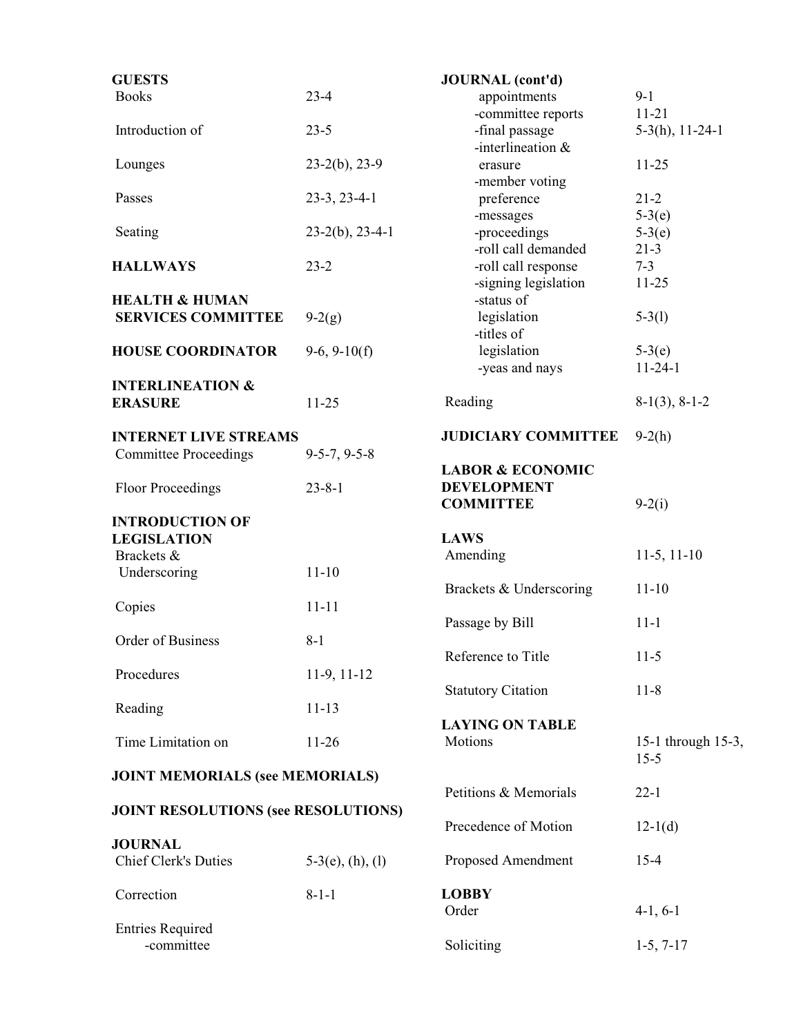**GUESTS**

| | |
|---|---|
| Books | 23-4 |
| Introduction of | 23-5 |
| Lounges | 23-2(b), 23-9 |
| Passes | 23-3, 23-4-1 |
| Seating | 23-2(b), 23-4-1 |

**HALLWAYS** 23-2

**HEALTH & HUMAN SERVICES COMMITTEE** 9-2(g)

**HOUSE COORDINATOR** 9-6, 9-10(f)

**INTERLINEATION & ERASURE** 11-25

**INTERNET LIVE STREAMS**

| | |
|---|---|
| Committee Proceedings | 9-5-7, 9-5-8 |
| Floor Proceedings | 23-8-1 |

**INTRODUCTION OF LEGISLATION**

| | |
|---|---|
| Brackets & Underscoring | 11-10 |
| Copies | 11-11 |
| Order of Business | 8-1 |
| Procedures | 11-9, 11-12 |
| Reading | 11-13 |
| Time Limitation on | 11-26 |

**JOINT MEMORIALS (see MEMORIALS)**

**JOINT RESOLUTIONS (see RESOLUTIONS)**

**JOURNAL**

| | |
|---|---|
| Chief Clerk's Duties | 5-3(e), (h), (l) |
| Correction | 8-1-1 |
| Entries Required | |
| -committee appointments | 9-1 |
| -committee reports | 11-21 |
| -final passage | 5-3(h), 11-24-1 |
| -interlineation & erasure | 11-25 |
| -member voting preference | 21-2 |
| -messages | 5-3(e) |
| -proceedings | 5-3(e) |
| -roll call demanded | 21-3 |
| -roll call response | 7-3 |
| -signing legislation | 11-25 |
| -status of legislation | 5-3(l) |
| -titles of legislation | 5-3(e) |
| -yeas and nays | 11-24-1 |
| Reading | 8-1(3), 8-1-2 |

**JUDICIARY COMMITTEE** 9-2(h)

**LABOR & ECONOMIC DEVELOPMENT COMMITTEE** 9-2(i)

**LAWS**

| | |
|---|---|
| Amending | 11-5, 11-10 |
| Brackets & Underscoring | 11-10 |
| Passage by Bill | 11-1 |
| Reference to Title | 11-5 |
| Statutory Citation | 11-8 |

**LAYING ON TABLE**

| | |
|---|---|
| Motions | 15-1 through 15-3, 15-5 |
| Petitions & Memorials | 22-1 |
| Precedence of Motion | 12-1(d) |
| Proposed Amendment | 15-4 |

**LOBBY**

| | |
|---|---|
| Order | 4-1, 6-1 |
| Soliciting | 1-5, 7-17 |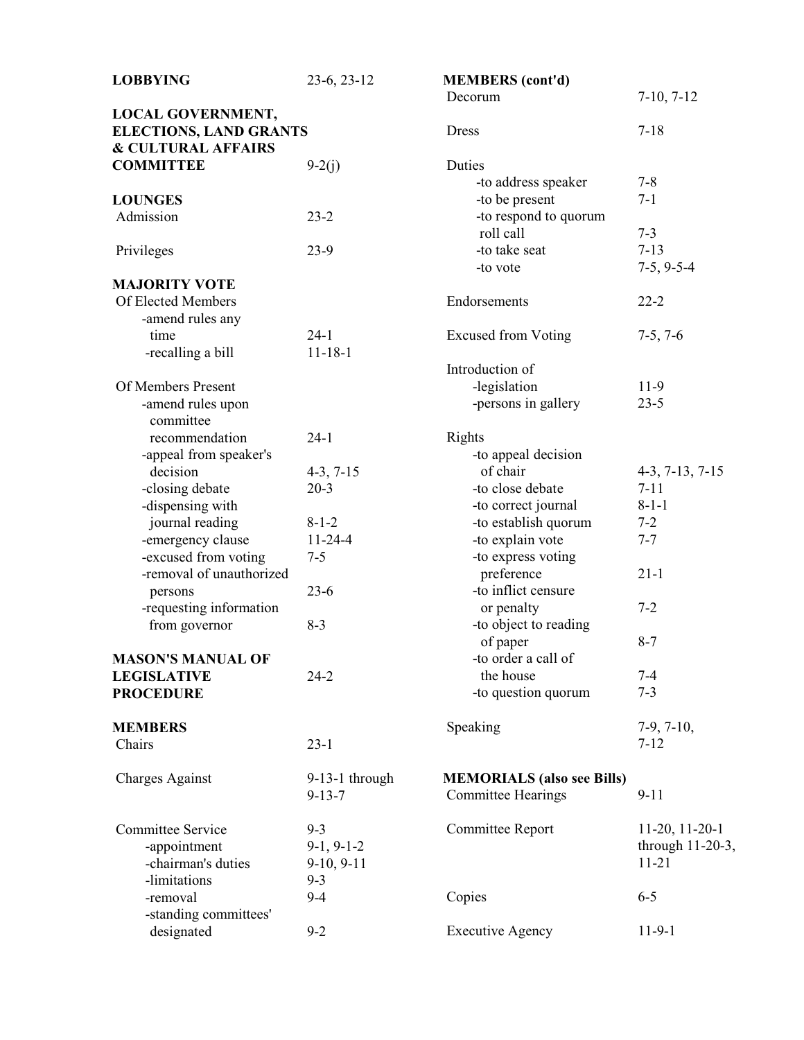**LOBBYING** 23-6, 23-12

**LOCAL GOVERNMENT, ELECTIONS, LAND GRANTS & CULTURAL AFFAIRS COMMITTEE** 9-2(j)

**LOUNGES**
- Admission 23-2
- Privileges 23-9

**MAJORITY VOTE**
- Of Elected Members
  - -amend rules any time 24-1
  - -recalling a bill 11-18-1
- Of Members Present
  - -amend rules upon committee recommendation 24-1
  - -appeal from speaker's decision 4-3, 7-15
  - -closing debate 20-3
  - -dispensing with journal reading 8-1-2
  - -emergency clause 11-24-4
  - -excused from voting 7-5
  - -removal of unauthorized persons 23-6
  - -requesting information from governor 8-3

**MASON'S MANUAL OF LEGISLATIVE PROCEDURE** 24-2

**MEMBERS**
- Chairs 23-1
- Charges Against 9-13-1 through 9-13-7
- Committee Service 9-3
  - -appointment 9-1, 9-1-2
  - -chairman's duties 9-10, 9-11
  - -limitations 9-3
  - -removal 9-4
  - -standing committees' designated 9-2

**MEMBERS (cont'd)**
- Decorum 7-10, 7-12
- Dress 7-18
- Duties
  - -to address speaker 7-8
  - -to be present 7-1
  - -to respond to quorum roll call 7-3
  - -to take seat 7-13
  - -to vote 7-5, 9-5-4
- Endorsements 22-2
- Excused from Voting 7-5, 7-6
- Introduction of
  - -legislation 11-9
  - -persons in gallery 23-5
- Rights
  - -to appeal decision of chair 4-3, 7-13, 7-15
  - -to close debate 7-11
  - -to correct journal 8-1-1
  - -to establish quorum 7-2
  - -to explain vote 7-7
  - -to express voting preference 21-1
  - -to inflict censure or penalty 7-2
  - -to object to reading of paper 8-7
  - -to order a call of the house 7-4
  - -to question quorum 7-3
- Speaking 7-9, 7-10, 7-12

**MEMORIALS (also see Bills)**
- Committee Hearings 9-11
- Committee Report 11-20, 11-20-1 through 11-20-3, 11-21
- Copies 6-5
- Executive Agency 11-9-1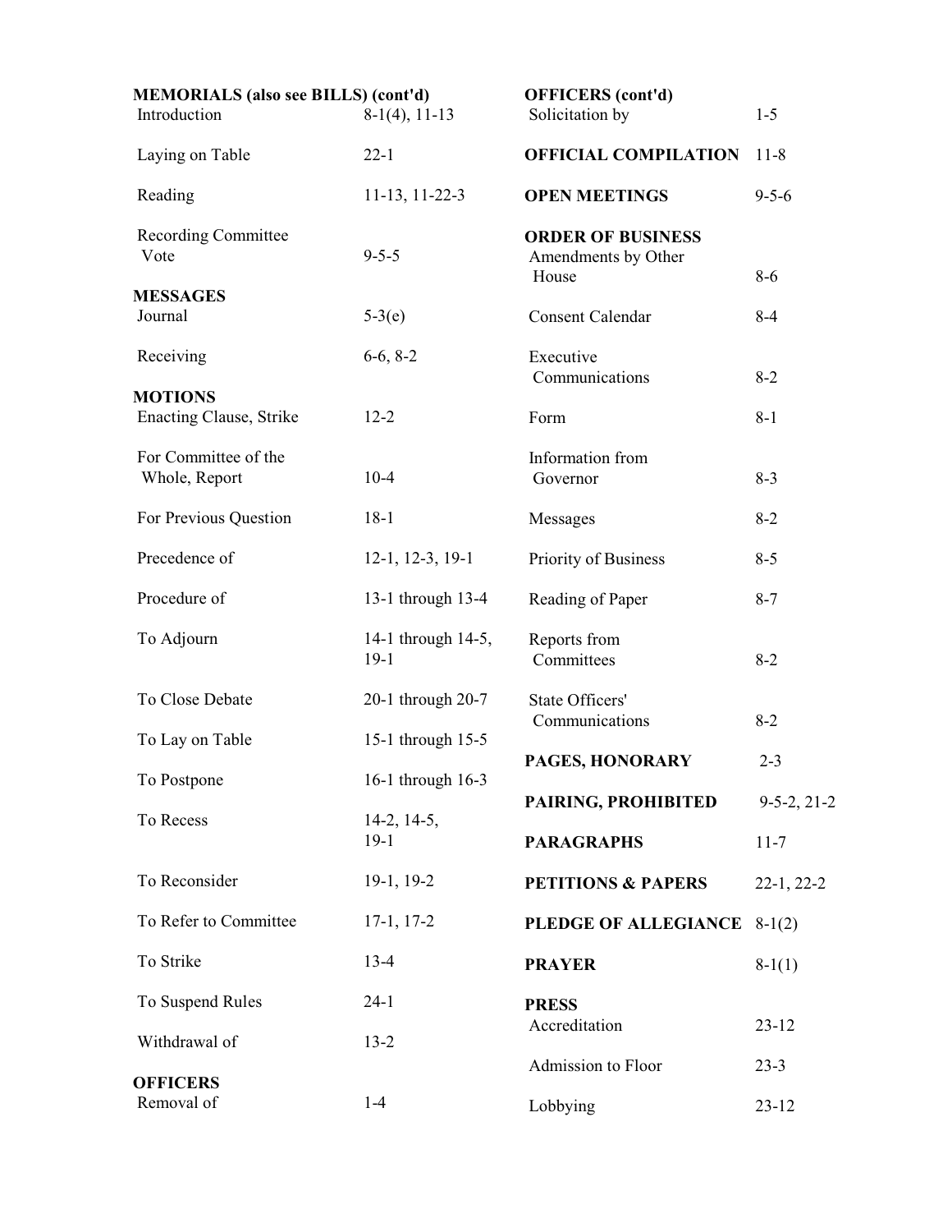**MEMORIALS (also see BILLS) (cont'd)**

| | |
|---|---|
| Introduction | 8-1(4), 11-13 |
| Laying on Table | 22-1 |
| Reading | 11-13, 11-22-3 |
| Recording Committee Vote | 9-5-5 |

**MESSAGES**

| | |
|---|---|
| Journal | 5-3(e) |
| Receiving | 6-6, 8-2 |

**MOTIONS**

| | |
|---|---|
| Enacting Clause, Strike | 12-2 |
| For Committee of the Whole, Report | 10-4 |
| For Previous Question | 18-1 |
| Precedence of | 12-1, 12-3, 19-1 |
| Procedure of | 13-1 through 13-4 |
| To Adjourn | 14-1 through 14-5, 19-1 |
| To Close Debate | 20-1 through 20-7 |
| To Lay on Table | 15-1 through 15-5 |
| To Postpone | 16-1 through 16-3 |
| To Recess | 14-2, 14-5, 19-1 |
| To Reconsider | 19-1, 19-2 |
| To Refer to Committee | 17-1, 17-2 |
| To Strike | 13-4 |
| To Suspend Rules | 24-1 |
| Withdrawal of | 13-2 |

**OFFICERS**

| | |
|---|---|
| Removal of | 1-4 |

**OFFICERS (cont'd)**

| | |
|---|---|
| Solicitation by | 1-5 |

**OFFICIAL COMPILATION** 11-8

**OPEN MEETINGS** 9-5-6

**ORDER OF BUSINESS**

| | |
|---|---|
| Amendments by Other House | 8-6 |
| Consent Calendar | 8-4 |
| Executive Communications | 8-2 |
| Form | 8-1 |
| Information from Governor | 8-3 |
| Messages | 8-2 |
| Priority of Business | 8-5 |
| Reading of Paper | 8-7 |
| Reports from Committees | 8-2 |
| State Officers' Communications | 8-2 |

**PAGES, HONORARY** 2-3

**PAIRING, PROHIBITED** 9-5-2, 21-2

**PARAGRAPHS** 11-7

**PETITIONS & PAPERS** 22-1, 22-2

**PLEDGE OF ALLEGIANCE** 8-1(2)

**PRAYER** 8-1(1)

**PRESS**

| | |
|---|---|
| Accreditation | 23-12 |
| Admission to Floor | 23-3 |
| Lobbying | 23-12 |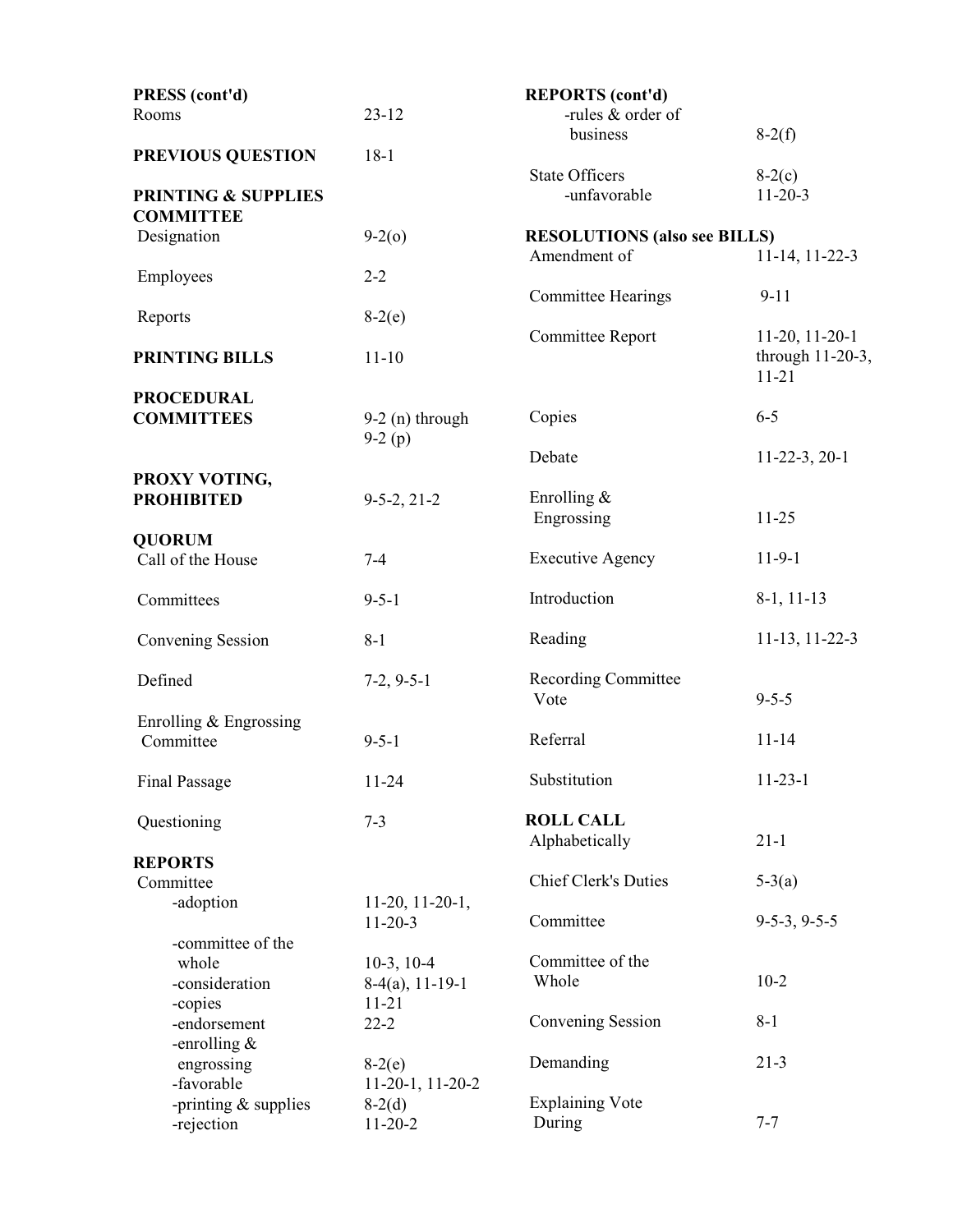**PRESS (cont'd)**

| | |
|---|---|
| Rooms | 23-12 |

**PREVIOUS QUESTION** 18-1

**PRINTING & SUPPLIES COMMITTEE**

| | |
|---|---|
| Designation | 9-2(o) |
| Employees | 2-2 |
| Reports | 8-2(e) |

**PRINTING BILLS** 11-10

**PROCEDURAL COMMITTEES** 9-2 (n) through 9-2 (p)

**PROXY VOTING, PROHIBITED** 9-5-2, 21-2

**QUORUM**

| | |
|---|---|
| Call of the House | 7-4 |
| Committees | 9-5-1 |
| Convening Session | 8-1 |
| Defined | 7-2, 9-5-1 |
| Enrolling & Engrossing Committee | 9-5-1 |
| Final Passage | 11-24 |
| Questioning | 7-3 |

**REPORTS**

| | |
|---|---|
| Committee | |
| -adoption | 11-20, 11-20-1, 11-20-3 |
| -committee of the whole | 10-3, 10-4 |
| -consideration | 8-4(a), 11-19-1 |
| -copies | 11-21 |
| -endorsement | 22-2 |
| -enrolling & engrossing | 8-2(e) |
| -favorable | 11-20-1, 11-20-2 |
| -printing & supplies | 8-2(d) |
| -rejection | 11-20-2 |

**REPORTS (cont'd)**

| | |
|---|---|
| -rules & order of business | 8-2(f) |
| State Officers | 8-2(c) |
| -unfavorable | 11-20-3 |

**RESOLUTIONS (also see BILLS)**

| | |
|---|---|
| Amendment of | 11-14, 11-22-3 |
| Committee Hearings | 9-11 |
| Committee Report | 11-20, 11-20-1 through 11-20-3, 11-21 |
| Copies | 6-5 |
| Debate | 11-22-3, 20-1 |
| Enrolling & Engrossing | 11-25 |
| Executive Agency | 11-9-1 |
| Introduction | 8-1, 11-13 |
| Reading | 11-13, 11-22-3 |
| Recording Committee Vote | 9-5-5 |
| Referral | 11-14 |
| Substitution | 11-23-1 |

**ROLL CALL**

| | |
|---|---|
| Alphabetically | 21-1 |
| Chief Clerk's Duties | 5-3(a) |
| Committee | 9-5-3, 9-5-5 |
| Committee of the Whole | 10-2 |
| Convening Session | 8-1 |
| Demanding | 21-3 |
| Explaining Vote During | 7-7 |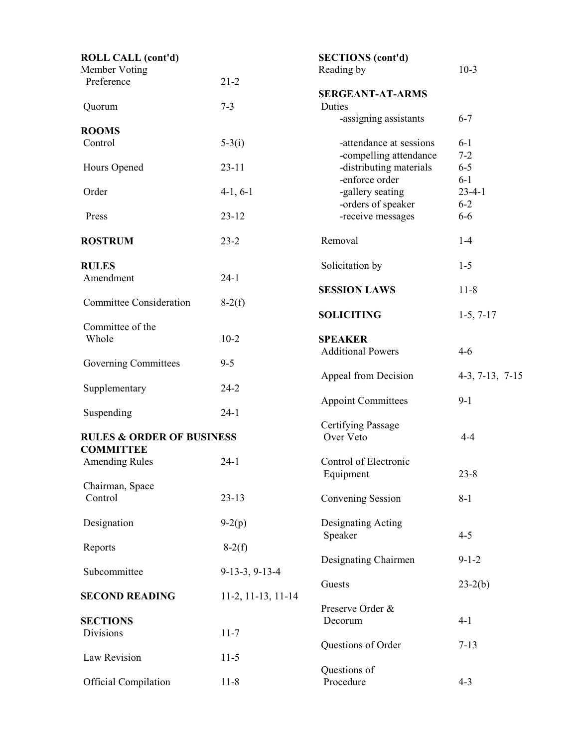**ROLL CALL (cont'd)**

| | |
|---|---|
| Member Voting Preference | 21-2 |
| Quorum | 7-3 |

**ROOMS**

| | |
|---|---|
| Control | 5-3(i) |
| Hours Opened | 23-11 |
| Order | 4-1, 6-1 |
| Press | 23-12 |

**ROSTRUM** 23-2

**RULES**

| | |
|---|---|
| Amendment | 24-1 |
| Committee Consideration | 8-2(f) |
| Committee of the Whole | 10-2 |
| Governing Committees | 9-5 |
| Supplementary | 24-2 |
| Suspending | 24-1 |

**RULES & ORDER OF BUSINESS COMMITTEE**

| | |
|---|---|
| Amending Rules | 24-1 |
| Chairman, Space Control | 23-13 |
| Designation | 9-2(p) |
| Reports | 8-2(f) |
| Subcommittee | 9-13-3, 9-13-4 |

**SECOND READING** 11-2, 11-13, 11-14

**SECTIONS**

| | |
|---|---|
| Divisions | 11-7 |
| Law Revision | 11-5 |
| Official Compilation | 11-8 |

**SECTIONS (cont'd)**

| | |
|---|---|
| Reading by | 10-3 |

**SERGEANT-AT-ARMS**

Duties

| | |
|---|---|
| -assigning assistants | 6-7 |
| -attendance at sessions | 6-1 |
| -compelling attendance | 7-2 |
| -distributing materials | 6-5 |
| -enforce order | 6-1 |
| -gallery seating | 23-4-1 |
| -orders of speaker | 6-2 |
| -receive messages | 6-6 |

| | |
|---|---|
| Removal | 1-4 |
| Solicitation by | 1-5 |

**SESSION LAWS** 11-8

**SOLICITING** 1-5, 7-17

**SPEAKER**

| | |
|---|---|
| Additional Powers | 4-6 |
| Appeal from Decision | 4-3, 7-13, 7-15 |
| Appoint Committees | 9-1 |
| Certifying Passage Over Veto | 4-4 |
| Control of Electronic Equipment | 23-8 |
| Convening Session | 8-1 |
| Designating Acting Speaker | 4-5 |
| Designating Chairmen | 9-1-2 |
| Guests | 23-2(b) |
| Preserve Order & Decorum | 4-1 |
| Questions of Order | 7-13 |
| Questions of Procedure | 4-3 |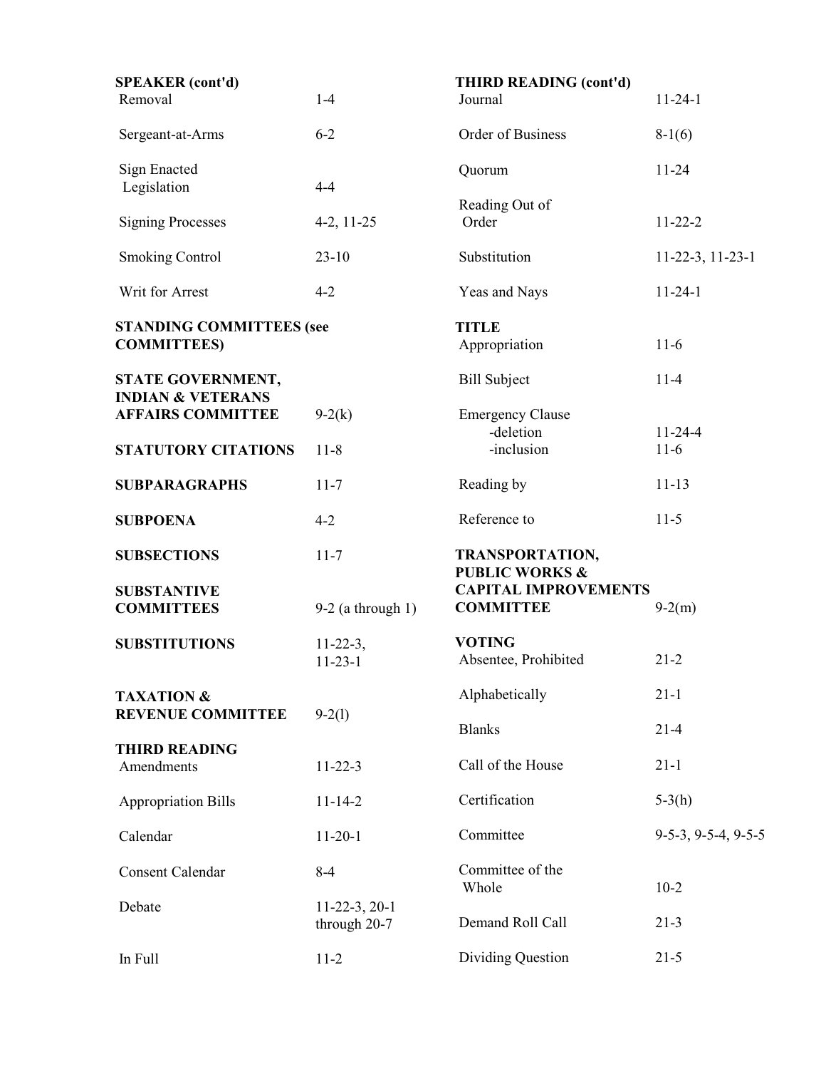**SPEAKER (cont'd)**

| | |
|---|---|
| Removal | 1-4 |
| Sergeant-at-Arms | 6-2 |
| Sign Enacted Legislation | 4-4 |
| Signing Processes | 4-2, 11-25 |
| Smoking Control | 23-10 |
| Writ for Arrest | 4-2 |

**STANDING COMMITTEES (see COMMITTEES)**

**STATE GOVERNMENT, INDIAN & VETERANS AFFAIRS COMMITTEE** 9-2(k)

**STATUTORY CITATIONS** 11-8

**SUBPARAGRAPHS** 11-7

**SUBPOENA** 4-2

**SUBSECTIONS** 11-7

**SUBSTANTIVE COMMITTEES** 9-2 (a through 1)

**SUBSTITUTIONS** 11-22-3, 11-23-1

**TAXATION & REVENUE COMMITTEE** 9-2(l)

**THIRD READING**

| | |
|---|---|
| Amendments | 11-22-3 |
| Appropriation Bills | 11-14-2 |
| Calendar | 11-20-1 |
| Consent Calendar | 8-4 |
| Debate | 11-22-3, 20-1 through 20-7 |
| In Full | 11-2 |

**THIRD READING (cont'd)**

| | |
|---|---|
| Journal | 11-24-1 |
| Order of Business | 8-1(6) |
| Quorum | 11-24 |
| Reading Out of Order | 11-22-2 |
| Substitution | 11-22-3, 11-23-1 |
| Yeas and Nays | 11-24-1 |

**TITLE**

| | |
|---|---|
| Appropriation | 11-6 |
| Bill Subject | 11-4 |
| Emergency Clause | |
| -deletion | 11-24-4 |
| -inclusion | 11-6 |
| Reading by | 11-13 |
| Reference to | 11-5 |

**TRANSPORTATION, PUBLIC WORKS & CAPITAL IMPROVEMENTS COMMITTEE** 9-2(m)

**VOTING**

| | |
|---|---|
| Absentee, Prohibited | 21-2 |
| Alphabetically | 21-1 |
| Blanks | 21-4 |
| Call of the House | 21-1 |
| Certification | 5-3(h) |
| Committee | 9-5-3, 9-5-4, 9-5-5 |
| Committee of the Whole | 10-2 |
| Demand Roll Call | 21-3 |
| Dividing Question | 21-5 |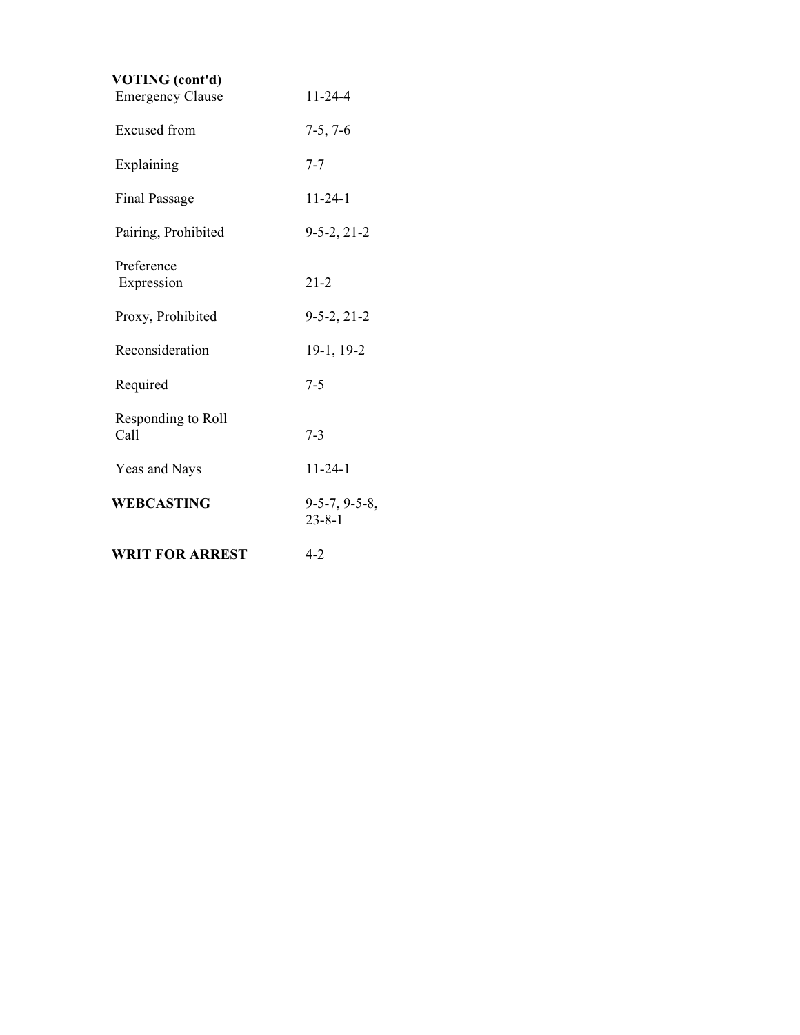**VOTING (cont'd)**

| | |
|---|---|
| Emergency Clause | 11-24-4 |
| Excused from | 7-5, 7-6 |
| Explaining | 7-7 |
| Final Passage | 11-24-1 |
| Pairing, Prohibited | 9-5-2, 21-2 |
| Preference Expression | 21-2 |
| Proxy, Prohibited | 9-5-2, 21-2 |
| Reconsideration | 19-1, 19-2 |
| Required | 7-5 |
| Responding to Roll Call | 7-3 |
| Yeas and Nays | 11-24-1 |
| **WEBCASTING** | 9-5-7, 9-5-8, 23-8-1 |
| **WRIT FOR ARREST** | 4-2 |